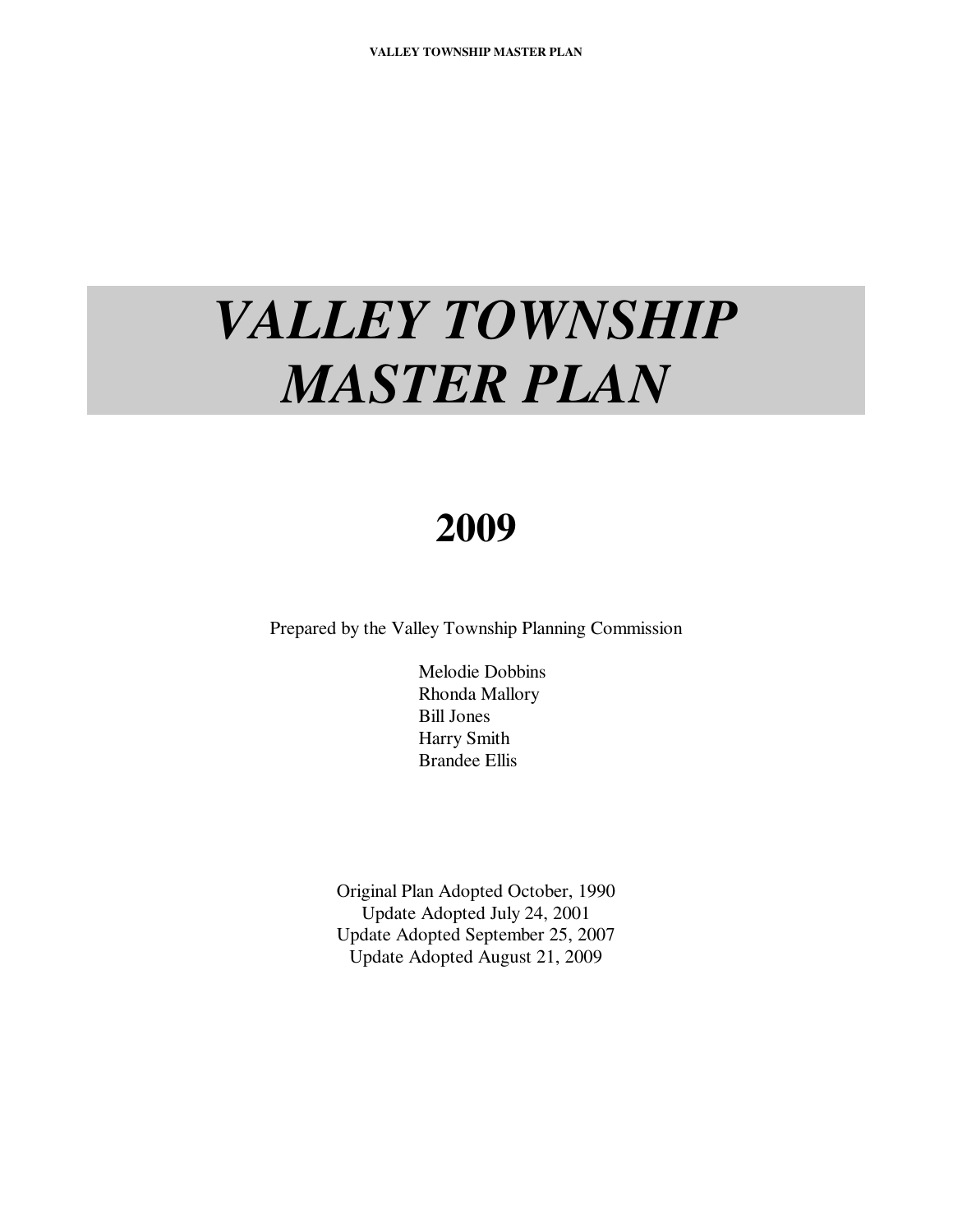# *VALLEY TOWNSHIP MASTER PLAN*

## 2009

Prepared by the Valley Township Planning Commission

Melodie Dobbins
Rhonda Mallory
Bill Jones
Harry Smith
Brandee Ellis

Original Plan Adopted October, 1990
Update Adopted July 24, 2001
Update Adopted September 25, 2007
Update Adopted August 21, 2009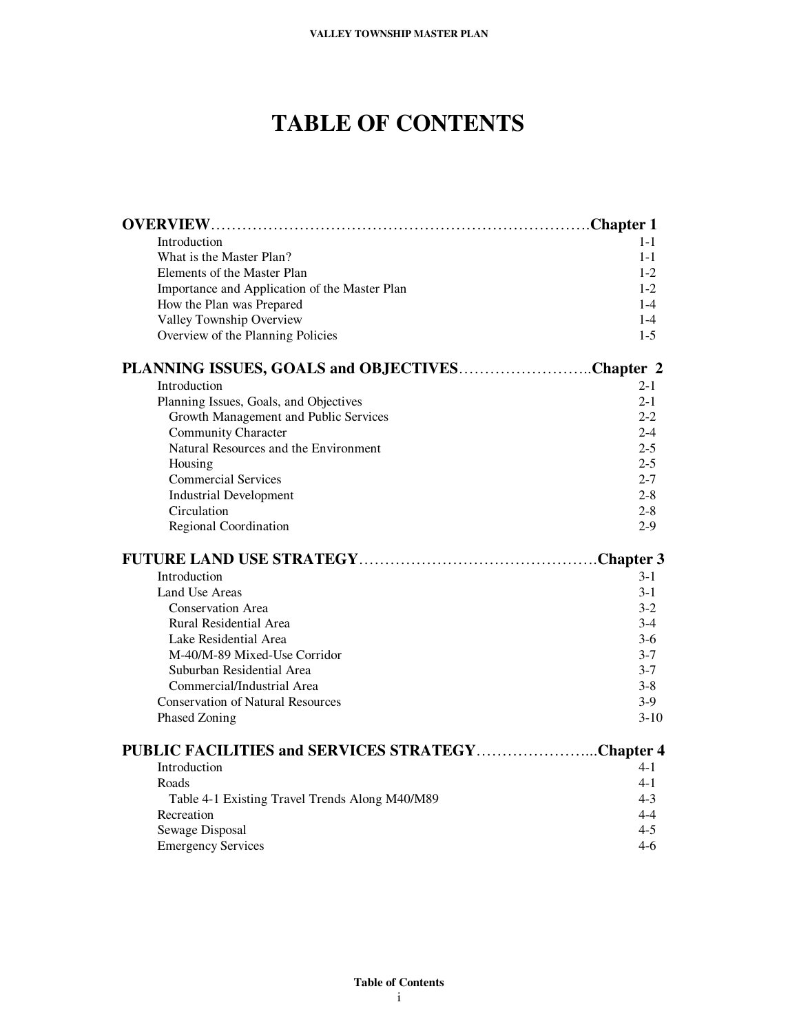# TABLE OF CONTENTS

| | |
|---|---|
| **OVERVIEW** | **Chapter 1** |
| Introduction | 1-1 |
| What is the Master Plan? | 1-1 |
| Elements of the Master Plan | 1-2 |
| Importance and Application of the Master Plan | 1-2 |
| How the Plan was Prepared | 1-4 |
| Valley Township Overview | 1-4 |
| Overview of the Planning Policies | 1-5 |
| **PLANNING ISSUES, GOALS and OBJECTIVES** | **Chapter 2** |
| Introduction | 2-1 |
| Planning Issues, Goals, and Objectives | 2-1 |
| Growth Management and Public Services | 2-2 |
| Community Character | 2-4 |
| Natural Resources and the Environment | 2-5 |
| Housing | 2-5 |
| Commercial Services | 2-7 |
| Industrial Development | 2-8 |
| Circulation | 2-8 |
| Regional Coordination | 2-9 |
| **FUTURE LAND USE STRATEGY** | **Chapter 3** |
| Introduction | 3-1 |
| Land Use Areas | 3-1 |
| Conservation Area | 3-2 |
| Rural Residential Area | 3-4 |
| Lake Residential Area | 3-6 |
| M-40/M-89 Mixed-Use Corridor | 3-7 |
| Suburban Residential Area | 3-7 |
| Commercial/Industrial Area | 3-8 |
| Conservation of Natural Resources | 3-9 |
| Phased Zoning | 3-10 |
| **PUBLIC FACILITIES and SERVICES STRATEGY** | **Chapter 4** |
| Introduction | 4-1 |
| Roads | 4-1 |
| Table 4-1 Existing Travel Trends Along M40/M89 | 4-3 |
| Recreation | 4-4 |
| Sewage Disposal | 4-5 |
| Emergency Services | 4-6 |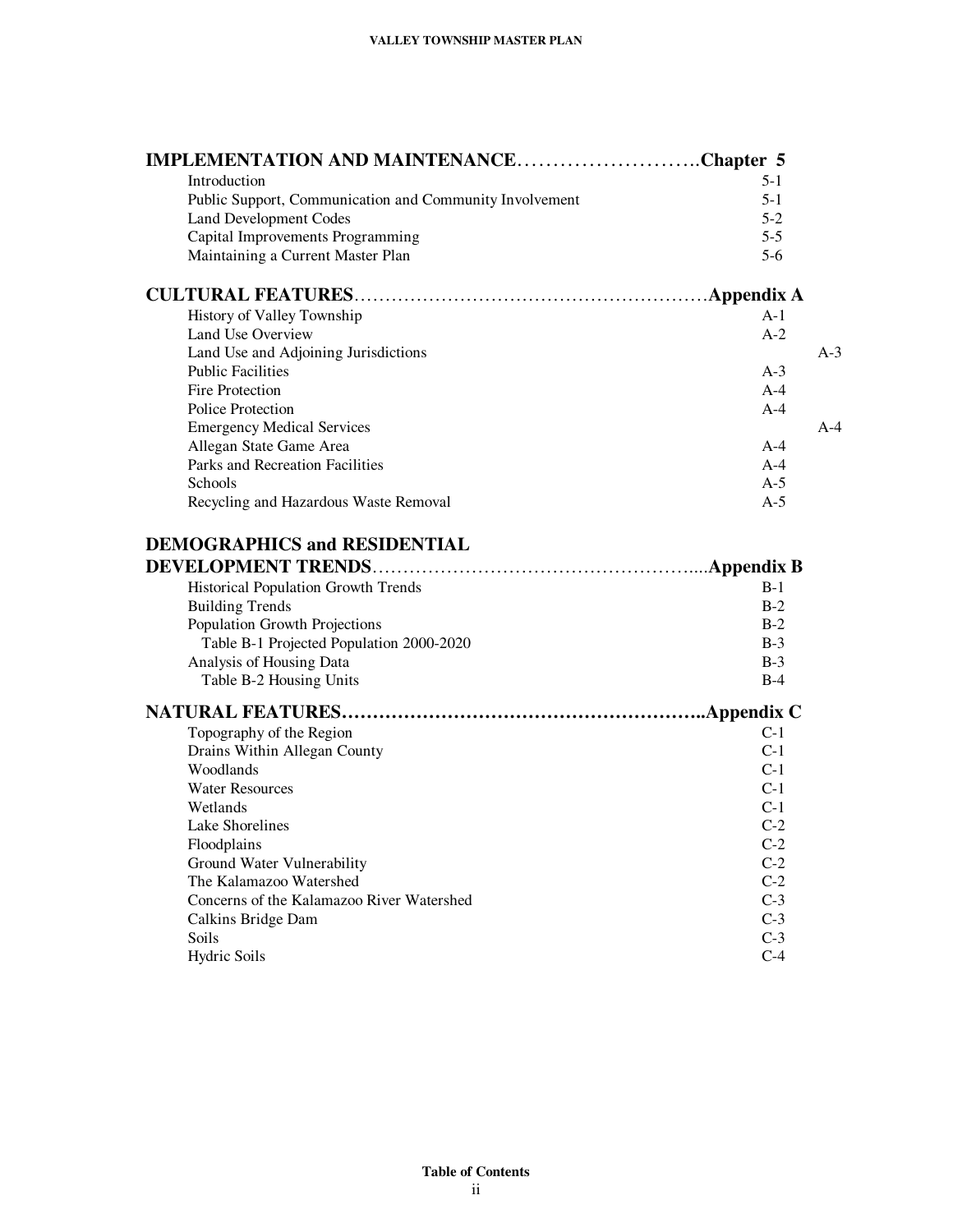**IMPLEMENTATION AND MAINTENANCE……………………….Chapter 5**

| | |
|---|---|
| Introduction | 5-1 |
| Public Support, Communication and Community Involvement | 5-1 |
| Land Development Codes | 5-2 |
| Capital Improvements Programming | 5-5 |
| Maintaining a Current Master Plan | 5-6 |

**CULTURAL FEATURES…………………………………………………Appendix A**

| | |
|---|---|
| History of Valley Township | A-1 |
| Land Use Overview | A-2 |
| Land Use and Adjoining Jurisdictions | A-3 |
| Public Facilities | A-3 |
| Fire Protection | A-4 |
| Police Protection | A-4 |
| Emergency Medical Services | A-4 |
| Allegan State Game Area | A-4 |
| Parks and Recreation Facilities | A-4 |
| Schools | A-5 |
| Recycling and Hazardous Waste Removal | A-5 |

**DEMOGRAPHICS and RESIDENTIAL DEVELOPMENT TRENDS……………………………………………....Appendix B**

| | |
|---|---|
| Historical Population Growth Trends | B-1 |
| Building Trends | B-2 |
| Population Growth Projections | B-2 |
| Table B-1 Projected Population 2000-2020 | B-3 |
| Analysis of Housing Data | B-3 |
| Table B-2 Housing Units | B-4 |

**NATURAL FEATURES………………………………………………..Appendix C**

| | |
|---|---|
| Topography of the Region | C-1 |
| Drains Within Allegan County | C-1 |
| Woodlands | C-1 |
| Water Resources | C-1 |
| Wetlands | C-1 |
| Lake Shorelines | C-2 |
| Floodplains | C-2 |
| Ground Water Vulnerability | C-2 |
| The Kalamazoo Watershed | C-2 |
| Concerns of the Kalamazoo River Watershed | C-3 |
| Calkins Bridge Dam | C-3 |
| Soils | C-3 |
| Hydric Soils | C-4 |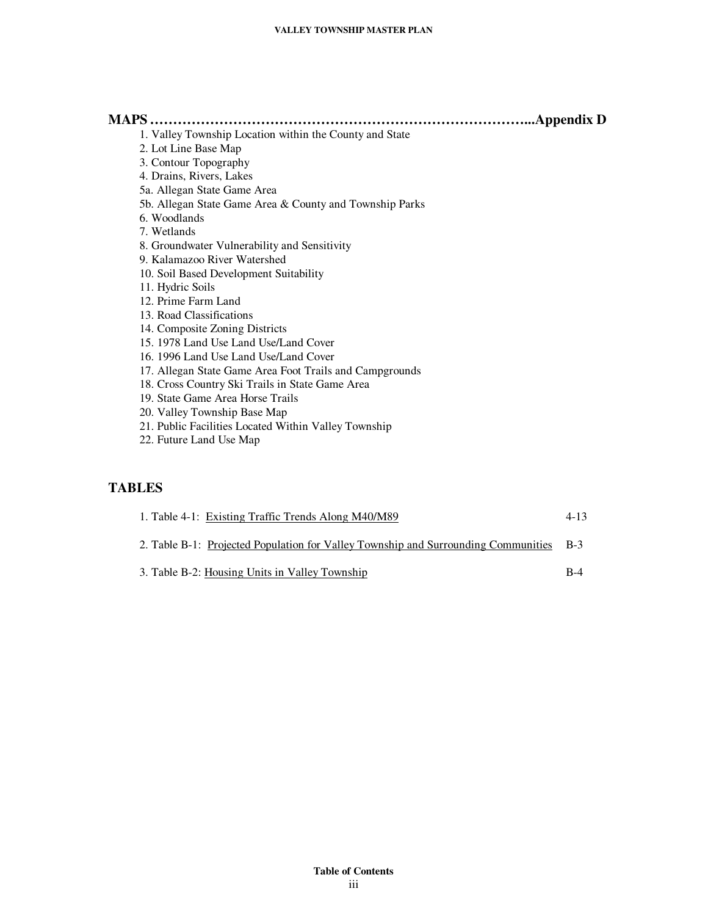**MAPS ……………………………………………………………………………...Appendix D**

1. Valley Township Location within the County and State
2. Lot Line Base Map
3. Contour Topography
4. Drains, Rivers, Lakes

5a. Allegan State Game Area
5b. Allegan State Game Area & County and Township Parks

6. Woodlands
7. Wetlands
8. Groundwater Vulnerability and Sensitivity
9. Kalamazoo River Watershed
10. Soil Based Development Suitability
11. Hydric Soils
12. Prime Farm Land
13. Road Classifications
14. Composite Zoning Districts
15. 1978 Land Use Land Use/Land Cover
16. 1996 Land Use Land Use/Land Cover
17. Allegan State Game Area Foot Trails and Campgrounds
18. Cross Country Ski Trails in State Game Area
19. State Game Area Horse Trails
20. Valley Township Base Map
21. Public Facilities Located Within Valley Township
22. Future Land Use Map

## TABLES

| | |
|---|---|
| 1. Table 4-1: Existing Traffic Trends Along M40/M89 | 4-13 |
| 2. Table B-1: Projected Population for Valley Township and Surrounding Communities | B-3 |
| 3. Table B-2: Housing Units in Valley Township | B-4 |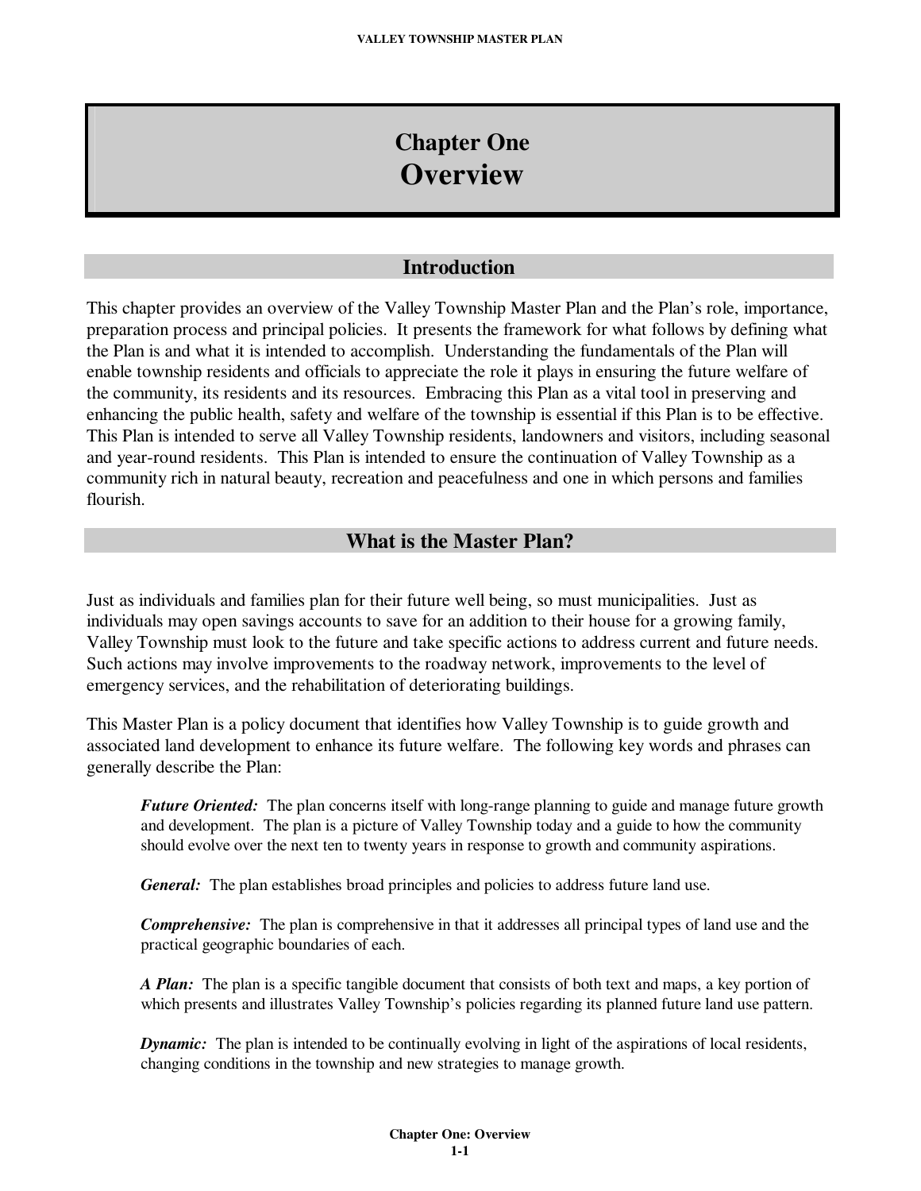# Chapter One
# Overview

## Introduction

This chapter provides an overview of the Valley Township Master Plan and the Plan's role, importance, preparation process and principal policies. It presents the framework for what follows by defining what the Plan is and what it is intended to accomplish. Understanding the fundamentals of the Plan will enable township residents and officials to appreciate the role it plays in ensuring the future welfare of the community, its residents and its resources. Embracing this Plan as a vital tool in preserving and enhancing the public health, safety and welfare of the township is essential if this Plan is to be effective. This Plan is intended to serve all Valley Township residents, landowners and visitors, including seasonal and year-round residents. This Plan is intended to ensure the continuation of Valley Township as a community rich in natural beauty, recreation and peacefulness and one in which persons and families flourish.

## What is the Master Plan?

Just as individuals and families plan for their future well being, so must municipalities. Just as individuals may open savings accounts to save for an addition to their house for a growing family, Valley Township must look to the future and take specific actions to address current and future needs. Such actions may involve improvements to the roadway network, improvements to the level of emergency services, and the rehabilitation of deteriorating buildings.

This Master Plan is a policy document that identifies how Valley Township is to guide growth and associated land development to enhance its future welfare. The following key words and phrases can generally describe the Plan:

> ***Future Oriented:*** The plan concerns itself with long-range planning to guide and manage future growth and development. The plan is a picture of Valley Township today and a guide to how the community should evolve over the next ten to twenty years in response to growth and community aspirations.
>
> ***General:*** The plan establishes broad principles and policies to address future land use.
>
> ***Comprehensive:*** The plan is comprehensive in that it addresses all principal types of land use and the practical geographic boundaries of each.
>
> ***A Plan:*** The plan is a specific tangible document that consists of both text and maps, a key portion of which presents and illustrates Valley Township's policies regarding its planned future land use pattern.
>
> ***Dynamic:*** The plan is intended to be continually evolving in light of the aspirations of local residents, changing conditions in the township and new strategies to manage growth.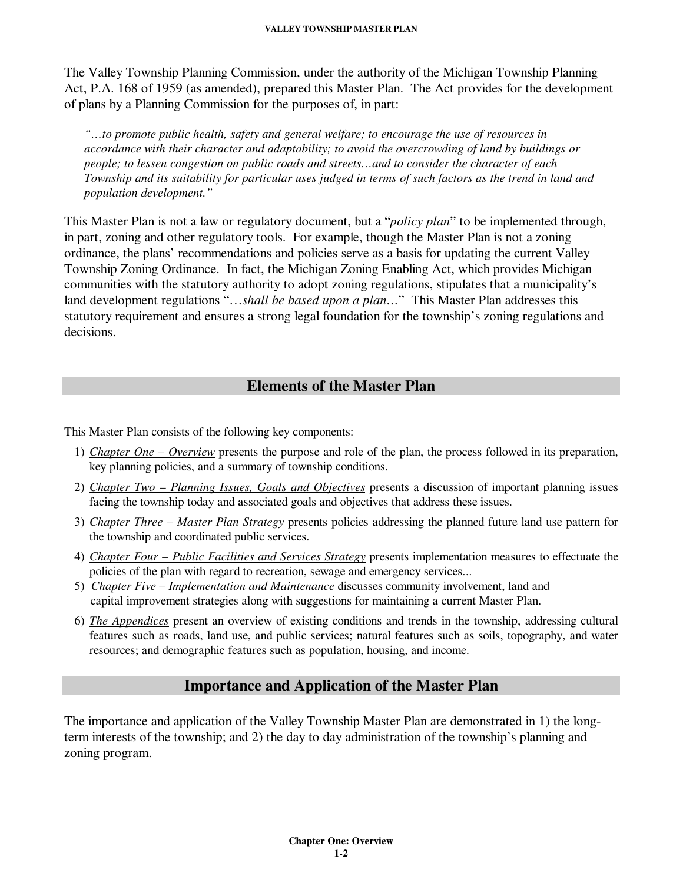The Valley Township Planning Commission, under the authority of the Michigan Township Planning Act, P.A. 168 of 1959 (as amended), prepared this Master Plan. The Act provides for the development of plans by a Planning Commission for the purposes of, in part:

> *"…to promote public health, safety and general welfare; to encourage the use of resources in accordance with their character and adaptability; to avoid the overcrowding of land by buildings or people; to lessen congestion on public roads and streets…and to consider the character of each Township and its suitability for particular uses judged in terms of such factors as the trend in land and population development."*

This Master Plan is not a law or regulatory document, but a "*policy plan*" to be implemented through, in part, zoning and other regulatory tools. For example, though the Master Plan is not a zoning ordinance, the plans' recommendations and policies serve as a basis for updating the current Valley Township Zoning Ordinance. In fact, the Michigan Zoning Enabling Act, which provides Michigan communities with the statutory authority to adopt zoning regulations, stipulates that a municipality's land development regulations "…*shall be based upon a plan*…" This Master Plan addresses this statutory requirement and ensures a strong legal foundation for the township's zoning regulations and decisions.

## Elements of the Master Plan

This Master Plan consists of the following key components:

1) *Chapter One – Overview* presents the purpose and role of the plan, the process followed in its preparation, key planning policies, and a summary of township conditions.
2) *Chapter Two – Planning Issues, Goals and Objectives* presents a discussion of important planning issues facing the township today and associated goals and objectives that address these issues.
3) *Chapter Three – Master Plan Strategy* presents policies addressing the planned future land use pattern for the township and coordinated public services.
4) *Chapter Four – Public Facilities and Services Strategy* presents implementation measures to effectuate the policies of the plan with regard to recreation, sewage and emergency services...
5) *Chapter Five – Implementation and Maintenance* discusses community involvement, land and capital improvement strategies along with suggestions for maintaining a current Master Plan.
6) *The Appendices* present an overview of existing conditions and trends in the township, addressing cultural features such as roads, land use, and public services; natural features such as soils, topography, and water resources; and demographic features such as population, housing, and income.

## Importance and Application of the Master Plan

The importance and application of the Valley Township Master Plan are demonstrated in 1) the long-term interests of the township; and 2) the day to day administration of the township's planning and zoning program.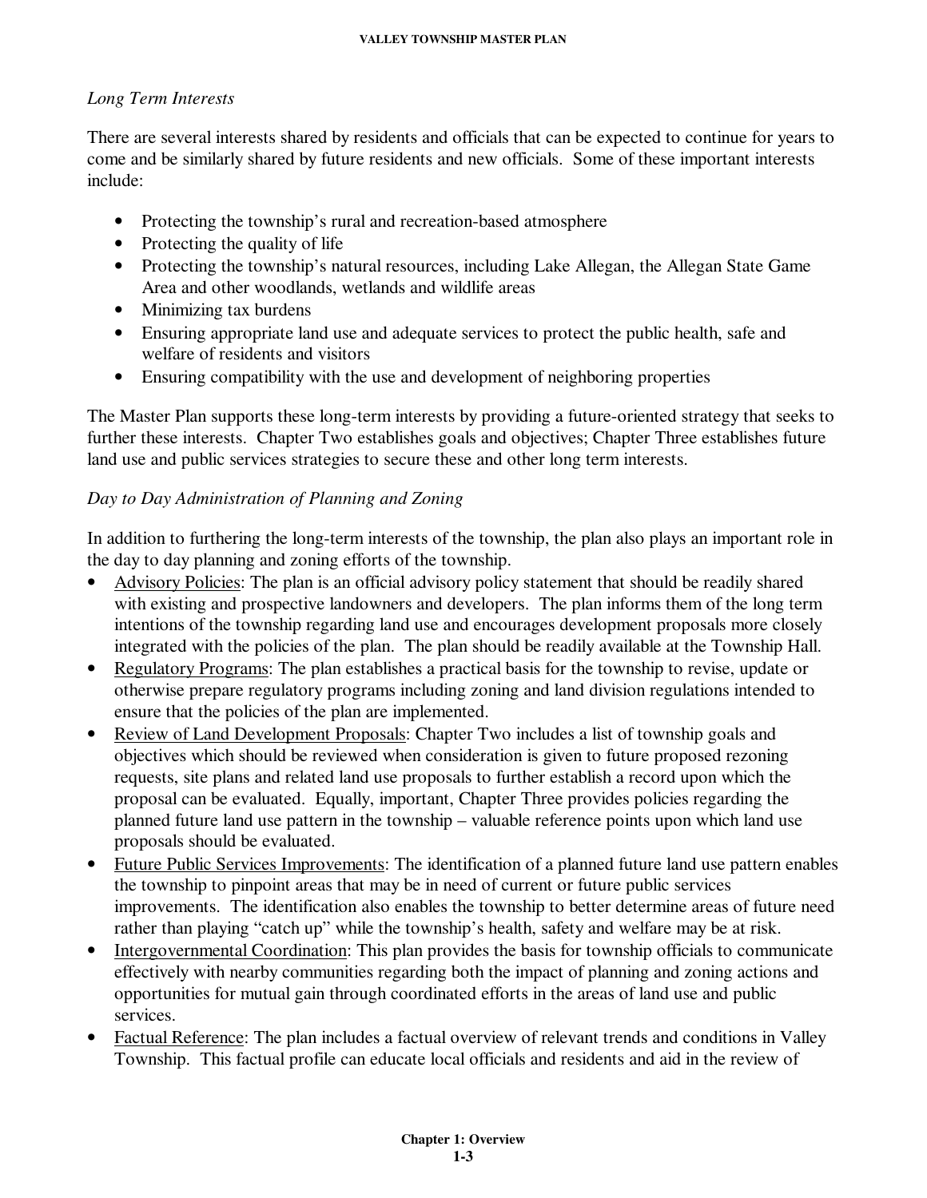*Long Term Interests*

There are several interests shared by residents and officials that can be expected to continue for years to come and be similarly shared by future residents and new officials. Some of these important interests include:

- Protecting the township's rural and recreation-based atmosphere
- Protecting the quality of life
- Protecting the township's natural resources, including Lake Allegan, the Allegan State Game Area and other woodlands, wetlands and wildlife areas
- Minimizing tax burdens
- Ensuring appropriate land use and adequate services to protect the public health, safe and welfare of residents and visitors
- Ensuring compatibility with the use and development of neighboring properties

The Master Plan supports these long-term interests by providing a future-oriented strategy that seeks to further these interests. Chapter Two establishes goals and objectives; Chapter Three establishes future land use and public services strategies to secure these and other long term interests.

*Day to Day Administration of Planning and Zoning*

In addition to furthering the long-term interests of the township, the plan also plays an important role in the day to day planning and zoning efforts of the township.

- <u>Advisory Policies</u>: The plan is an official advisory policy statement that should be readily shared with existing and prospective landowners and developers. The plan informs them of the long term intentions of the township regarding land use and encourages development proposals more closely integrated with the policies of the plan. The plan should be readily available at the Township Hall.
- <u>Regulatory Programs</u>: The plan establishes a practical basis for the township to revise, update or otherwise prepare regulatory programs including zoning and land division regulations intended to ensure that the policies of the plan are implemented.
- <u>Review of Land Development Proposals</u>: Chapter Two includes a list of township goals and objectives which should be reviewed when consideration is given to future proposed rezoning requests, site plans and related land use proposals to further establish a record upon which the proposal can be evaluated. Equally, important, Chapter Three provides policies regarding the planned future land use pattern in the township – valuable reference points upon which land use proposals should be evaluated.
- <u>Future Public Services Improvements</u>: The identification of a planned future land use pattern enables the township to pinpoint areas that may be in need of current or future public services improvements. The identification also enables the township to better determine areas of future need rather than playing "catch up" while the township's health, safety and welfare may be at risk.
- <u>Intergovernmental Coordination</u>: This plan provides the basis for township officials to communicate effectively with nearby communities regarding both the impact of planning and zoning actions and opportunities for mutual gain through coordinated efforts in the areas of land use and public services.
- <u>Factual Reference</u>: The plan includes a factual overview of relevant trends and conditions in Valley Township. This factual profile can educate local officials and residents and aid in the review of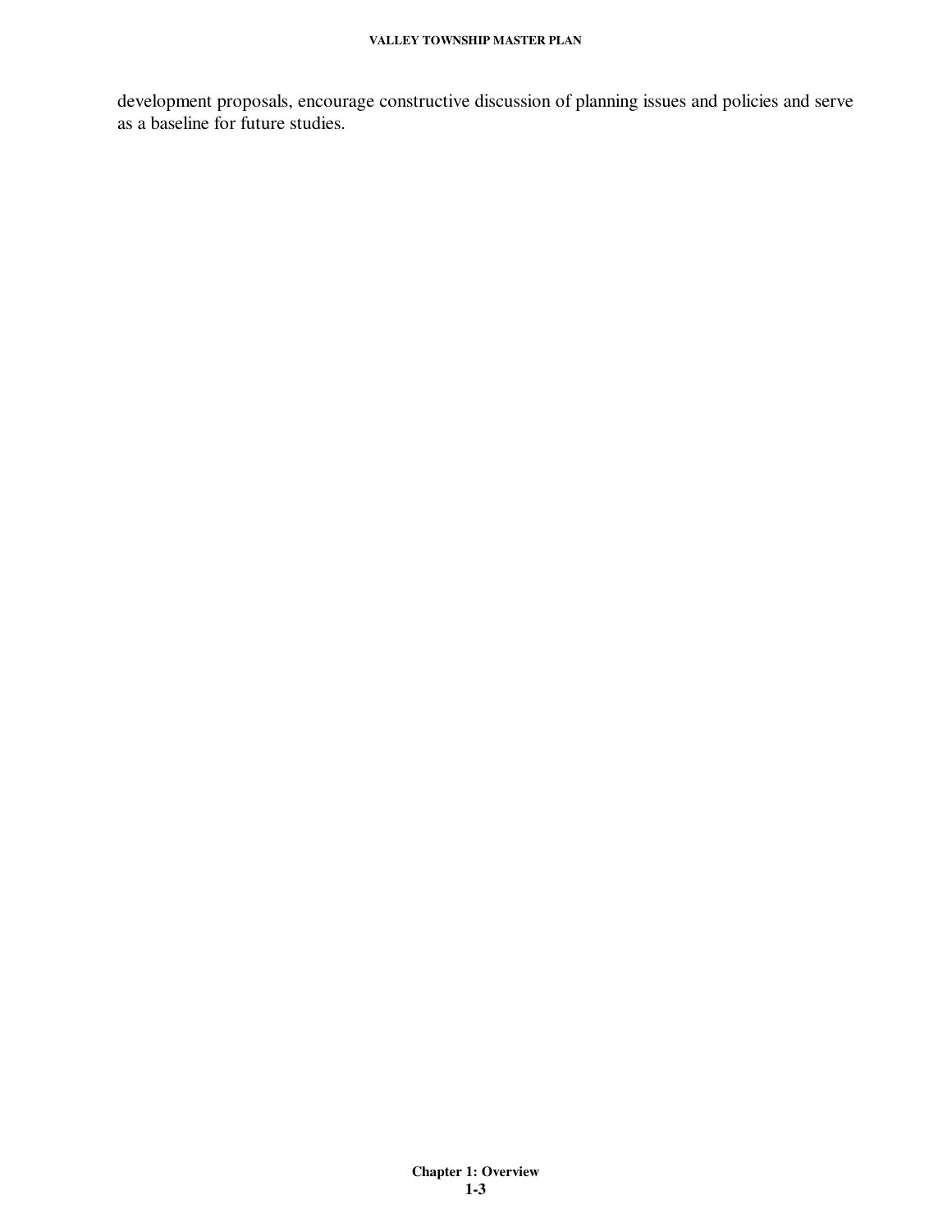development proposals, encourage constructive discussion of planning issues and policies and serve as a baseline for future studies.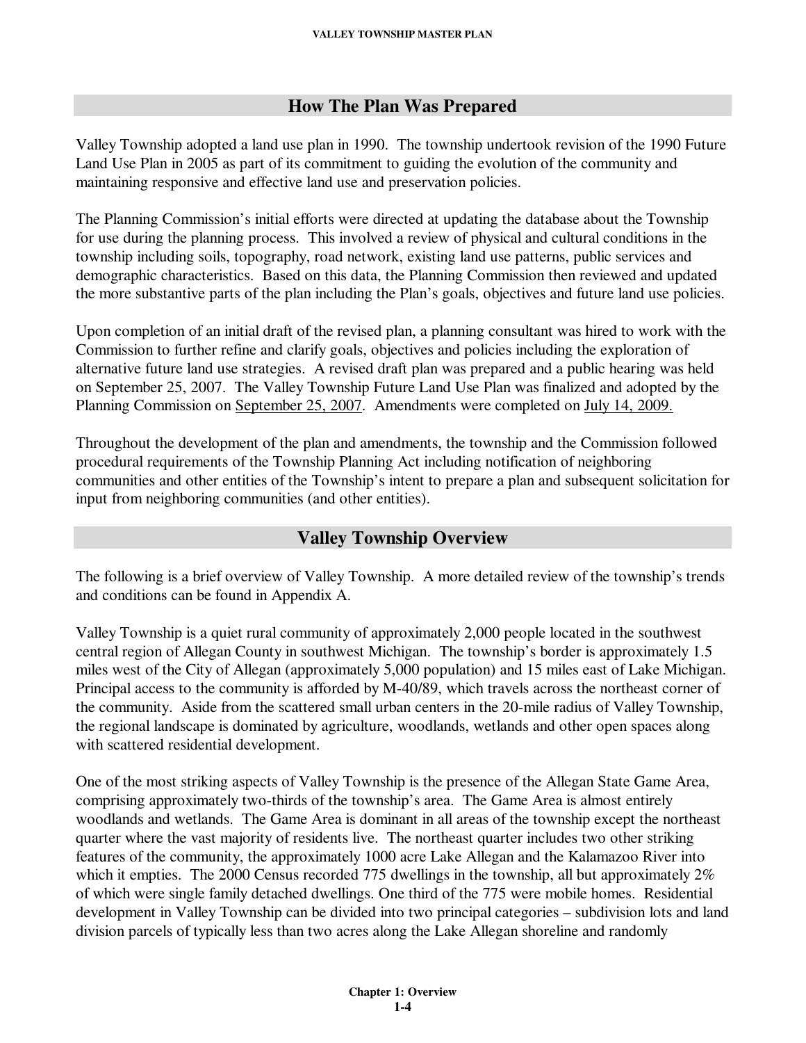## How The Plan Was Prepared

Valley Township adopted a land use plan in 1990. The township undertook revision of the 1990 Future Land Use Plan in 2005 as part of its commitment to guiding the evolution of the community and maintaining responsive and effective land use and preservation policies.

The Planning Commission's initial efforts were directed at updating the database about the Township for use during the planning process. This involved a review of physical and cultural conditions in the township including soils, topography, road network, existing land use patterns, public services and demographic characteristics. Based on this data, the Planning Commission then reviewed and updated the more substantive parts of the plan including the Plan's goals, objectives and future land use policies.

Upon completion of an initial draft of the revised plan, a planning consultant was hired to work with the Commission to further refine and clarify goals, objectives and policies including the exploration of alternative future land use strategies. A revised draft plan was prepared and a public hearing was held on September 25, 2007. The Valley Township Future Land Use Plan was finalized and adopted by the Planning Commission on September 25, 2007. Amendments were completed on July 14, 2009.

Throughout the development of the plan and amendments, the township and the Commission followed procedural requirements of the Township Planning Act including notification of neighboring communities and other entities of the Township's intent to prepare a plan and subsequent solicitation for input from neighboring communities (and other entities).

## Valley Township Overview

The following is a brief overview of Valley Township. A more detailed review of the township's trends and conditions can be found in Appendix A.

Valley Township is a quiet rural community of approximately 2,000 people located in the southwest central region of Allegan County in southwest Michigan. The township's border is approximately 1.5 miles west of the City of Allegan (approximately 5,000 population) and 15 miles east of Lake Michigan. Principal access to the community is afforded by M-40/89, which travels across the northeast corner of the community. Aside from the scattered small urban centers in the 20-mile radius of Valley Township, the regional landscape is dominated by agriculture, woodlands, wetlands and other open spaces along with scattered residential development.

One of the most striking aspects of Valley Township is the presence of the Allegan State Game Area, comprising approximately two-thirds of the township's area. The Game Area is almost entirely woodlands and wetlands. The Game Area is dominant in all areas of the township except the northeast quarter where the vast majority of residents live. The northeast quarter includes two other striking features of the community, the approximately 1000 acre Lake Allegan and the Kalamazoo River into which it empties. The 2000 Census recorded 775 dwellings in the township, all but approximately 2% of which were single family detached dwellings. One third of the 775 were mobile homes. Residential development in Valley Township can be divided into two principal categories – subdivision lots and land division parcels of typically less than two acres along the Lake Allegan shoreline and randomly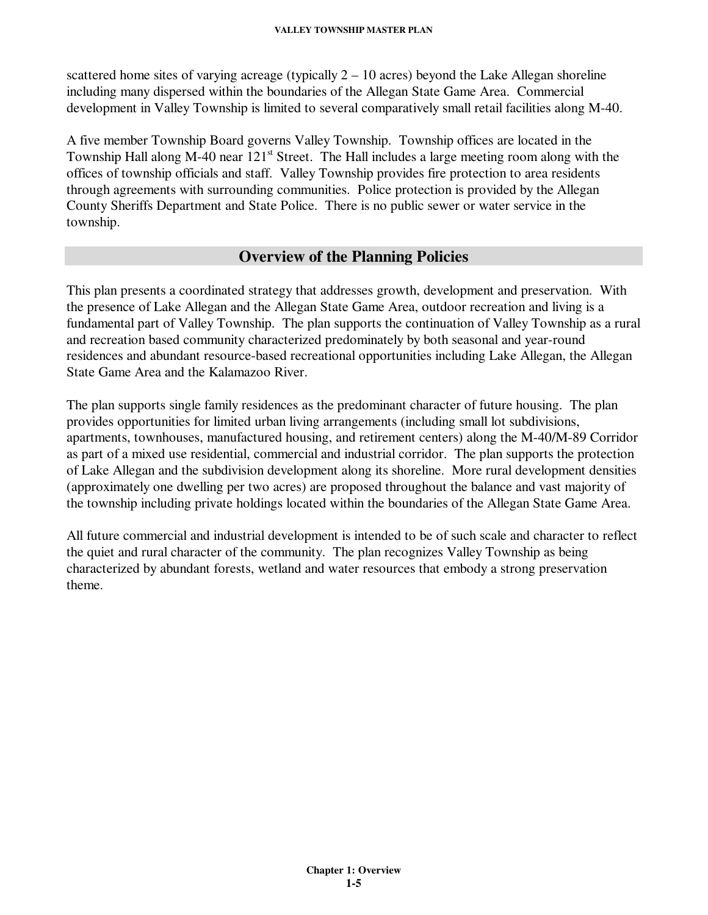scattered home sites of varying acreage (typically 2 – 10 acres) beyond the Lake Allegan shoreline including many dispersed within the boundaries of the Allegan State Game Area. Commercial development in Valley Township is limited to several comparatively small retail facilities along M-40.

A five member Township Board governs Valley Township. Township offices are located in the Township Hall along M-40 near 121st Street. The Hall includes a large meeting room along with the offices of township officials and staff. Valley Township provides fire protection to area residents through agreements with surrounding communities. Police protection is provided by the Allegan County Sheriffs Department and State Police. There is no public sewer or water service in the township.

## Overview of the Planning Policies

This plan presents a coordinated strategy that addresses growth, development and preservation. With the presence of Lake Allegan and the Allegan State Game Area, outdoor recreation and living is a fundamental part of Valley Township. The plan supports the continuation of Valley Township as a rural and recreation based community characterized predominately by both seasonal and year-round residences and abundant resource-based recreational opportunities including Lake Allegan, the Allegan State Game Area and the Kalamazoo River.

The plan supports single family residences as the predominant character of future housing. The plan provides opportunities for limited urban living arrangements (including small lot subdivisions, apartments, townhouses, manufactured housing, and retirement centers) along the M-40/M-89 Corridor as part of a mixed use residential, commercial and industrial corridor. The plan supports the protection of Lake Allegan and the subdivision development along its shoreline. More rural development densities (approximately one dwelling per two acres) are proposed throughout the balance and vast majority of the township including private holdings located within the boundaries of the Allegan State Game Area.

All future commercial and industrial development is intended to be of such scale and character to reflect the quiet and rural character of the community. The plan recognizes Valley Township as being characterized by abundant forests, wetland and water resources that embody a strong preservation theme.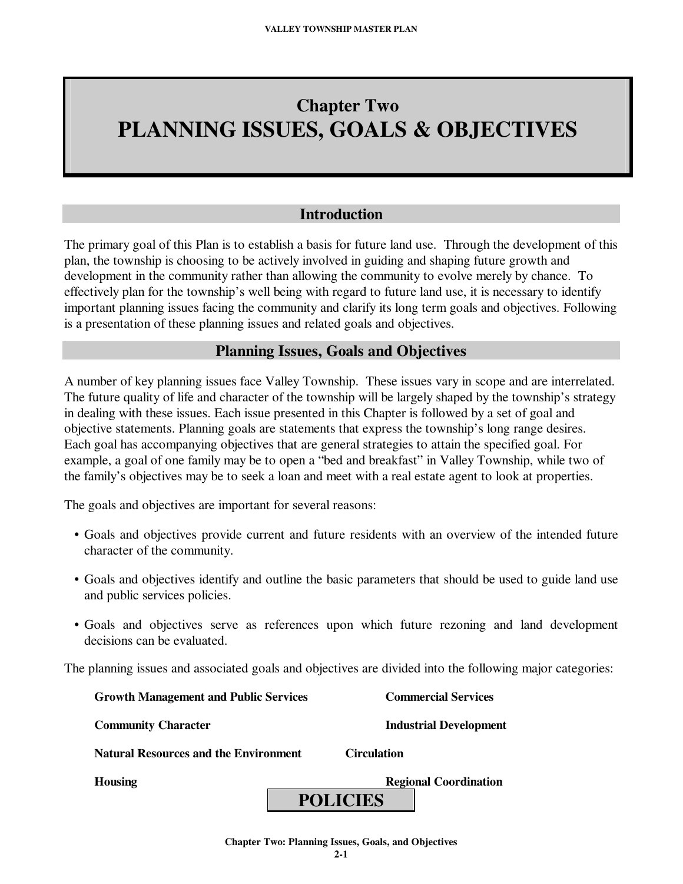# Chapter Two
# PLANNING ISSUES, GOALS & OBJECTIVES

## Introduction

The primary goal of this Plan is to establish a basis for future land use. Through the development of this plan, the township is choosing to be actively involved in guiding and shaping future growth and development in the community rather than allowing the community to evolve merely by chance. To effectively plan for the township's well being with regard to future land use, it is necessary to identify important planning issues facing the community and clarify its long term goals and objectives. Following is a presentation of these planning issues and related goals and objectives.

## Planning Issues, Goals and Objectives

A number of key planning issues face Valley Township. These issues vary in scope and are interrelated. The future quality of life and character of the township will be largely shaped by the township's strategy in dealing with these issues. Each issue presented in this Chapter is followed by a set of goal and objective statements. Planning goals are statements that express the township's long range desires. Each goal has accompanying objectives that are general strategies to attain the specified goal. For example, a goal of one family may be to open a "bed and breakfast" in Valley Township, while two of the family's objectives may be to seek a loan and meet with a real estate agent to look at properties.

The goals and objectives are important for several reasons:

- Goals and objectives provide current and future residents with an overview of the intended future character of the community.
- Goals and objectives identify and outline the basic parameters that should be used to guide land use and public services policies.
- Goals and objectives serve as references upon which future rezoning and land development decisions can be evaluated.

The planning issues and associated goals and objectives are divided into the following major categories:

**Growth Management and Public Services**

**Community Character**

**Natural Resources and the Environment**

**Housing**

**Commercial Services**

**Industrial Development**

**Circulation**

**Regional Coordination**

**POLICIES**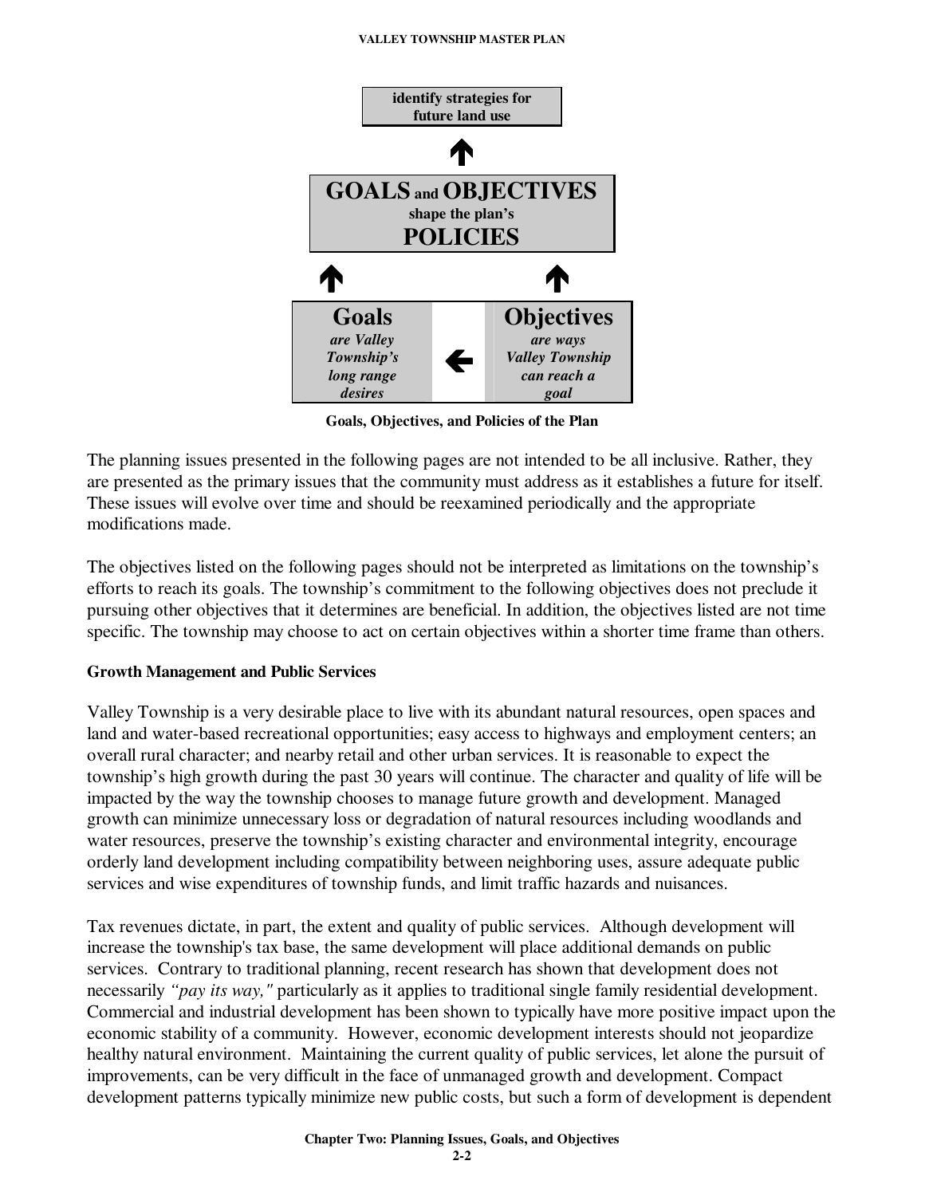identify strategies for future land use

**GOALS and OBJECTIVES**
shape the plan's
**POLICIES**

**Goals**
*are Valley Township's long range desires*

**Objectives**
*are ways Valley Township can reach a goal*

**Goals, Objectives, and Policies of the Plan**

The planning issues presented in the following pages are not intended to be all inclusive. Rather, they are presented as the primary issues that the community must address as it establishes a future for itself. These issues will evolve over time and should be reexamined periodically and the appropriate modifications made.

The objectives listed on the following pages should not be interpreted as limitations on the township's efforts to reach its goals. The township's commitment to the following objectives does not preclude it pursuing other objectives that it determines are beneficial. In addition, the objectives listed are not time specific. The township may choose to act on certain objectives within a shorter time frame than others.

**Growth Management and Public Services**

Valley Township is a very desirable place to live with its abundant natural resources, open spaces and land and water-based recreational opportunities; easy access to highways and employment centers; an overall rural character; and nearby retail and other urban services. It is reasonable to expect the township's high growth during the past 30 years will continue. The character and quality of life will be impacted by the way the township chooses to manage future growth and development. Managed growth can minimize unnecessary loss or degradation of natural resources including woodlands and water resources, preserve the township's existing character and environmental integrity, encourage orderly land development including compatibility between neighboring uses, assure adequate public services and wise expenditures of township funds, and limit traffic hazards and nuisances.

Tax revenues dictate, in part, the extent and quality of public services. Although development will increase the township's tax base, the same development will place additional demands on public services. Contrary to traditional planning, recent research has shown that development does not necessarily *"pay its way,"* particularly as it applies to traditional single family residential development. Commercial and industrial development has been shown to typically have more positive impact upon the economic stability of a community. However, economic development interests should not jeopardize healthy natural environment. Maintaining the current quality of public services, let alone the pursuit of improvements, can be very difficult in the face of unmanaged growth and development. Compact development patterns typically minimize new public costs, but such a form of development is dependent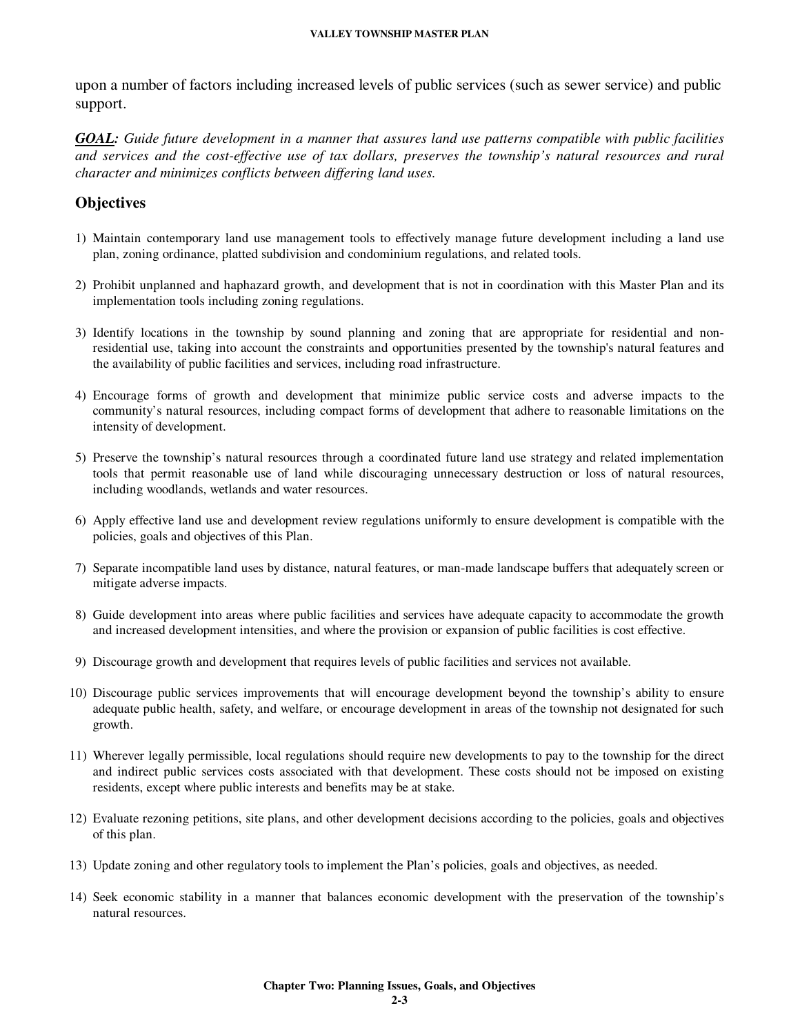upon a number of factors including increased levels of public services (such as sewer service) and public support.

***GOAL:*** *Guide future development in a manner that assures land use patterns compatible with public facilities and services and the cost-effective use of tax dollars, preserves the township's natural resources and rural character and minimizes conflicts between differing land uses.*

### Objectives

1) Maintain contemporary land use management tools to effectively manage future development including a land use plan, zoning ordinance, platted subdivision and condominium regulations, and related tools.

2) Prohibit unplanned and haphazard growth, and development that is not in coordination with this Master Plan and its implementation tools including zoning regulations.

3) Identify locations in the township by sound planning and zoning that are appropriate for residential and non-residential use, taking into account the constraints and opportunities presented by the township's natural features and the availability of public facilities and services, including road infrastructure.

4) Encourage forms of growth and development that minimize public service costs and adverse impacts to the community's natural resources, including compact forms of development that adhere to reasonable limitations on the intensity of development.

5) Preserve the township's natural resources through a coordinated future land use strategy and related implementation tools that permit reasonable use of land while discouraging unnecessary destruction or loss of natural resources, including woodlands, wetlands and water resources.

6) Apply effective land use and development review regulations uniformly to ensure development is compatible with the policies, goals and objectives of this Plan.

7) Separate incompatible land uses by distance, natural features, or man-made landscape buffers that adequately screen or mitigate adverse impacts.

8) Guide development into areas where public facilities and services have adequate capacity to accommodate the growth and increased development intensities, and where the provision or expansion of public facilities is cost effective.

9) Discourage growth and development that requires levels of public facilities and services not available.

10) Discourage public services improvements that will encourage development beyond the township's ability to ensure adequate public health, safety, and welfare, or encourage development in areas of the township not designated for such growth.

11) Wherever legally permissible, local regulations should require new developments to pay to the township for the direct and indirect public services costs associated with that development. These costs should not be imposed on existing residents, except where public interests and benefits may be at stake.

12) Evaluate rezoning petitions, site plans, and other development decisions according to the policies, goals and objectives of this plan.

13) Update zoning and other regulatory tools to implement the Plan's policies, goals and objectives, as needed.

14) Seek economic stability in a manner that balances economic development with the preservation of the township's natural resources.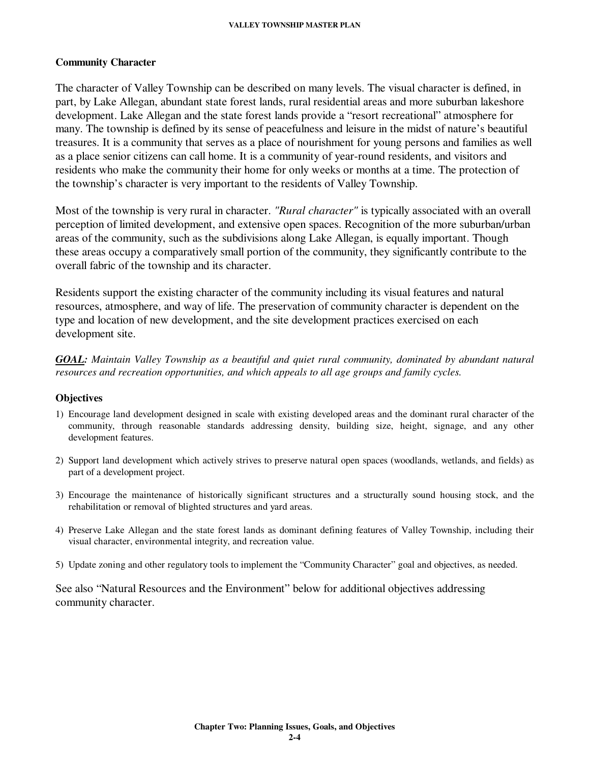### Community Character

The character of Valley Township can be described on many levels. The visual character is defined, in part, by Lake Allegan, abundant state forest lands, rural residential areas and more suburban lakeshore development. Lake Allegan and the state forest lands provide a "resort recreational" atmosphere for many. The township is defined by its sense of peacefulness and leisure in the midst of nature's beautiful treasures. It is a community that serves as a place of nourishment for young persons and families as well as a place senior citizens can call home. It is a community of year-round residents, and visitors and residents who make the community their home for only weeks or months at a time. The protection of the township's character is very important to the residents of Valley Township.

Most of the township is very rural in character. *"Rural character"* is typically associated with an overall perception of limited development, and extensive open spaces. Recognition of the more suburban/urban areas of the community, such as the subdivisions along Lake Allegan, is equally important. Though these areas occupy a comparatively small portion of the community, they significantly contribute to the overall fabric of the township and its character.

Residents support the existing character of the community including its visual features and natural resources, atmosphere, and way of life. The preservation of community character is dependent on the type and location of new development, and the site development practices exercised on each development site.

***GOAL:*** *Maintain Valley Township as a beautiful and quiet rural community, dominated by abundant natural resources and recreation opportunities, and which appeals to all age groups and family cycles.*

#### Objectives

1) Encourage land development designed in scale with existing developed areas and the dominant rural character of the community, through reasonable standards addressing density, building size, height, signage, and any other development features.

2) Support land development which actively strives to preserve natural open spaces (woodlands, wetlands, and fields) as part of a development project.

3) Encourage the maintenance of historically significant structures and a structurally sound housing stock, and the rehabilitation or removal of blighted structures and yard areas.

4) Preserve Lake Allegan and the state forest lands as dominant defining features of Valley Township, including their visual character, environmental integrity, and recreation value.

5) Update zoning and other regulatory tools to implement the "Community Character" goal and objectives, as needed.

See also "Natural Resources and the Environment" below for additional objectives addressing community character.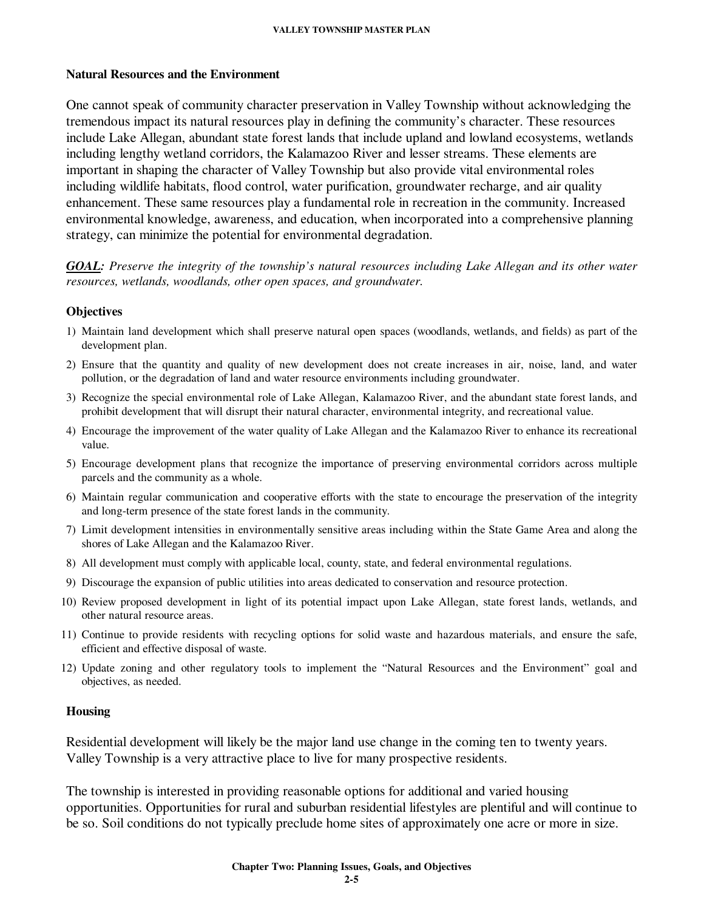### Natural Resources and the Environment

One cannot speak of community character preservation in Valley Township without acknowledging the tremendous impact its natural resources play in defining the community's character. These resources include Lake Allegan, abundant state forest lands that include upland and lowland ecosystems, wetlands including lengthy wetland corridors, the Kalamazoo River and lesser streams. These elements are important in shaping the character of Valley Township but also provide vital environmental roles including wildlife habitats, flood control, water purification, groundwater recharge, and air quality enhancement. These same resources play a fundamental role in recreation in the community. Increased environmental knowledge, awareness, and education, when incorporated into a comprehensive planning strategy, can minimize the potential for environmental degradation.

***GOAL:*** *Preserve the integrity of the township's natural resources including Lake Allegan and its other water resources, wetlands, woodlands, other open spaces, and groundwater.*

#### Objectives

1) Maintain land development which shall preserve natural open spaces (woodlands, wetlands, and fields) as part of the development plan.
2) Ensure that the quantity and quality of new development does not create increases in air, noise, land, and water pollution, or the degradation of land and water resource environments including groundwater.
3) Recognize the special environmental role of Lake Allegan, Kalamazoo River, and the abundant state forest lands, and prohibit development that will disrupt their natural character, environmental integrity, and recreational value.
4) Encourage the improvement of the water quality of Lake Allegan and the Kalamazoo River to enhance its recreational value.
5) Encourage development plans that recognize the importance of preserving environmental corridors across multiple parcels and the community as a whole.
6) Maintain regular communication and cooperative efforts with the state to encourage the preservation of the integrity and long-term presence of the state forest lands in the community.
7) Limit development intensities in environmentally sensitive areas including within the State Game Area and along the shores of Lake Allegan and the Kalamazoo River.
8) All development must comply with applicable local, county, state, and federal environmental regulations.
9) Discourage the expansion of public utilities into areas dedicated to conservation and resource protection.
10) Review proposed development in light of its potential impact upon Lake Allegan, state forest lands, wetlands, and other natural resource areas.
11) Continue to provide residents with recycling options for solid waste and hazardous materials, and ensure the safe, efficient and effective disposal of waste.
12) Update zoning and other regulatory tools to implement the "Natural Resources and the Environment" goal and objectives, as needed.

### Housing

Residential development will likely be the major land use change in the coming ten to twenty years. Valley Township is a very attractive place to live for many prospective residents.

The township is interested in providing reasonable options for additional and varied housing opportunities. Opportunities for rural and suburban residential lifestyles are plentiful and will continue to be so. Soil conditions do not typically preclude home sites of approximately one acre or more in size.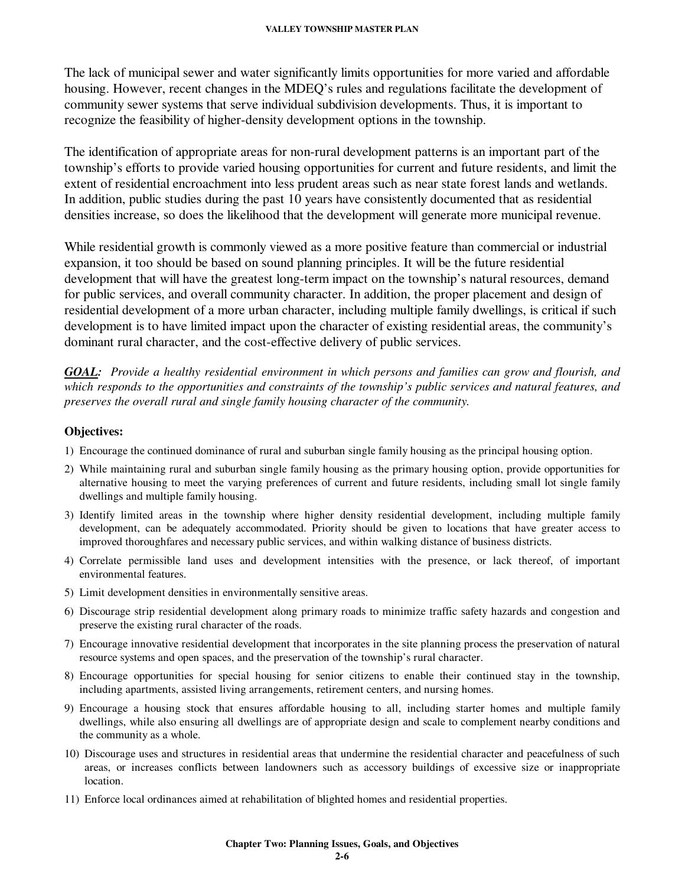The lack of municipal sewer and water significantly limits opportunities for more varied and affordable housing. However, recent changes in the MDEQ's rules and regulations facilitate the development of community sewer systems that serve individual subdivision developments. Thus, it is important to recognize the feasibility of higher-density development options in the township.

The identification of appropriate areas for non-rural development patterns is an important part of the township's efforts to provide varied housing opportunities for current and future residents, and limit the extent of residential encroachment into less prudent areas such as near state forest lands and wetlands. In addition, public studies during the past 10 years have consistently documented that as residential densities increase, so does the likelihood that the development will generate more municipal revenue.

While residential growth is commonly viewed as a more positive feature than commercial or industrial expansion, it too should be based on sound planning principles. It will be the future residential development that will have the greatest long-term impact on the township's natural resources, demand for public services, and overall community character. In addition, the proper placement and design of residential development of a more urban character, including multiple family dwellings, is critical if such development is to have limited impact upon the character of existing residential areas, the community's dominant rural character, and the cost-effective delivery of public services.

***GOAL:*** *Provide a healthy residential environment in which persons and families can grow and flourish, and which responds to the opportunities and constraints of the township's public services and natural features, and preserves the overall rural and single family housing character of the community.*

**Objectives:**

1) Encourage the continued dominance of rural and suburban single family housing as the principal housing option.
2) While maintaining rural and suburban single family housing as the primary housing option, provide opportunities for alternative housing to meet the varying preferences of current and future residents, including small lot single family dwellings and multiple family housing.
3) Identify limited areas in the township where higher density residential development, including multiple family development, can be adequately accommodated. Priority should be given to locations that have greater access to improved thoroughfares and necessary public services, and within walking distance of business districts.
4) Correlate permissible land uses and development intensities with the presence, or lack thereof, of important environmental features.
5) Limit development densities in environmentally sensitive areas.
6) Discourage strip residential development along primary roads to minimize traffic safety hazards and congestion and preserve the existing rural character of the roads.
7) Encourage innovative residential development that incorporates in the site planning process the preservation of natural resource systems and open spaces, and the preservation of the township's rural character.
8) Encourage opportunities for special housing for senior citizens to enable their continued stay in the township, including apartments, assisted living arrangements, retirement centers, and nursing homes.
9) Encourage a housing stock that ensures affordable housing to all, including starter homes and multiple family dwellings, while also ensuring all dwellings are of appropriate design and scale to complement nearby conditions and the community as a whole.
10) Discourage uses and structures in residential areas that undermine the residential character and peacefulness of such areas, or increases conflicts between landowners such as accessory buildings of excessive size or inappropriate location.
11) Enforce local ordinances aimed at rehabilitation of blighted homes and residential properties.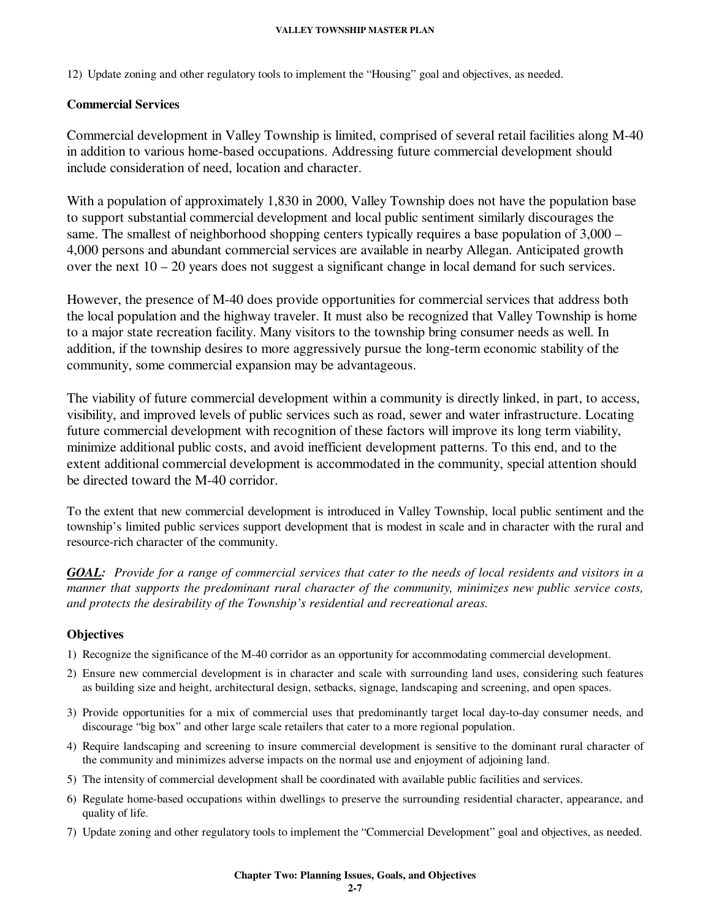12) Update zoning and other regulatory tools to implement the "Housing" goal and objectives, as needed.

**Commercial Services**

Commercial development in Valley Township is limited, comprised of several retail facilities along M-40 in addition to various home-based occupations. Addressing future commercial development should include consideration of need, location and character.

With a population of approximately 1,830 in 2000, Valley Township does not have the population base to support substantial commercial development and local public sentiment similarly discourages the same. The smallest of neighborhood shopping centers typically requires a base population of 3,000 – 4,000 persons and abundant commercial services are available in nearby Allegan. Anticipated growth over the next 10 – 20 years does not suggest a significant change in local demand for such services.

However, the presence of M-40 does provide opportunities for commercial services that address both the local population and the highway traveler. It must also be recognized that Valley Township is home to a major state recreation facility. Many visitors to the township bring consumer needs as well. In addition, if the township desires to more aggressively pursue the long-term economic stability of the community, some commercial expansion may be advantageous.

The viability of future commercial development within a community is directly linked, in part, to access, visibility, and improved levels of public services such as road, sewer and water infrastructure. Locating future commercial development with recognition of these factors will improve its long term viability, minimize additional public costs, and avoid inefficient development patterns. To this end, and to the extent additional commercial development is accommodated in the community, special attention should be directed toward the M-40 corridor.

To the extent that new commercial development is introduced in Valley Township, local public sentiment and the township's limited public services support development that is modest in scale and in character with the rural and resource-rich character of the community.

***GOAL:*** *Provide for a range of commercial services that cater to the needs of local residents and visitors in a manner that supports the predominant rural character of the community, minimizes new public service costs, and protects the desirability of the Township's residential and recreational areas.*

**Objectives**

1) Recognize the significance of the M-40 corridor as an opportunity for accommodating commercial development.
2) Ensure new commercial development is in character and scale with surrounding land uses, considering such features as building size and height, architectural design, setbacks, signage, landscaping and screening, and open spaces.
3) Provide opportunities for a mix of commercial uses that predominantly target local day-to-day consumer needs, and discourage "big box" and other large scale retailers that cater to a more regional population.
4) Require landscaping and screening to insure commercial development is sensitive to the dominant rural character of the community and minimizes adverse impacts on the normal use and enjoyment of adjoining land.
5) The intensity of commercial development shall be coordinated with available public facilities and services.
6) Regulate home-based occupations within dwellings to preserve the surrounding residential character, appearance, and quality of life.
7) Update zoning and other regulatory tools to implement the "Commercial Development" goal and objectives, as needed.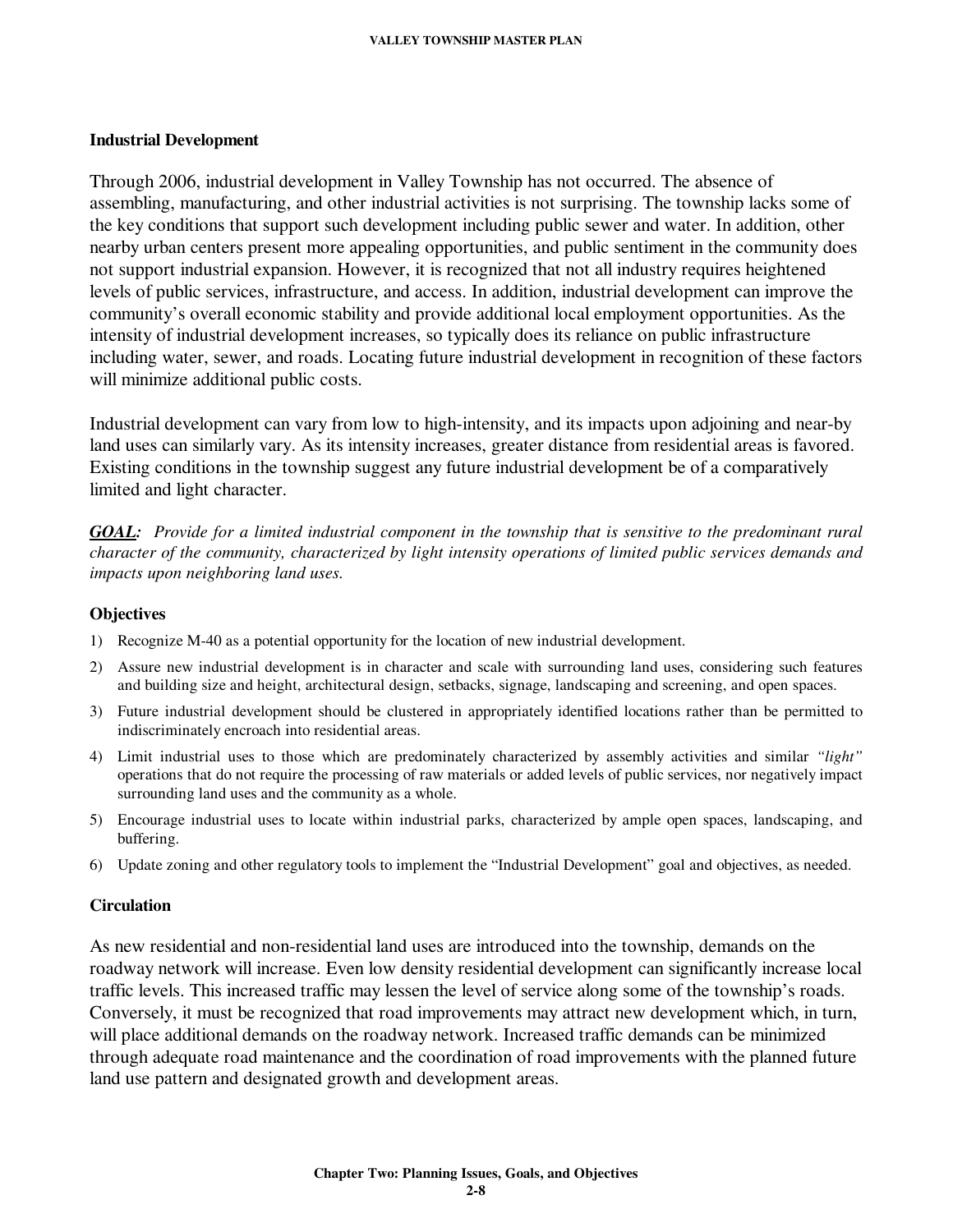### Industrial Development

Through 2006, industrial development in Valley Township has not occurred. The absence of assembling, manufacturing, and other industrial activities is not surprising. The township lacks some of the key conditions that support such development including public sewer and water. In addition, other nearby urban centers present more appealing opportunities, and public sentiment in the community does not support industrial expansion. However, it is recognized that not all industry requires heightened levels of public services, infrastructure, and access. In addition, industrial development can improve the community's overall economic stability and provide additional local employment opportunities. As the intensity of industrial development increases, so typically does its reliance on public infrastructure including water, sewer, and roads. Locating future industrial development in recognition of these factors will minimize additional public costs.

Industrial development can vary from low to high-intensity, and its impacts upon adjoining and near-by land uses can similarly vary. As its intensity increases, greater distance from residential areas is favored. Existing conditions in the township suggest any future industrial development be of a comparatively limited and light character.

***GOAL:*** *Provide for a limited industrial component in the township that is sensitive to the predominant rural character of the community, characterized by light intensity operations of limited public services demands and impacts upon neighboring land uses.*

#### Objectives

1) Recognize M-40 as a potential opportunity for the location of new industrial development.
2) Assure new industrial development is in character and scale with surrounding land uses, considering such features and building size and height, architectural design, setbacks, signage, landscaping and screening, and open spaces.
3) Future industrial development should be clustered in appropriately identified locations rather than be permitted to indiscriminately encroach into residential areas.
4) Limit industrial uses to those which are predominately characterized by assembly activities and similar *"light"* operations that do not require the processing of raw materials or added levels of public services, nor negatively impact surrounding land uses and the community as a whole.
5) Encourage industrial uses to locate within industrial parks, characterized by ample open spaces, landscaping, and buffering.
6) Update zoning and other regulatory tools to implement the "Industrial Development" goal and objectives, as needed.

### Circulation

As new residential and non-residential land uses are introduced into the township, demands on the roadway network will increase. Even low density residential development can significantly increase local traffic levels. This increased traffic may lessen the level of service along some of the township's roads. Conversely, it must be recognized that road improvements may attract new development which, in turn, will place additional demands on the roadway network. Increased traffic demands can be minimized through adequate road maintenance and the coordination of road improvements with the planned future land use pattern and designated growth and development areas.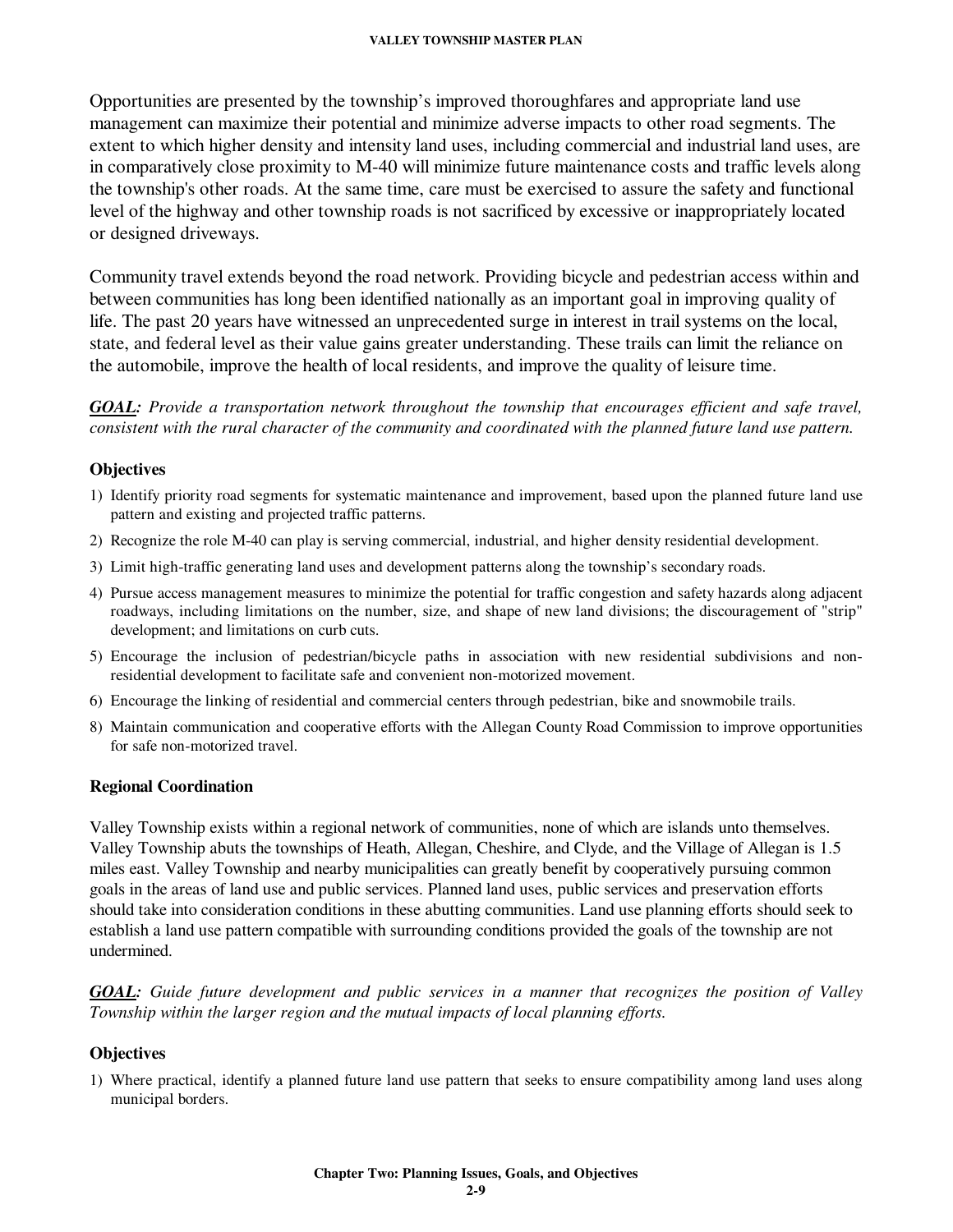Opportunities are presented by the township's improved thoroughfares and appropriate land use management can maximize their potential and minimize adverse impacts to other road segments. The extent to which higher density and intensity land uses, including commercial and industrial land uses, are in comparatively close proximity to M-40 will minimize future maintenance costs and traffic levels along the township's other roads. At the same time, care must be exercised to assure the safety and functional level of the highway and other township roads is not sacrificed by excessive or inappropriately located or designed driveways.

Community travel extends beyond the road network. Providing bicycle and pedestrian access within and between communities has long been identified nationally as an important goal in improving quality of life. The past 20 years have witnessed an unprecedented surge in interest in trail systems on the local, state, and federal level as their value gains greater understanding. These trails can limit the reliance on the automobile, improve the health of local residents, and improve the quality of leisure time.

***GOAL:*** *Provide a transportation network throughout the township that encourages efficient and safe travel, consistent with the rural character of the community and coordinated with the planned future land use pattern.*

**Objectives**

1) Identify priority road segments for systematic maintenance and improvement, based upon the planned future land use pattern and existing and projected traffic patterns.
2) Recognize the role M-40 can play is serving commercial, industrial, and higher density residential development.
3) Limit high-traffic generating land uses and development patterns along the township's secondary roads.
4) Pursue access management measures to minimize the potential for traffic congestion and safety hazards along adjacent roadways, including limitations on the number, size, and shape of new land divisions; the discouragement of "strip" development; and limitations on curb cuts.
5) Encourage the inclusion of pedestrian/bicycle paths in association with new residential subdivisions and non-residential development to facilitate safe and convenient non-motorized movement.
6) Encourage the linking of residential and commercial centers through pedestrian, bike and snowmobile trails.
8) Maintain communication and cooperative efforts with the Allegan County Road Commission to improve opportunities for safe non-motorized travel.

**Regional Coordination**

Valley Township exists within a regional network of communities, none of which are islands unto themselves. Valley Township abuts the townships of Heath, Allegan, Cheshire, and Clyde, and the Village of Allegan is 1.5 miles east. Valley Township and nearby municipalities can greatly benefit by cooperatively pursuing common goals in the areas of land use and public services. Planned land uses, public services and preservation efforts should take into consideration conditions in these abutting communities. Land use planning efforts should seek to establish a land use pattern compatible with surrounding conditions provided the goals of the township are not undermined.

***GOAL:*** *Guide future development and public services in a manner that recognizes the position of Valley Township within the larger region and the mutual impacts of local planning efforts.*

**Objectives**

1) Where practical, identify a planned future land use pattern that seeks to ensure compatibility among land uses along municipal borders.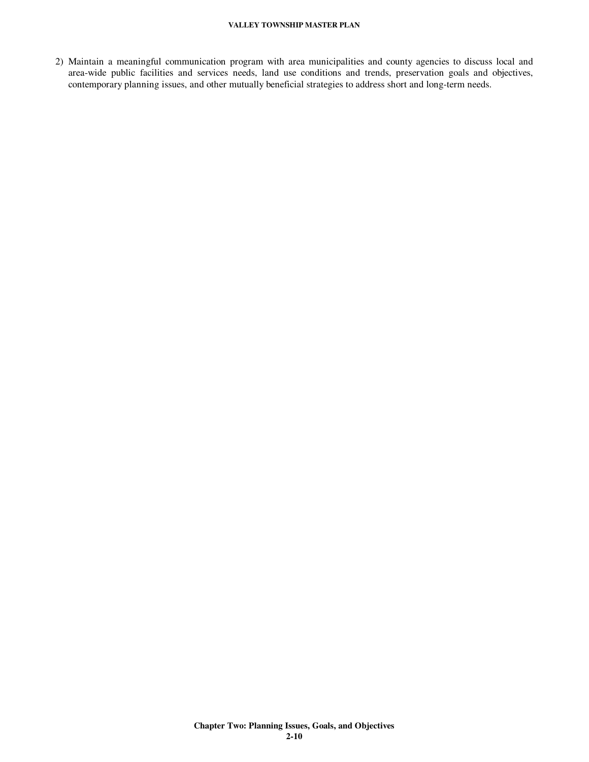2) Maintain a meaningful communication program with area municipalities and county agencies to discuss local and area-wide public facilities and services needs, land use conditions and trends, preservation goals and objectives, contemporary planning issues, and other mutually beneficial strategies to address short and long-term needs.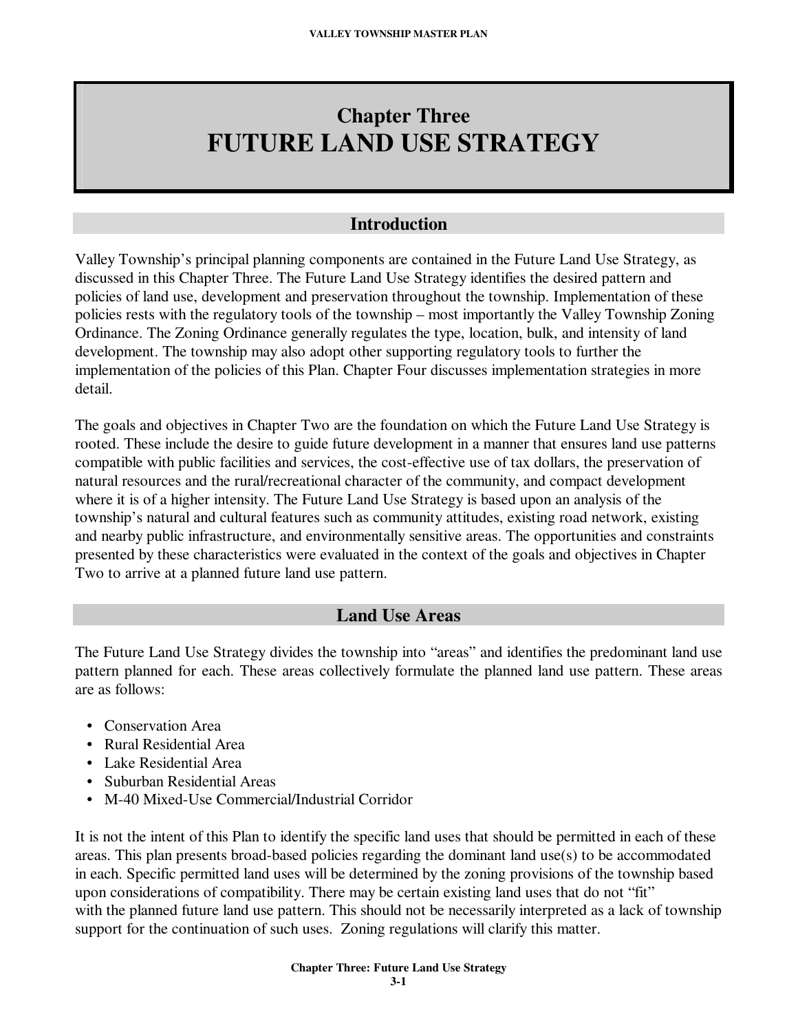# Chapter Three
# FUTURE LAND USE STRATEGY

## Introduction

Valley Township's principal planning components are contained in the Future Land Use Strategy, as discussed in this Chapter Three. The Future Land Use Strategy identifies the desired pattern and policies of land use, development and preservation throughout the township. Implementation of these policies rests with the regulatory tools of the township – most importantly the Valley Township Zoning Ordinance. The Zoning Ordinance generally regulates the type, location, bulk, and intensity of land development. The township may also adopt other supporting regulatory tools to further the implementation of the policies of this Plan. Chapter Four discusses implementation strategies in more detail.

The goals and objectives in Chapter Two are the foundation on which the Future Land Use Strategy is rooted. These include the desire to guide future development in a manner that ensures land use patterns compatible with public facilities and services, the cost-effective use of tax dollars, the preservation of natural resources and the rural/recreational character of the community, and compact development where it is of a higher intensity. The Future Land Use Strategy is based upon an analysis of the township's natural and cultural features such as community attitudes, existing road network, existing and nearby public infrastructure, and environmentally sensitive areas. The opportunities and constraints presented by these characteristics were evaluated in the context of the goals and objectives in Chapter Two to arrive at a planned future land use pattern.

## Land Use Areas

The Future Land Use Strategy divides the township into "areas" and identifies the predominant land use pattern planned for each. These areas collectively formulate the planned land use pattern. These areas are as follows:

- Conservation Area
- Rural Residential Area
- Lake Residential Area
- Suburban Residential Areas
- M-40 Mixed-Use Commercial/Industrial Corridor

It is not the intent of this Plan to identify the specific land uses that should be permitted in each of these areas. This plan presents broad-based policies regarding the dominant land use(s) to be accommodated in each. Specific permitted land uses will be determined by the zoning provisions of the township based upon considerations of compatibility. There may be certain existing land uses that do not "fit" with the planned future land use pattern. This should not be necessarily interpreted as a lack of township support for the continuation of such uses. Zoning regulations will clarify this matter.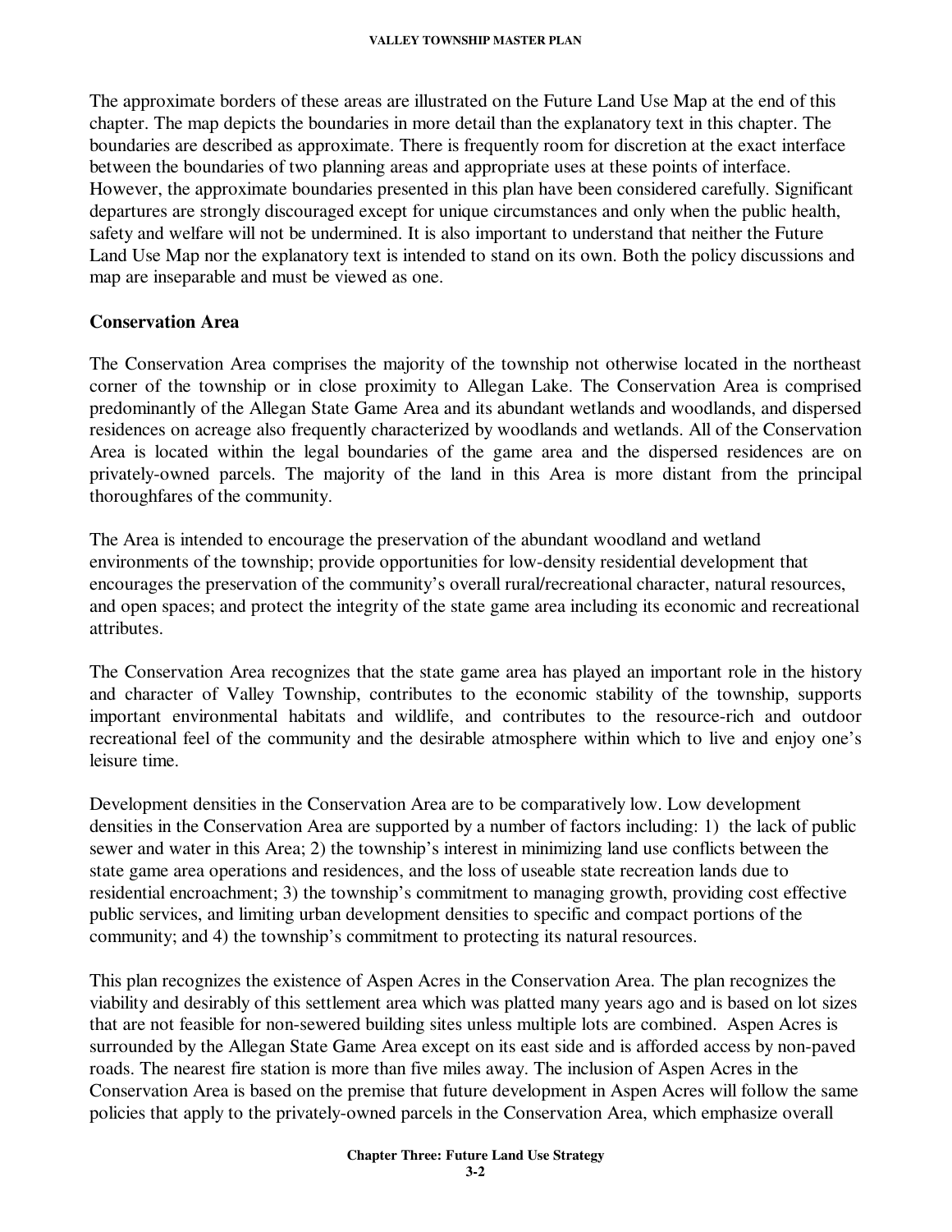The approximate borders of these areas are illustrated on the Future Land Use Map at the end of this chapter. The map depicts the boundaries in more detail than the explanatory text in this chapter. The boundaries are described as approximate. There is frequently room for discretion at the exact interface between the boundaries of two planning areas and appropriate uses at these points of interface. However, the approximate boundaries presented in this plan have been considered carefully. Significant departures are strongly discouraged except for unique circumstances and only when the public health, safety and welfare will not be undermined. It is also important to understand that neither the Future Land Use Map nor the explanatory text is intended to stand on its own. Both the policy discussions and map are inseparable and must be viewed as one.

**Conservation Area**

The Conservation Area comprises the majority of the township not otherwise located in the northeast corner of the township or in close proximity to Allegan Lake. The Conservation Area is comprised predominantly of the Allegan State Game Area and its abundant wetlands and woodlands, and dispersed residences on acreage also frequently characterized by woodlands and wetlands. All of the Conservation Area is located within the legal boundaries of the game area and the dispersed residences are on privately-owned parcels. The majority of the land in this Area is more distant from the principal thoroughfares of the community.

The Area is intended to encourage the preservation of the abundant woodland and wetland environments of the township; provide opportunities for low-density residential development that encourages the preservation of the community's overall rural/recreational character, natural resources, and open spaces; and protect the integrity of the state game area including its economic and recreational attributes.

The Conservation Area recognizes that the state game area has played an important role in the history and character of Valley Township, contributes to the economic stability of the township, supports important environmental habitats and wildlife, and contributes to the resource-rich and outdoor recreational feel of the community and the desirable atmosphere within which to live and enjoy one's leisure time.

Development densities in the Conservation Area are to be comparatively low. Low development densities in the Conservation Area are supported by a number of factors including: 1) the lack of public sewer and water in this Area; 2) the township's interest in minimizing land use conflicts between the state game area operations and residences, and the loss of useable state recreation lands due to residential encroachment; 3) the township's commitment to managing growth, providing cost effective public services, and limiting urban development densities to specific and compact portions of the community; and 4) the township's commitment to protecting its natural resources.

This plan recognizes the existence of Aspen Acres in the Conservation Area. The plan recognizes the viability and desirably of this settlement area which was platted many years ago and is based on lot sizes that are not feasible for non-sewered building sites unless multiple lots are combined. Aspen Acres is surrounded by the Allegan State Game Area except on its east side and is afforded access by non-paved roads. The nearest fire station is more than five miles away. The inclusion of Aspen Acres in the Conservation Area is based on the premise that future development in Aspen Acres will follow the same policies that apply to the privately-owned parcels in the Conservation Area, which emphasize overall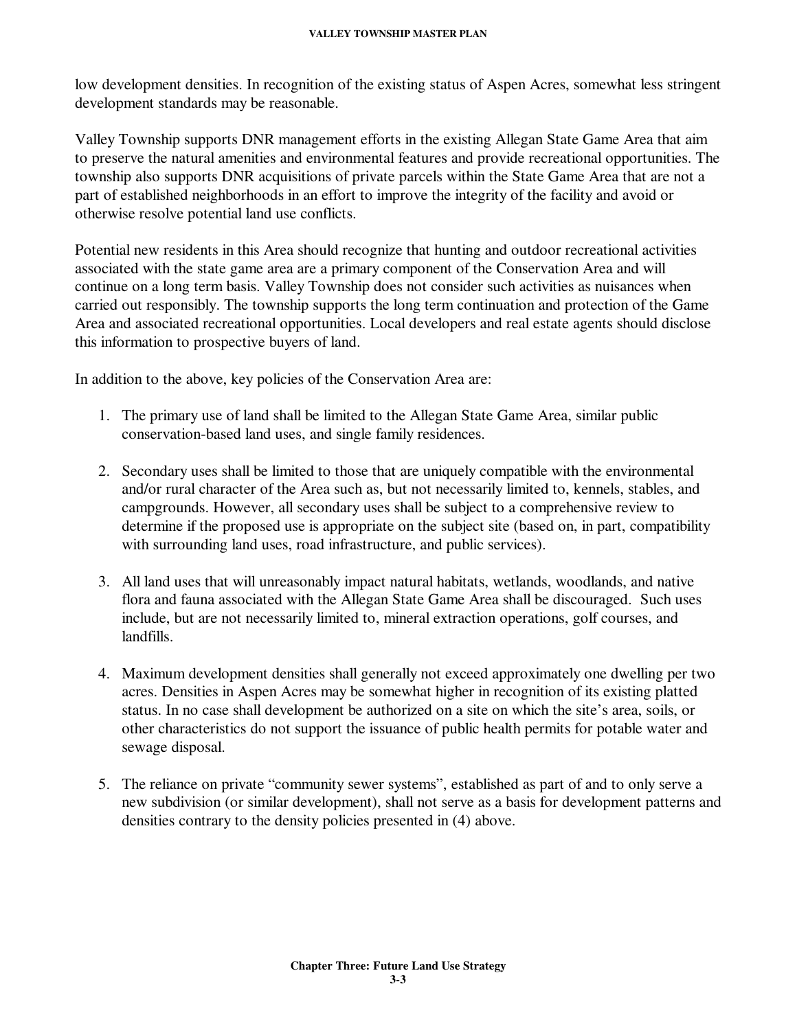low development densities. In recognition of the existing status of Aspen Acres, somewhat less stringent development standards may be reasonable.

Valley Township supports DNR management efforts in the existing Allegan State Game Area that aim to preserve the natural amenities and environmental features and provide recreational opportunities. The township also supports DNR acquisitions of private parcels within the State Game Area that are not a part of established neighborhoods in an effort to improve the integrity of the facility and avoid or otherwise resolve potential land use conflicts.

Potential new residents in this Area should recognize that hunting and outdoor recreational activities associated with the state game area are a primary component of the Conservation Area and will continue on a long term basis. Valley Township does not consider such activities as nuisances when carried out responsibly. The township supports the long term continuation and protection of the Game Area and associated recreational opportunities. Local developers and real estate agents should disclose this information to prospective buyers of land.

In addition to the above, key policies of the Conservation Area are:

1. The primary use of land shall be limited to the Allegan State Game Area, similar public conservation-based land uses, and single family residences.

2. Secondary uses shall be limited to those that are uniquely compatible with the environmental and/or rural character of the Area such as, but not necessarily limited to, kennels, stables, and campgrounds. However, all secondary uses shall be subject to a comprehensive review to determine if the proposed use is appropriate on the subject site (based on, in part, compatibility with surrounding land uses, road infrastructure, and public services).

3. All land uses that will unreasonably impact natural habitats, wetlands, woodlands, and native flora and fauna associated with the Allegan State Game Area shall be discouraged. Such uses include, but are not necessarily limited to, mineral extraction operations, golf courses, and landfills.

4. Maximum development densities shall generally not exceed approximately one dwelling per two acres. Densities in Aspen Acres may be somewhat higher in recognition of its existing platted status. In no case shall development be authorized on a site on which the site's area, soils, or other characteristics do not support the issuance of public health permits for potable water and sewage disposal.

5. The reliance on private "community sewer systems", established as part of and to only serve a new subdivision (or similar development), shall not serve as a basis for development patterns and densities contrary to the density policies presented in (4) above.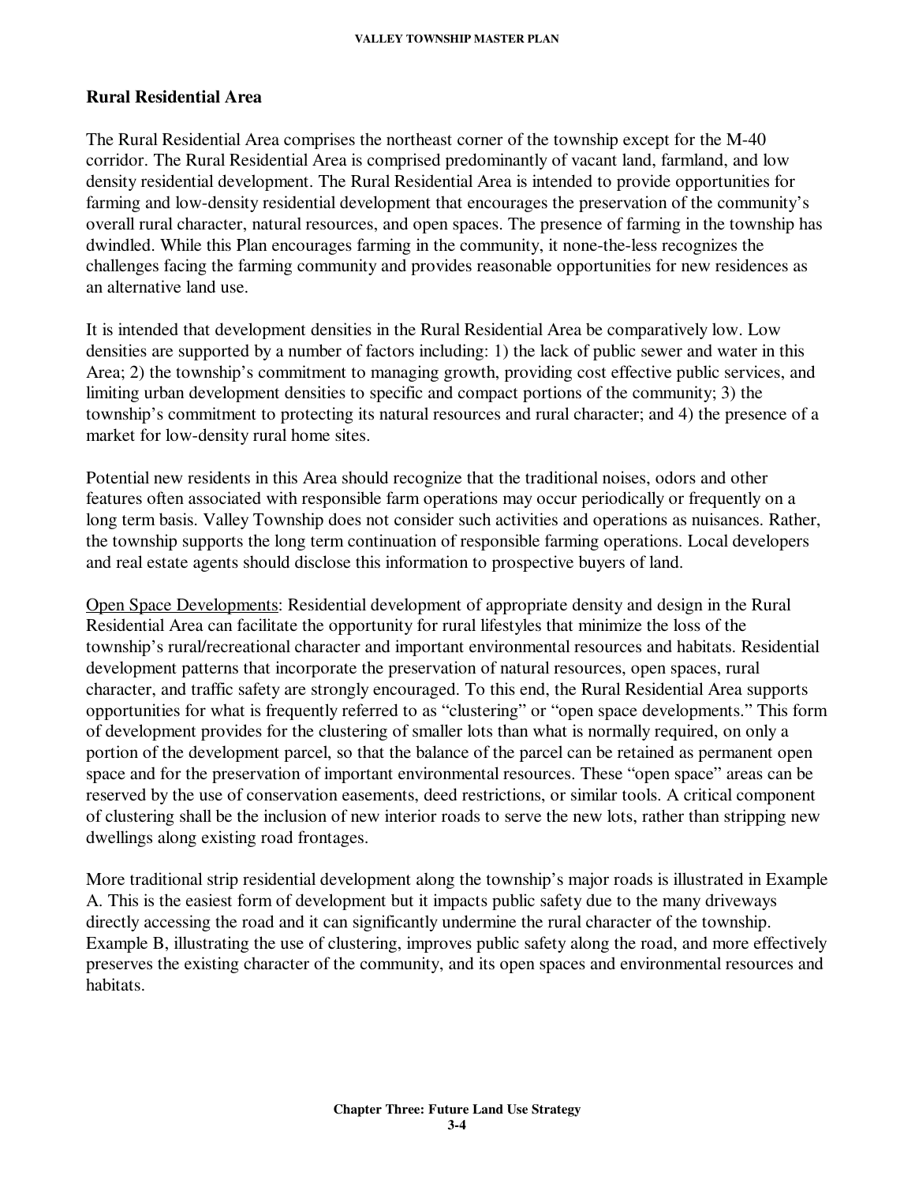### Rural Residential Area

The Rural Residential Area comprises the northeast corner of the township except for the M-40 corridor. The Rural Residential Area is comprised predominantly of vacant land, farmland, and low density residential development. The Rural Residential Area is intended to provide opportunities for farming and low-density residential development that encourages the preservation of the community's overall rural character, natural resources, and open spaces. The presence of farming in the township has dwindled. While this Plan encourages farming in the community, it none-the-less recognizes the challenges facing the farming community and provides reasonable opportunities for new residences as an alternative land use.

It is intended that development densities in the Rural Residential Area be comparatively low. Low densities are supported by a number of factors including: 1) the lack of public sewer and water in this Area; 2) the township's commitment to managing growth, providing cost effective public services, and limiting urban development densities to specific and compact portions of the community; 3) the township's commitment to protecting its natural resources and rural character; and 4) the presence of a market for low-density rural home sites.

Potential new residents in this Area should recognize that the traditional noises, odors and other features often associated with responsible farm operations may occur periodically or frequently on a long term basis. Valley Township does not consider such activities and operations as nuisances. Rather, the township supports the long term continuation of responsible farming operations. Local developers and real estate agents should disclose this information to prospective buyers of land.

<u>Open Space Developments</u>: Residential development of appropriate density and design in the Rural Residential Area can facilitate the opportunity for rural lifestyles that minimize the loss of the township's rural/recreational character and important environmental resources and habitats. Residential development patterns that incorporate the preservation of natural resources, open spaces, rural character, and traffic safety are strongly encouraged. To this end, the Rural Residential Area supports opportunities for what is frequently referred to as "clustering" or "open space developments." This form of development provides for the clustering of smaller lots than what is normally required, on only a portion of the development parcel, so that the balance of the parcel can be retained as permanent open space and for the preservation of important environmental resources. These "open space" areas can be reserved by the use of conservation easements, deed restrictions, or similar tools. A critical component of clustering shall be the inclusion of new interior roads to serve the new lots, rather than stripping new dwellings along existing road frontages.

More traditional strip residential development along the township's major roads is illustrated in Example A. This is the easiest form of development but it impacts public safety due to the many driveways directly accessing the road and it can significantly undermine the rural character of the township. Example B, illustrating the use of clustering, improves public safety along the road, and more effectively preserves the existing character of the community, and its open spaces and environmental resources and habitats.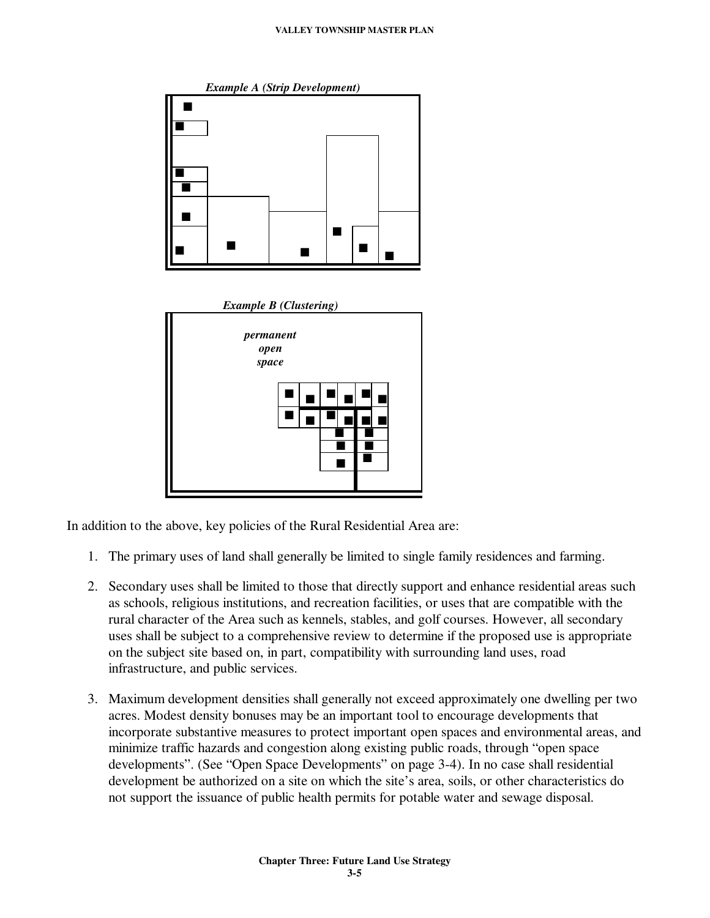*Example A (Strip Development)*

*Example B (Clustering)*

*permanent open space*

In addition to the above, key policies of the Rural Residential Area are:

1. The primary uses of land shall generally be limited to single family residences and farming.

2. Secondary uses shall be limited to those that directly support and enhance residential areas such as schools, religious institutions, and recreation facilities, or uses that are compatible with the rural character of the Area such as kennels, stables, and golf courses. However, all secondary uses shall be subject to a comprehensive review to determine if the proposed use is appropriate on the subject site based on, in part, compatibility with surrounding land uses, road infrastructure, and public services.

3. Maximum development densities shall generally not exceed approximately one dwelling per two acres. Modest density bonuses may be an important tool to encourage developments that incorporate substantive measures to protect important open spaces and environmental areas, and minimize traffic hazards and congestion along existing public roads, through "open space developments". (See "Open Space Developments" on page 3-4). In no case shall residential development be authorized on a site on which the site's area, soils, or other characteristics do not support the issuance of public health permits for potable water and sewage disposal.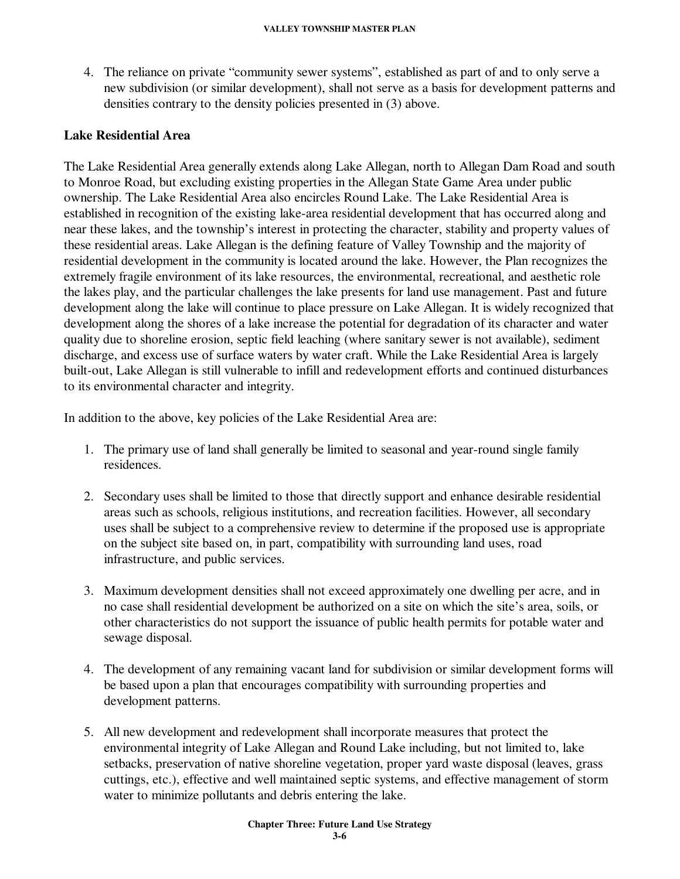4. The reliance on private "community sewer systems", established as part of and to only serve a new subdivision (or similar development), shall not serve as a basis for development patterns and densities contrary to the density policies presented in (3) above.

### Lake Residential Area

The Lake Residential Area generally extends along Lake Allegan, north to Allegan Dam Road and south to Monroe Road, but excluding existing properties in the Allegan State Game Area under public ownership. The Lake Residential Area also encircles Round Lake. The Lake Residential Area is established in recognition of the existing lake-area residential development that has occurred along and near these lakes, and the township's interest in protecting the character, stability and property values of these residential areas. Lake Allegan is the defining feature of Valley Township and the majority of residential development in the community is located around the lake. However, the Plan recognizes the extremely fragile environment of its lake resources, the environmental, recreational, and aesthetic role the lakes play, and the particular challenges the lake presents for land use management. Past and future development along the lake will continue to place pressure on Lake Allegan. It is widely recognized that development along the shores of a lake increase the potential for degradation of its character and water quality due to shoreline erosion, septic field leaching (where sanitary sewer is not available), sediment discharge, and excess use of surface waters by water craft. While the Lake Residential Area is largely built-out, Lake Allegan is still vulnerable to infill and redevelopment efforts and continued disturbances to its environmental character and integrity.

In addition to the above, key policies of the Lake Residential Area are:

1. The primary use of land shall generally be limited to seasonal and year-round single family residences.

2. Secondary uses shall be limited to those that directly support and enhance desirable residential areas such as schools, religious institutions, and recreation facilities. However, all secondary uses shall be subject to a comprehensive review to determine if the proposed use is appropriate on the subject site based on, in part, compatibility with surrounding land uses, road infrastructure, and public services.

3. Maximum development densities shall not exceed approximately one dwelling per acre, and in no case shall residential development be authorized on a site on which the site's area, soils, or other characteristics do not support the issuance of public health permits for potable water and sewage disposal.

4. The development of any remaining vacant land for subdivision or similar development forms will be based upon a plan that encourages compatibility with surrounding properties and development patterns.

5. All new development and redevelopment shall incorporate measures that protect the environmental integrity of Lake Allegan and Round Lake including, but not limited to, lake setbacks, preservation of native shoreline vegetation, proper yard waste disposal (leaves, grass cuttings, etc.), effective and well maintained septic systems, and effective management of storm water to minimize pollutants and debris entering the lake.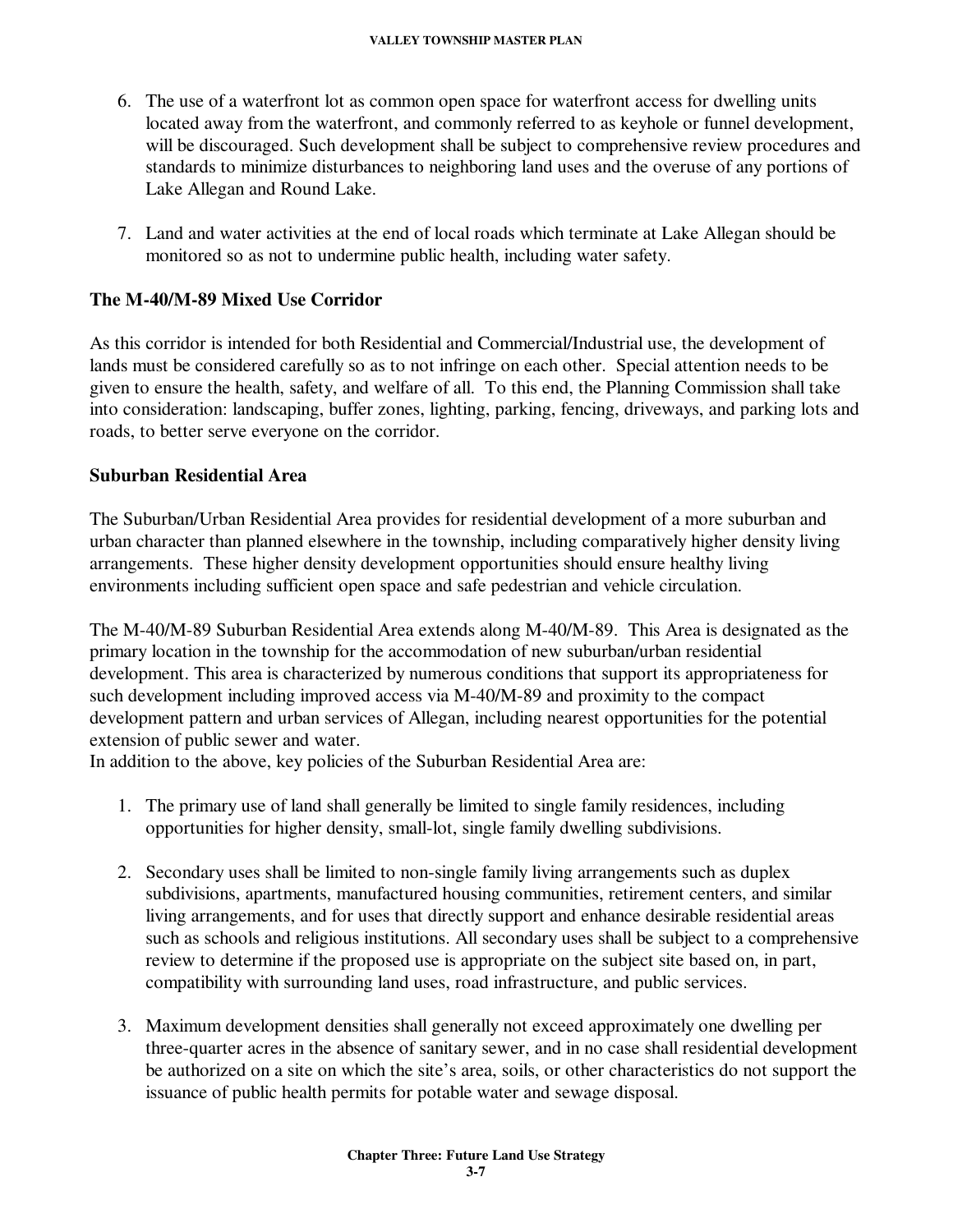6. The use of a waterfront lot as common open space for waterfront access for dwelling units located away from the waterfront, and commonly referred to as keyhole or funnel development, will be discouraged. Such development shall be subject to comprehensive review procedures and standards to minimize disturbances to neighboring land uses and the overuse of any portions of Lake Allegan and Round Lake.

7. Land and water activities at the end of local roads which terminate at Lake Allegan should be monitored so as not to undermine public health, including water safety.

### The M-40/M-89 Mixed Use Corridor

As this corridor is intended for both Residential and Commercial/Industrial use, the development of lands must be considered carefully so as to not infringe on each other. Special attention needs to be given to ensure the health, safety, and welfare of all. To this end, the Planning Commission shall take into consideration: landscaping, buffer zones, lighting, parking, fencing, driveways, and parking lots and roads, to better serve everyone on the corridor.

### Suburban Residential Area

The Suburban/Urban Residential Area provides for residential development of a more suburban and urban character than planned elsewhere in the township, including comparatively higher density living arrangements. These higher density development opportunities should ensure healthy living environments including sufficient open space and safe pedestrian and vehicle circulation.

The M-40/M-89 Suburban Residential Area extends along M-40/M-89. This Area is designated as the primary location in the township for the accommodation of new suburban/urban residential development. This area is characterized by numerous conditions that support its appropriateness for such development including improved access via M-40/M-89 and proximity to the compact development pattern and urban services of Allegan, including nearest opportunities for the potential extension of public sewer and water.

In addition to the above, key policies of the Suburban Residential Area are:

1. The primary use of land shall generally be limited to single family residences, including opportunities for higher density, small-lot, single family dwelling subdivisions.

2. Secondary uses shall be limited to non-single family living arrangements such as duplex subdivisions, apartments, manufactured housing communities, retirement centers, and similar living arrangements, and for uses that directly support and enhance desirable residential areas such as schools and religious institutions. All secondary uses shall be subject to a comprehensive review to determine if the proposed use is appropriate on the subject site based on, in part, compatibility with surrounding land uses, road infrastructure, and public services.

3. Maximum development densities shall generally not exceed approximately one dwelling per three-quarter acres in the absence of sanitary sewer, and in no case shall residential development be authorized on a site on which the site's area, soils, or other characteristics do not support the issuance of public health permits for potable water and sewage disposal.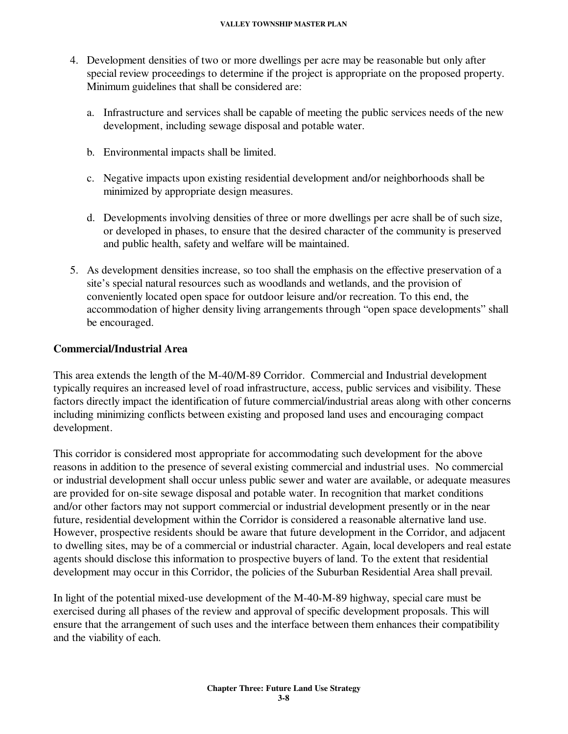4. Development densities of two or more dwellings per acre may be reasonable but only after special review proceedings to determine if the project is appropriate on the proposed property. Minimum guidelines that shall be considered are:

   a. Infrastructure and services shall be capable of meeting the public services needs of the new development, including sewage disposal and potable water.

   b. Environmental impacts shall be limited.

   c. Negative impacts upon existing residential development and/or neighborhoods shall be minimized by appropriate design measures.

   d. Developments involving densities of three or more dwellings per acre shall be of such size, or developed in phases, to ensure that the desired character of the community is preserved and public health, safety and welfare will be maintained.

5. As development densities increase, so too shall the emphasis on the effective preservation of a site's special natural resources such as woodlands and wetlands, and the provision of conveniently located open space for outdoor leisure and/or recreation. To this end, the accommodation of higher density living arrangements through "open space developments" shall be encouraged.

**Commercial/Industrial Area**

This area extends the length of the M-40/M-89 Corridor. Commercial and Industrial development typically requires an increased level of road infrastructure, access, public services and visibility. These factors directly impact the identification of future commercial/industrial areas along with other concerns including minimizing conflicts between existing and proposed land uses and encouraging compact development.

This corridor is considered most appropriate for accommodating such development for the above reasons in addition to the presence of several existing commercial and industrial uses. No commercial or industrial development shall occur unless public sewer and water are available, or adequate measures are provided for on-site sewage disposal and potable water. In recognition that market conditions and/or other factors may not support commercial or industrial development presently or in the near future, residential development within the Corridor is considered a reasonable alternative land use. However, prospective residents should be aware that future development in the Corridor, and adjacent to dwelling sites, may be of a commercial or industrial character. Again, local developers and real estate agents should disclose this information to prospective buyers of land. To the extent that residential development may occur in this Corridor, the policies of the Suburban Residential Area shall prevail.

In light of the potential mixed-use development of the M-40-M-89 highway, special care must be exercised during all phases of the review and approval of specific development proposals. This will ensure that the arrangement of such uses and the interface between them enhances their compatibility and the viability of each.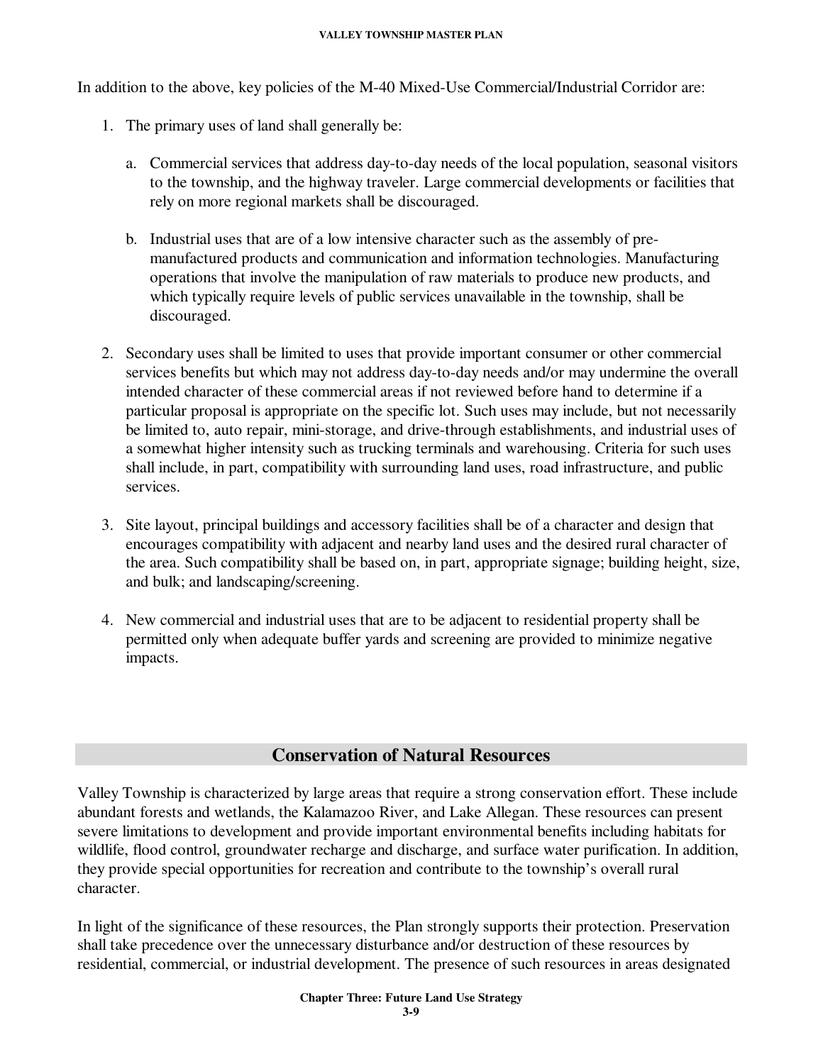In addition to the above, key policies of the M-40 Mixed-Use Commercial/Industrial Corridor are:

1. The primary uses of land shall generally be:

   a. Commercial services that address day-to-day needs of the local population, seasonal visitors to the township, and the highway traveler. Large commercial developments or facilities that rely on more regional markets shall be discouraged.

   b. Industrial uses that are of a low intensive character such as the assembly of pre-manufactured products and communication and information technologies. Manufacturing operations that involve the manipulation of raw materials to produce new products, and which typically require levels of public services unavailable in the township, shall be discouraged.

2. Secondary uses shall be limited to uses that provide important consumer or other commercial services benefits but which may not address day-to-day needs and/or may undermine the overall intended character of these commercial areas if not reviewed before hand to determine if a particular proposal is appropriate on the specific lot. Such uses may include, but not necessarily be limited to, auto repair, mini-storage, and drive-through establishments, and industrial uses of a somewhat higher intensity such as trucking terminals and warehousing. Criteria for such uses shall include, in part, compatibility with surrounding land uses, road infrastructure, and public services.

3. Site layout, principal buildings and accessory facilities shall be of a character and design that encourages compatibility with adjacent and nearby land uses and the desired rural character of the area. Such compatibility shall be based on, in part, appropriate signage; building height, size, and bulk; and landscaping/screening.

4. New commercial and industrial uses that are to be adjacent to residential property shall be permitted only when adequate buffer yards and screening are provided to minimize negative impacts.

## Conservation of Natural Resources

Valley Township is characterized by large areas that require a strong conservation effort. These include abundant forests and wetlands, the Kalamazoo River, and Lake Allegan. These resources can present severe limitations to development and provide important environmental benefits including habitats for wildlife, flood control, groundwater recharge and discharge, and surface water purification. In addition, they provide special opportunities for recreation and contribute to the township's overall rural character.

In light of the significance of these resources, the Plan strongly supports their protection. Preservation shall take precedence over the unnecessary disturbance and/or destruction of these resources by residential, commercial, or industrial development. The presence of such resources in areas designated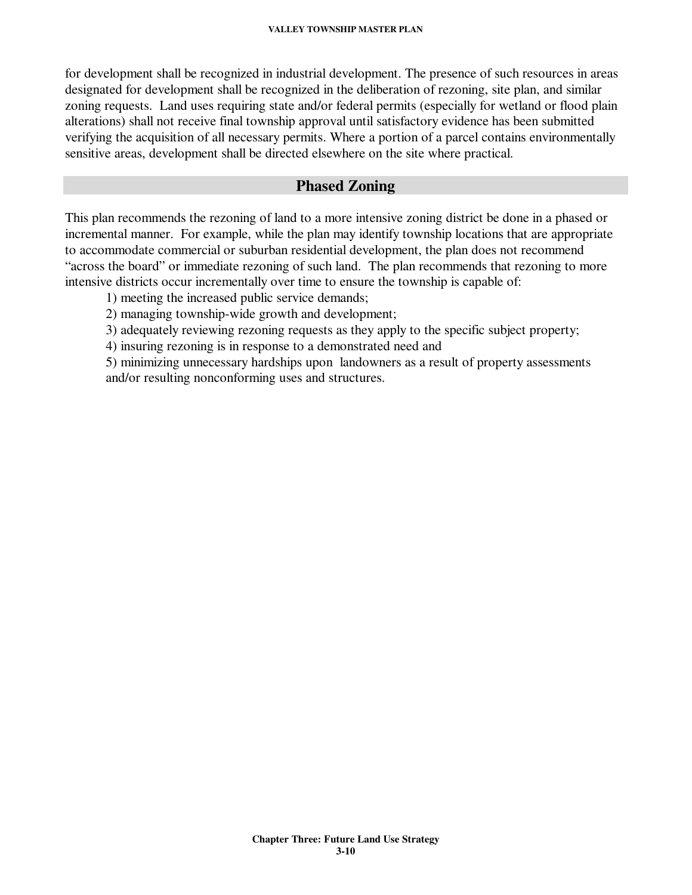for development shall be recognized in industrial development. The presence of such resources in areas designated for development shall be recognized in the deliberation of rezoning, site plan, and similar zoning requests. Land uses requiring state and/or federal permits (especially for wetland or flood plain alterations) shall not receive final township approval until satisfactory evidence has been submitted verifying the acquisition of all necessary permits. Where a portion of a parcel contains environmentally sensitive areas, development shall be directed elsewhere on the site where practical.

## Phased Zoning

This plan recommends the rezoning of land to a more intensive zoning district be done in a phased or incremental manner. For example, while the plan may identify township locations that are appropriate to accommodate commercial or suburban residential development, the plan does not recommend "across the board" or immediate rezoning of such land. The plan recommends that rezoning to more intensive districts occur incrementally over time to ensure the township is capable of:

1) meeting the increased public service demands;
2) managing township-wide growth and development;
3) adequately reviewing rezoning requests as they apply to the specific subject property;
4) insuring rezoning is in response to a demonstrated need and
5) minimizing unnecessary hardships upon landowners as a result of property assessments and/or resulting nonconforming uses and structures.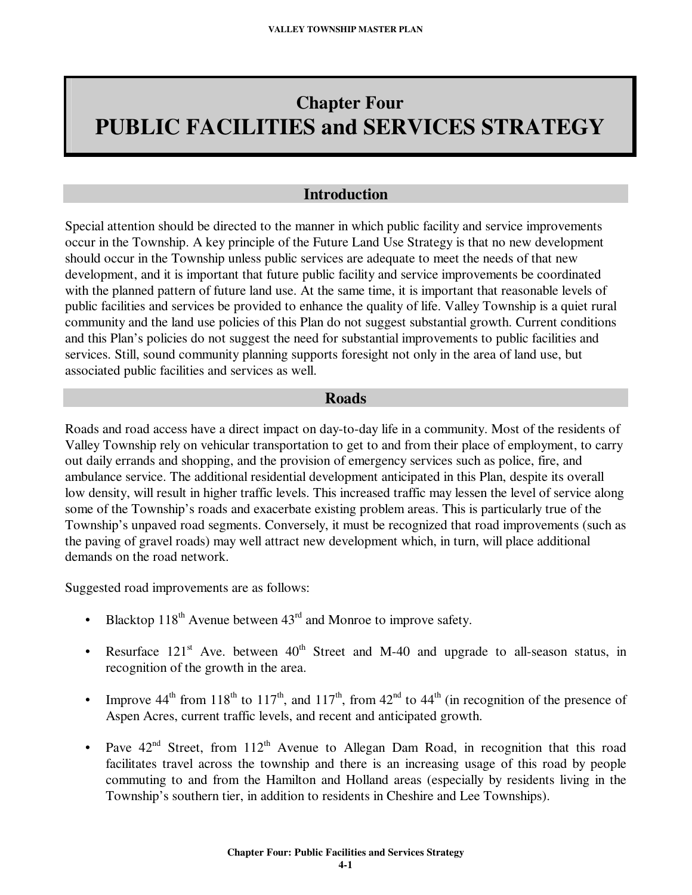# Chapter Four
# PUBLIC FACILITIES and SERVICES STRATEGY

## Introduction

Special attention should be directed to the manner in which public facility and service improvements occur in the Township. A key principle of the Future Land Use Strategy is that no new development should occur in the Township unless public services are adequate to meet the needs of that new development, and it is important that future public facility and service improvements be coordinated with the planned pattern of future land use. At the same time, it is important that reasonable levels of public facilities and services be provided to enhance the quality of life. Valley Township is a quiet rural community and the land use policies of this Plan do not suggest substantial growth. Current conditions and this Plan's policies do not suggest the need for substantial improvements to public facilities and services. Still, sound community planning supports foresight not only in the area of land use, but associated public facilities and services as well.

## Roads

Roads and road access have a direct impact on day-to-day life in a community. Most of the residents of Valley Township rely on vehicular transportation to get to and from their place of employment, to carry out daily errands and shopping, and the provision of emergency services such as police, fire, and ambulance service. The additional residential development anticipated in this Plan, despite its overall low density, will result in higher traffic levels. This increased traffic may lessen the level of service along some of the Township's roads and exacerbate existing problem areas. This is particularly true of the Township's unpaved road segments. Conversely, it must be recognized that road improvements (such as the paving of gravel roads) may well attract new development which, in turn, will place additional demands on the road network.

Suggested road improvements are as follows:

- Blacktop 118th Avenue between 43rd and Monroe to improve safety.
- Resurface 121st Ave. between 40th Street and M-40 and upgrade to all-season status, in recognition of the growth in the area.
- Improve 44th from 118th to 117th, and 117th, from 42nd to 44th (in recognition of the presence of Aspen Acres, current traffic levels, and recent and anticipated growth.
- Pave 42nd Street, from 112th Avenue to Allegan Dam Road, in recognition that this road facilitates travel across the township and there is an increasing usage of this road by people commuting to and from the Hamilton and Holland areas (especially by residents living in the Township's southern tier, in addition to residents in Cheshire and Lee Townships).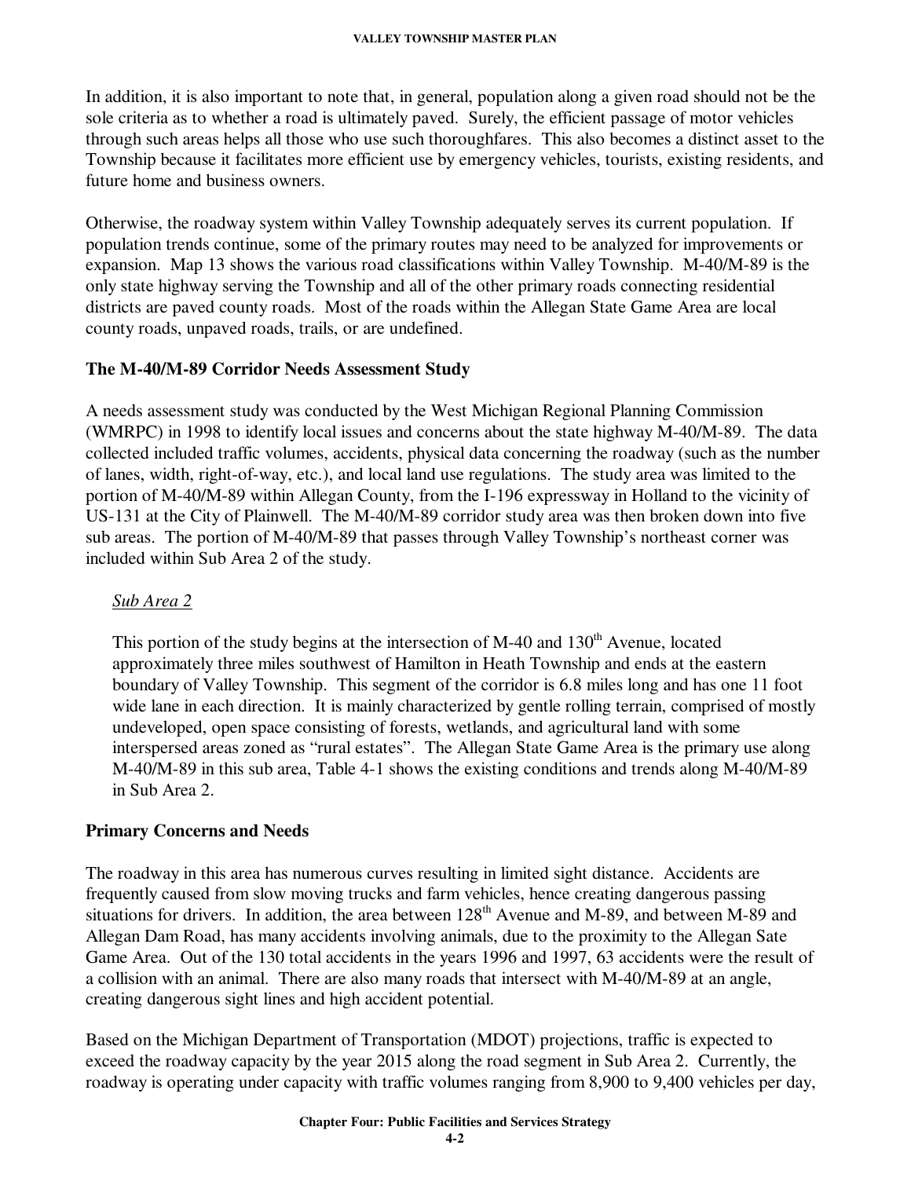In addition, it is also important to note that, in general, population along a given road should not be the sole criteria as to whether a road is ultimately paved. Surely, the efficient passage of motor vehicles through such areas helps all those who use such thoroughfares. This also becomes a distinct asset to the Township because it facilitates more efficient use by emergency vehicles, tourists, existing residents, and future home and business owners.

Otherwise, the roadway system within Valley Township adequately serves its current population. If population trends continue, some of the primary routes may need to be analyzed for improvements or expansion. Map 13 shows the various road classifications within Valley Township. M-40/M-89 is the only state highway serving the Township and all of the other primary roads connecting residential districts are paved county roads. Most of the roads within the Allegan State Game Area are local county roads, unpaved roads, trails, or are undefined.

## The M-40/M-89 Corridor Needs Assessment Study

A needs assessment study was conducted by the West Michigan Regional Planning Commission (WMRPC) in 1998 to identify local issues and concerns about the state highway M-40/M-89. The data collected included traffic volumes, accidents, physical data concerning the roadway (such as the number of lanes, width, right-of-way, etc.), and local land use regulations. The study area was limited to the portion of M-40/M-89 within Allegan County, from the I-196 expressway in Holland to the vicinity of US-131 at the City of Plainwell. The M-40/M-89 corridor study area was then broken down into five sub areas. The portion of M-40/M-89 that passes through Valley Township's northeast corner was included within Sub Area 2 of the study.

*Sub Area 2*

This portion of the study begins at the intersection of M-40 and 130th Avenue, located approximately three miles southwest of Hamilton in Heath Township and ends at the eastern boundary of Valley Township. This segment of the corridor is 6.8 miles long and has one 11 foot wide lane in each direction. It is mainly characterized by gentle rolling terrain, comprised of mostly undeveloped, open space consisting of forests, wetlands, and agricultural land with some interspersed areas zoned as "rural estates". The Allegan State Game Area is the primary use along M-40/M-89 in this sub area, Table 4-1 shows the existing conditions and trends along M-40/M-89 in Sub Area 2.

## Primary Concerns and Needs

The roadway in this area has numerous curves resulting in limited sight distance. Accidents are frequently caused from slow moving trucks and farm vehicles, hence creating dangerous passing situations for drivers. In addition, the area between 128th Avenue and M-89, and between M-89 and Allegan Dam Road, has many accidents involving animals, due to the proximity to the Allegan Sate Game Area. Out of the 130 total accidents in the years 1996 and 1997, 63 accidents were the result of a collision with an animal. There are also many roads that intersect with M-40/M-89 at an angle, creating dangerous sight lines and high accident potential.

Based on the Michigan Department of Transportation (MDOT) projections, traffic is expected to exceed the roadway capacity by the year 2015 along the road segment in Sub Area 2. Currently, the roadway is operating under capacity with traffic volumes ranging from 8,900 to 9,400 vehicles per day,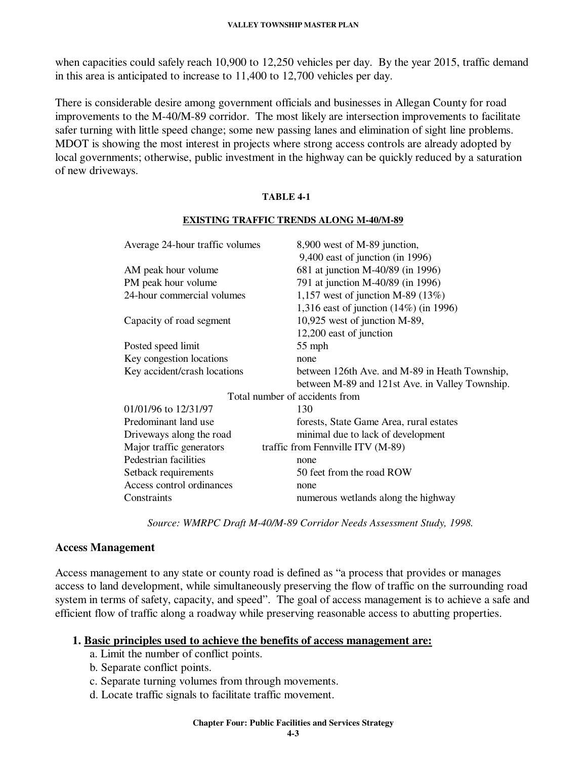when capacities could safely reach 10,900 to 12,250 vehicles per day. By the year 2015, traffic demand in this area is anticipated to increase to 11,400 to 12,700 vehicles per day.

There is considerable desire among government officials and businesses in Allegan County for road improvements to the M-40/M-89 corridor. The most likely are intersection improvements to facilitate safer turning with little speed change; some new passing lanes and elimination of sight line problems. MDOT is showing the most interest in projects where strong access controls are already adopted by local governments; otherwise, public investment in the highway can be quickly reduced by a saturation of new driveways.

**TABLE 4-1**

**EXISTING TRAFFIC TRENDS ALONG M-40/M-89**

| | |
|---|---|
| Average 24-hour traffic volumes | 8,900 west of M-89 junction, 9,400 east of junction (in 1996) |
| AM peak hour volume | 681 at junction M-40/89 (in 1996) |
| PM peak hour volume | 791 at junction M-40/89 (in 1996) |
| 24-hour commercial volumes | 1,157 west of junction M-89 (13%) 1,316 east of junction (14%) (in 1996) |
| Capacity of road segment | 10,925 west of junction M-89, 12,200 east of junction |
| Posted speed limit | 55 mph |
| Key congestion locations | none |
| Key accident/crash locations | between 126th Ave. and M-89 in Heath Township, between M-89 and 121st Ave. in Valley Township. |
| Total number of accidents from 01/01/96 to 12/31/97 | 130 |
| Predominant land use | forests, State Game Area, rural estates |
| Driveways along the road | minimal due to lack of development |
| Major traffic generators | traffic from Fennville ITV (M-89) |
| Pedestrian facilities | none |
| Setback requirements | 50 feet from the road ROW |
| Access control ordinances | none |
| Constraints | numerous wetlands along the highway |

*Source: WMRPC Draft M-40/M-89 Corridor Needs Assessment Study, 1998.*

## Access Management

Access management to any state or county road is defined as "a process that provides or manages access to land development, while simultaneously preserving the flow of traffic on the surrounding road system in terms of safety, capacity, and speed". The goal of access management is to achieve a safe and efficient flow of traffic along a roadway while preserving reasonable access to abutting properties.

1. **Basic principles used to achieve the benefits of access management are:**
   a. Limit the number of conflict points.
   b. Separate conflict points.
   c. Separate turning volumes from through movements.
   d. Locate traffic signals to facilitate traffic movement.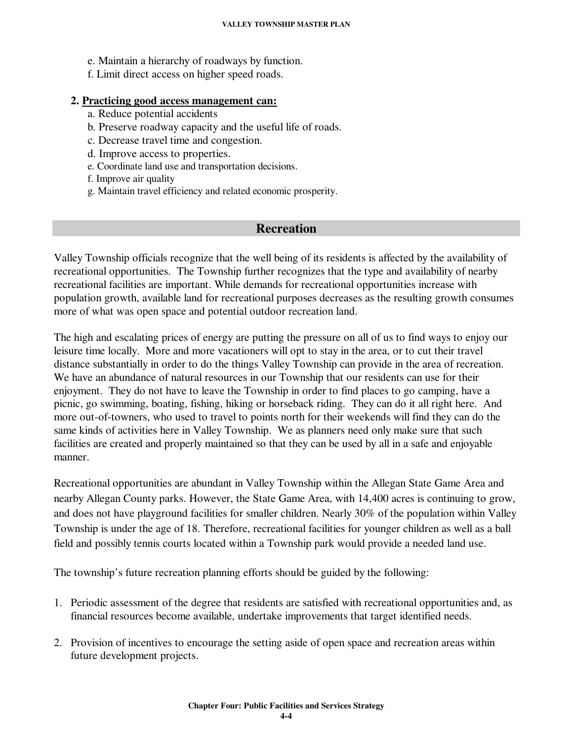e. Maintain a hierarchy of roadways by function.
f. Limit direct access on higher speed roads.

2. **Practicing good access management can:**
   a. Reduce potential accidents
   b. Preserve roadway capacity and the useful life of roads.
   c. Decrease travel time and congestion.
   d. Improve access to properties.
   e. Coordinate land use and transportation decisions.
   f. Improve air quality
   g. Maintain travel efficiency and related economic prosperity.

## Recreation

Valley Township officials recognize that the well being of its residents is affected by the availability of recreational opportunities. The Township further recognizes that the type and availability of nearby recreational facilities are important. While demands for recreational opportunities increase with population growth, available land for recreational purposes decreases as the resulting growth consumes more of what was open space and potential outdoor recreation land.

The high and escalating prices of energy are putting the pressure on all of us to find ways to enjoy our leisure time locally. More and more vacationers will opt to stay in the area, or to cut their travel distance substantially in order to do the things Valley Township can provide in the area of recreation. We have an abundance of natural resources in our Township that our residents can use for their enjoyment. They do not have to leave the Township in order to find places to go camping, have a picnic, go swimming, boating, fishing, hiking or horseback riding. They can do it all right here. And more out-of-towners, who used to travel to points north for their weekends will find they can do the same kinds of activities here in Valley Township. We as planners need only make sure that such facilities are created and properly maintained so that they can be used by all in a safe and enjoyable manner.

Recreational opportunities are abundant in Valley Township within the Allegan State Game Area and nearby Allegan County parks. However, the State Game Area, with 14,400 acres is continuing to grow, and does not have playground facilities for smaller children. Nearly 30% of the population within Valley Township is under the age of 18. Therefore, recreational facilities for younger children as well as a ball field and possibly tennis courts located within a Township park would provide a needed land use.

The township's future recreation planning efforts should be guided by the following:

1. Periodic assessment of the degree that residents are satisfied with recreational opportunities and, as financial resources become available, undertake improvements that target identified needs.

2. Provision of incentives to encourage the setting aside of open space and recreation areas within future development projects.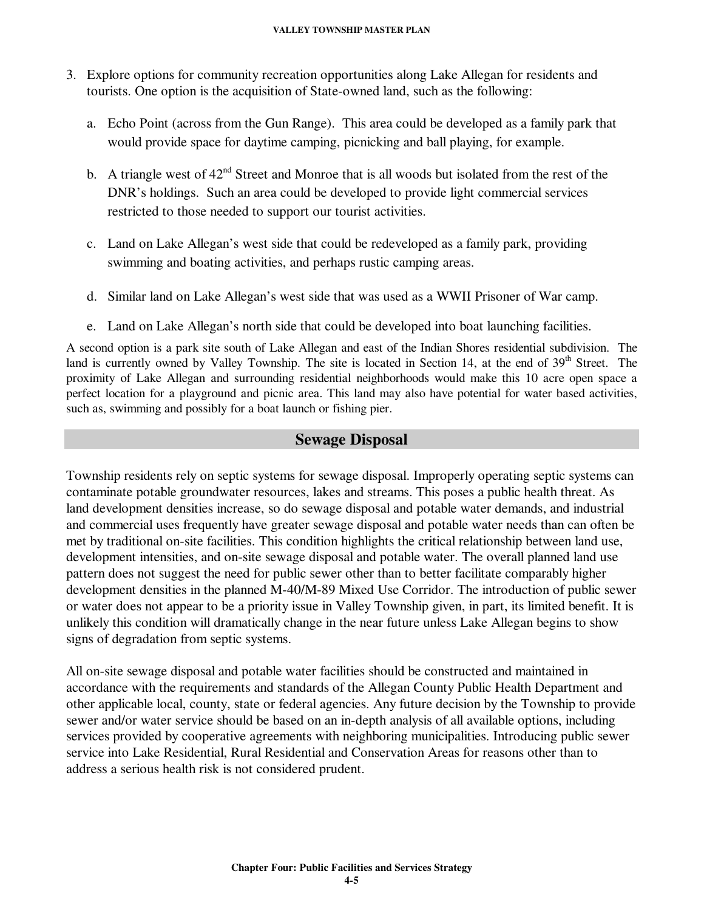3. Explore options for community recreation opportunities along Lake Allegan for residents and tourists. One option is the acquisition of State-owned land, such as the following:

   a. Echo Point (across from the Gun Range). This area could be developed as a family park that would provide space for daytime camping, picnicking and ball playing, for example.

   b. A triangle west of 42nd Street and Monroe that is all woods but isolated from the rest of the DNR's holdings. Such an area could be developed to provide light commercial services restricted to those needed to support our tourist activities.

   c. Land on Lake Allegan's west side that could be redeveloped as a family park, providing swimming and boating activities, and perhaps rustic camping areas.

   d. Similar land on Lake Allegan's west side that was used as a WWII Prisoner of War camp.

   e. Land on Lake Allegan's north side that could be developed into boat launching facilities.

A second option is a park site south of Lake Allegan and east of the Indian Shores residential subdivision. The land is currently owned by Valley Township. The site is located in Section 14, at the end of 39th Street. The proximity of Lake Allegan and surrounding residential neighborhoods would make this 10 acre open space a perfect location for a playground and picnic area. This land may also have potential for water based activities, such as, swimming and possibly for a boat launch or fishing pier.

## Sewage Disposal

Township residents rely on septic systems for sewage disposal. Improperly operating septic systems can contaminate potable groundwater resources, lakes and streams. This poses a public health threat. As land development densities increase, so do sewage disposal and potable water demands, and industrial and commercial uses frequently have greater sewage disposal and potable water needs than can often be met by traditional on-site facilities. This condition highlights the critical relationship between land use, development intensities, and on-site sewage disposal and potable water. The overall planned land use pattern does not suggest the need for public sewer other than to better facilitate comparably higher development densities in the planned M-40/M-89 Mixed Use Corridor. The introduction of public sewer or water does not appear to be a priority issue in Valley Township given, in part, its limited benefit. It is unlikely this condition will dramatically change in the near future unless Lake Allegan begins to show signs of degradation from septic systems.

All on-site sewage disposal and potable water facilities should be constructed and maintained in accordance with the requirements and standards of the Allegan County Public Health Department and other applicable local, county, state or federal agencies. Any future decision by the Township to provide sewer and/or water service should be based on an in-depth analysis of all available options, including services provided by cooperative agreements with neighboring municipalities. Introducing public sewer service into Lake Residential, Rural Residential and Conservation Areas for reasons other than to address a serious health risk is not considered prudent.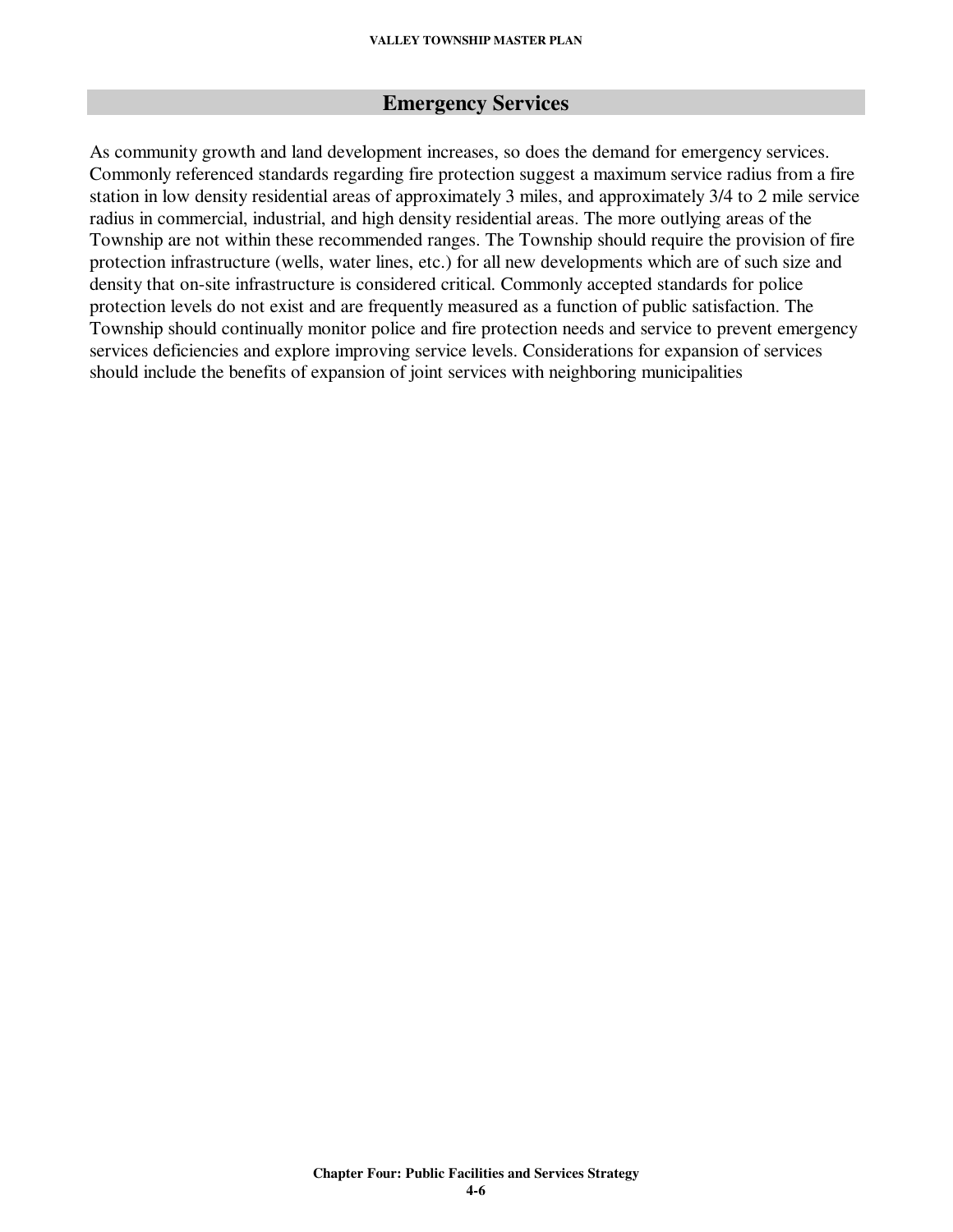## Emergency Services

As community growth and land development increases, so does the demand for emergency services. Commonly referenced standards regarding fire protection suggest a maximum service radius from a fire station in low density residential areas of approximately 3 miles, and approximately 3/4 to 2 mile service radius in commercial, industrial, and high density residential areas. The more outlying areas of the Township are not within these recommended ranges. The Township should require the provision of fire protection infrastructure (wells, water lines, etc.) for all new developments which are of such size and density that on-site infrastructure is considered critical. Commonly accepted standards for police protection levels do not exist and are frequently measured as a function of public satisfaction. The Township should continually monitor police and fire protection needs and service to prevent emergency services deficiencies and explore improving service levels. Considerations for expansion of services should include the benefits of expansion of joint services with neighboring municipalities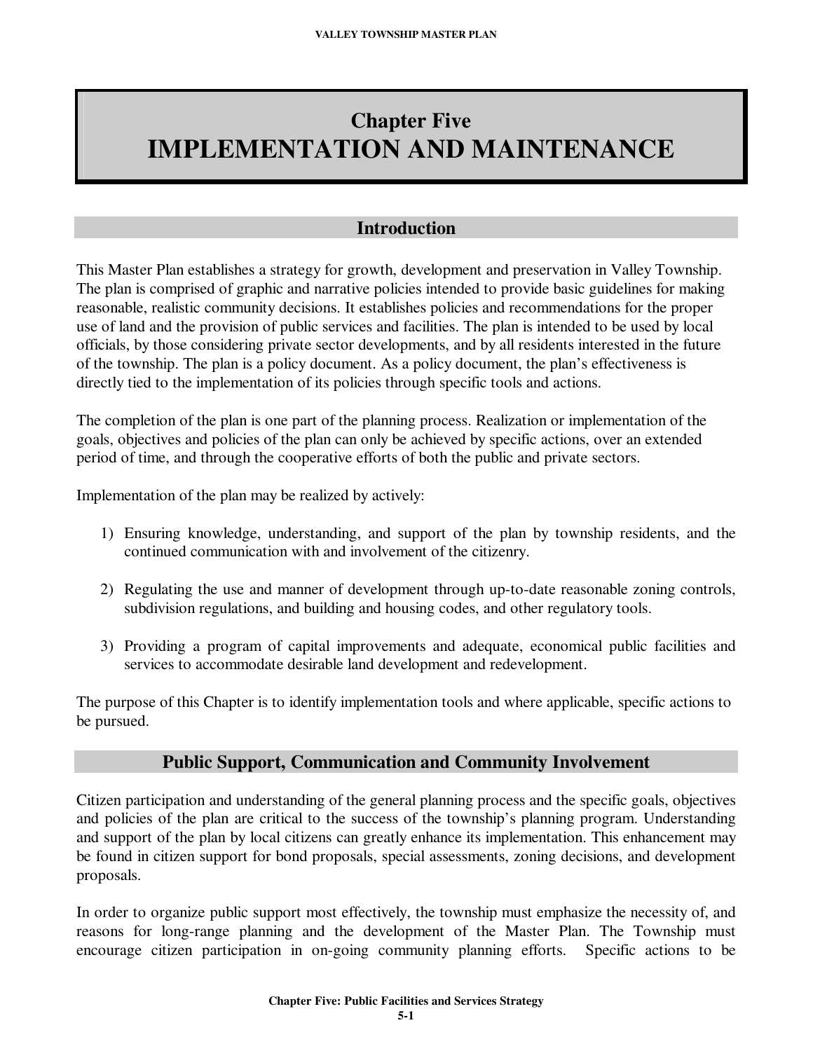# Chapter Five
# IMPLEMENTATION AND MAINTENANCE

## Introduction

This Master Plan establishes a strategy for growth, development and preservation in Valley Township. The plan is comprised of graphic and narrative policies intended to provide basic guidelines for making reasonable, realistic community decisions. It establishes policies and recommendations for the proper use of land and the provision of public services and facilities. The plan is intended to be used by local officials, by those considering private sector developments, and by all residents interested in the future of the township. The plan is a policy document. As a policy document, the plan's effectiveness is directly tied to the implementation of its policies through specific tools and actions.

The completion of the plan is one part of the planning process. Realization or implementation of the goals, objectives and policies of the plan can only be achieved by specific actions, over an extended period of time, and through the cooperative efforts of both the public and private sectors.

Implementation of the plan may be realized by actively:

1) Ensuring knowledge, understanding, and support of the plan by township residents, and the continued communication with and involvement of the citizenry.

2) Regulating the use and manner of development through up-to-date reasonable zoning controls, subdivision regulations, and building and housing codes, and other regulatory tools.

3) Providing a program of capital improvements and adequate, economical public facilities and services to accommodate desirable land development and redevelopment.

The purpose of this Chapter is to identify implementation tools and where applicable, specific actions to be pursued.

## Public Support, Communication and Community Involvement

Citizen participation and understanding of the general planning process and the specific goals, objectives and policies of the plan are critical to the success of the township's planning program. Understanding and support of the plan by local citizens can greatly enhance its implementation. This enhancement may be found in citizen support for bond proposals, special assessments, zoning decisions, and development proposals.

In order to organize public support most effectively, the township must emphasize the necessity of, and reasons for long-range planning and the development of the Master Plan. The Township must encourage citizen participation in on-going community planning efforts. Specific actions to be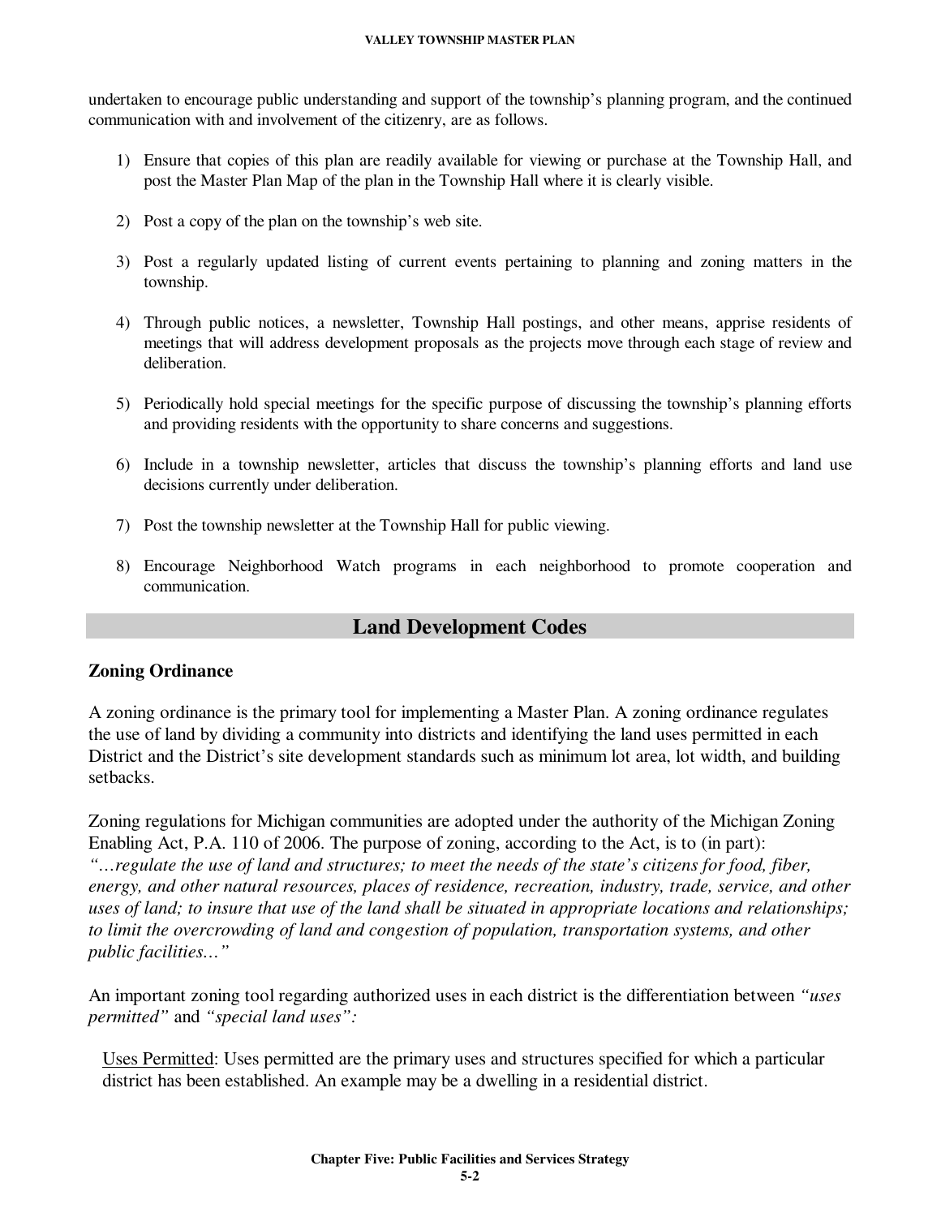undertaken to encourage public understanding and support of the township's planning program, and the continued communication with and involvement of the citizenry, are as follows.

1) Ensure that copies of this plan are readily available for viewing or purchase at the Township Hall, and post the Master Plan Map of the plan in the Township Hall where it is clearly visible.

2) Post a copy of the plan on the township's web site.

3) Post a regularly updated listing of current events pertaining to planning and zoning matters in the township.

4) Through public notices, a newsletter, Township Hall postings, and other means, apprise residents of meetings that will address development proposals as the projects move through each stage of review and deliberation.

5) Periodically hold special meetings for the specific purpose of discussing the township's planning efforts and providing residents with the opportunity to share concerns and suggestions.

6) Include in a township newsletter, articles that discuss the township's planning efforts and land use decisions currently under deliberation.

7) Post the township newsletter at the Township Hall for public viewing.

8) Encourage Neighborhood Watch programs in each neighborhood to promote cooperation and communication.

## Land Development Codes

### Zoning Ordinance

A zoning ordinance is the primary tool for implementing a Master Plan. A zoning ordinance regulates the use of land by dividing a community into districts and identifying the land uses permitted in each District and the District's site development standards such as minimum lot area, lot width, and building setbacks.

Zoning regulations for Michigan communities are adopted under the authority of the Michigan Zoning Enabling Act, P.A. 110 of 2006. The purpose of zoning, according to the Act, is to (in part): *"…regulate the use of land and structures; to meet the needs of the state's citizens for food, fiber, energy, and other natural resources, places of residence, recreation, industry, trade, service, and other uses of land; to insure that use of the land shall be situated in appropriate locations and relationships; to limit the overcrowding of land and congestion of population, transportation systems, and other public facilities…"*

An important zoning tool regarding authorized uses in each district is the differentiation between *"uses permitted"* and *"special land uses":*

Uses Permitted: Uses permitted are the primary uses and structures specified for which a particular district has been established. An example may be a dwelling in a residential district.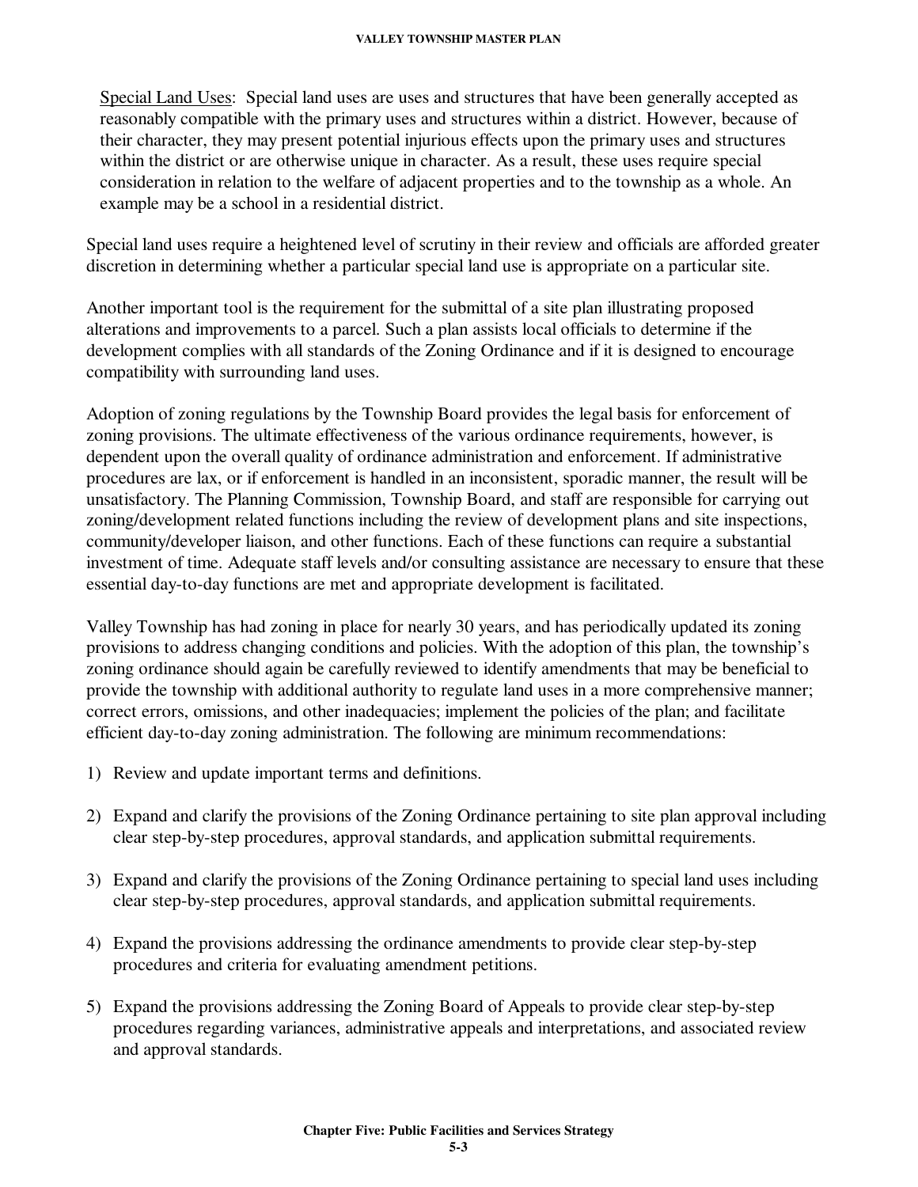Special Land Uses: Special land uses are uses and structures that have been generally accepted as reasonably compatible with the primary uses and structures within a district. However, because of their character, they may present potential injurious effects upon the primary uses and structures within the district or are otherwise unique in character. As a result, these uses require special consideration in relation to the welfare of adjacent properties and to the township as a whole. An example may be a school in a residential district.

Special land uses require a heightened level of scrutiny in their review and officials are afforded greater discretion in determining whether a particular special land use is appropriate on a particular site.

Another important tool is the requirement for the submittal of a site plan illustrating proposed alterations and improvements to a parcel. Such a plan assists local officials to determine if the development complies with all standards of the Zoning Ordinance and if it is designed to encourage compatibility with surrounding land uses.

Adoption of zoning regulations by the Township Board provides the legal basis for enforcement of zoning provisions. The ultimate effectiveness of the various ordinance requirements, however, is dependent upon the overall quality of ordinance administration and enforcement. If administrative procedures are lax, or if enforcement is handled in an inconsistent, sporadic manner, the result will be unsatisfactory. The Planning Commission, Township Board, and staff are responsible for carrying out zoning/development related functions including the review of development plans and site inspections, community/developer liaison, and other functions. Each of these functions can require a substantial investment of time. Adequate staff levels and/or consulting assistance are necessary to ensure that these essential day-to-day functions are met and appropriate development is facilitated.

Valley Township has had zoning in place for nearly 30 years, and has periodically updated its zoning provisions to address changing conditions and policies. With the adoption of this plan, the township's zoning ordinance should again be carefully reviewed to identify amendments that may be beneficial to provide the township with additional authority to regulate land uses in a more comprehensive manner; correct errors, omissions, and other inadequacies; implement the policies of the plan; and facilitate efficient day-to-day zoning administration. The following are minimum recommendations:

1) Review and update important terms and definitions.

2) Expand and clarify the provisions of the Zoning Ordinance pertaining to site plan approval including clear step-by-step procedures, approval standards, and application submittal requirements.

3) Expand and clarify the provisions of the Zoning Ordinance pertaining to special land uses including clear step-by-step procedures, approval standards, and application submittal requirements.

4) Expand the provisions addressing the ordinance amendments to provide clear step-by-step procedures and criteria for evaluating amendment petitions.

5) Expand the provisions addressing the Zoning Board of Appeals to provide clear step-by-step procedures regarding variances, administrative appeals and interpretations, and associated review and approval standards.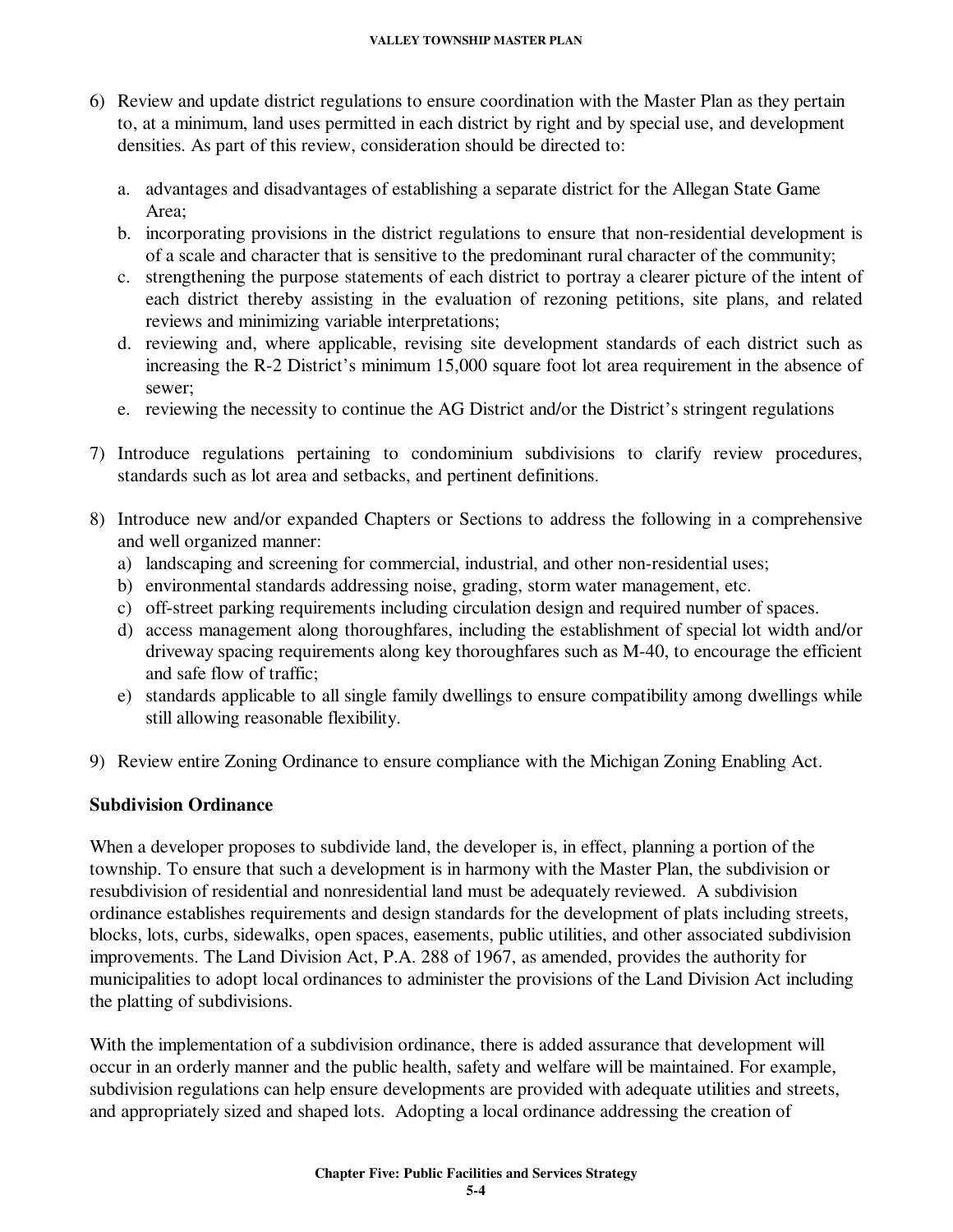6) Review and update district regulations to ensure coordination with the Master Plan as they pertain to, at a minimum, land uses permitted in each district by right and by special use, and development densities. As part of this review, consideration should be directed to:

   a. advantages and disadvantages of establishing a separate district for the Allegan State Game Area;
   b. incorporating provisions in the district regulations to ensure that non-residential development is of a scale and character that is sensitive to the predominant rural character of the community;
   c. strengthening the purpose statements of each district to portray a clearer picture of the intent of each district thereby assisting in the evaluation of rezoning petitions, site plans, and related reviews and minimizing variable interpretations;
   d. reviewing and, where applicable, revising site development standards of each district such as increasing the R-2 District's minimum 15,000 square foot lot area requirement in the absence of sewer;
   e. reviewing the necessity to continue the AG District and/or the District's stringent regulations

7) Introduce regulations pertaining to condominium subdivisions to clarify review procedures, standards such as lot area and setbacks, and pertinent definitions.

8) Introduce new and/or expanded Chapters or Sections to address the following in a comprehensive and well organized manner:
   a) landscaping and screening for commercial, industrial, and other non-residential uses;
   b) environmental standards addressing noise, grading, storm water management, etc.
   c) off-street parking requirements including circulation design and required number of spaces.
   d) access management along thoroughfares, including the establishment of special lot width and/or driveway spacing requirements along key thoroughfares such as M-40, to encourage the efficient and safe flow of traffic;
   e) standards applicable to all single family dwellings to ensure compatibility among dwellings while still allowing reasonable flexibility.

9) Review entire Zoning Ordinance to ensure compliance with the Michigan Zoning Enabling Act.

**Subdivision Ordinance**

When a developer proposes to subdivide land, the developer is, in effect, planning a portion of the township. To ensure that such a development is in harmony with the Master Plan, the subdivision or resubdivision of residential and nonresidential land must be adequately reviewed. A subdivision ordinance establishes requirements and design standards for the development of plats including streets, blocks, lots, curbs, sidewalks, open spaces, easements, public utilities, and other associated subdivision improvements. The Land Division Act, P.A. 288 of 1967, as amended, provides the authority for municipalities to adopt local ordinances to administer the provisions of the Land Division Act including the platting of subdivisions.

With the implementation of a subdivision ordinance, there is added assurance that development will occur in an orderly manner and the public health, safety and welfare will be maintained. For example, subdivision regulations can help ensure developments are provided with adequate utilities and streets, and appropriately sized and shaped lots. Adopting a local ordinance addressing the creation of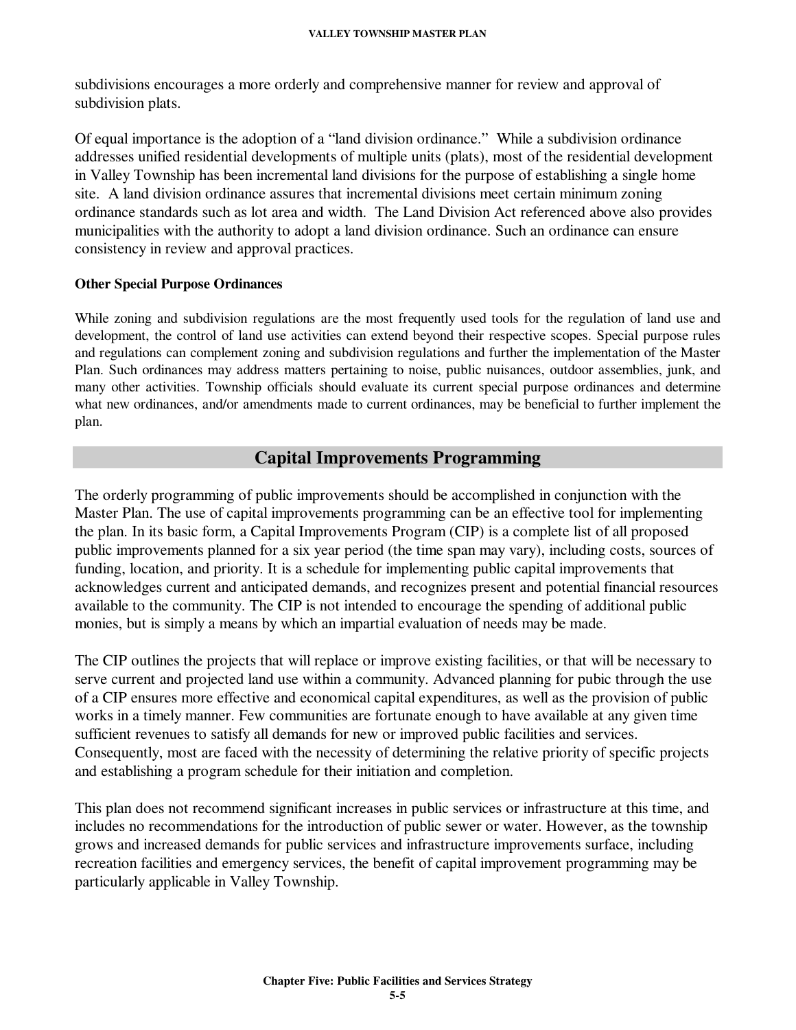subdivisions encourages a more orderly and comprehensive manner for review and approval of subdivision plats.

Of equal importance is the adoption of a "land division ordinance." While a subdivision ordinance addresses unified residential developments of multiple units (plats), most of the residential development in Valley Township has been incremental land divisions for the purpose of establishing a single home site. A land division ordinance assures that incremental divisions meet certain minimum zoning ordinance standards such as lot area and width. The Land Division Act referenced above also provides municipalities with the authority to adopt a land division ordinance. Such an ordinance can ensure consistency in review and approval practices.

**Other Special Purpose Ordinances**

While zoning and subdivision regulations are the most frequently used tools for the regulation of land use and development, the control of land use activities can extend beyond their respective scopes. Special purpose rules and regulations can complement zoning and subdivision regulations and further the implementation of the Master Plan. Such ordinances may address matters pertaining to noise, public nuisances, outdoor assemblies, junk, and many other activities. Township officials should evaluate its current special purpose ordinances and determine what new ordinances, and/or amendments made to current ordinances, may be beneficial to further implement the plan.

## Capital Improvements Programming

The orderly programming of public improvements should be accomplished in conjunction with the Master Plan. The use of capital improvements programming can be an effective tool for implementing the plan. In its basic form, a Capital Improvements Program (CIP) is a complete list of all proposed public improvements planned for a six year period (the time span may vary), including costs, sources of funding, location, and priority. It is a schedule for implementing public capital improvements that acknowledges current and anticipated demands, and recognizes present and potential financial resources available to the community. The CIP is not intended to encourage the spending of additional public monies, but is simply a means by which an impartial evaluation of needs may be made.

The CIP outlines the projects that will replace or improve existing facilities, or that will be necessary to serve current and projected land use within a community. Advanced planning for pubic through the use of a CIP ensures more effective and economical capital expenditures, as well as the provision of public works in a timely manner. Few communities are fortunate enough to have available at any given time sufficient revenues to satisfy all demands for new or improved public facilities and services. Consequently, most are faced with the necessity of determining the relative priority of specific projects and establishing a program schedule for their initiation and completion.

This plan does not recommend significant increases in public services or infrastructure at this time, and includes no recommendations for the introduction of public sewer or water. However, as the township grows and increased demands for public services and infrastructure improvements surface, including recreation facilities and emergency services, the benefit of capital improvement programming may be particularly applicable in Valley Township.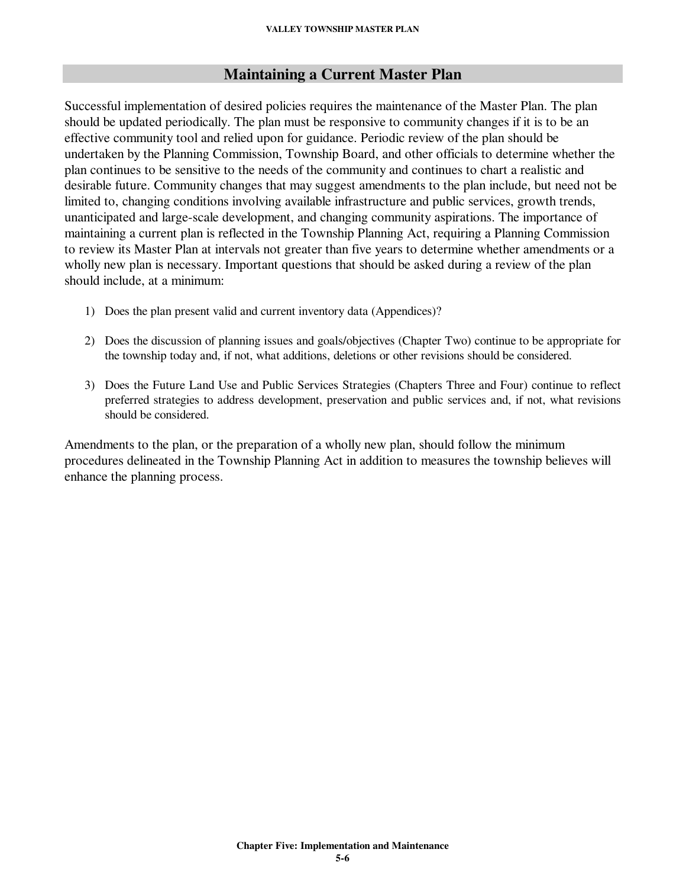## Maintaining a Current Master Plan

Successful implementation of desired policies requires the maintenance of the Master Plan. The plan should be updated periodically. The plan must be responsive to community changes if it is to be an effective community tool and relied upon for guidance. Periodic review of the plan should be undertaken by the Planning Commission, Township Board, and other officials to determine whether the plan continues to be sensitive to the needs of the community and continues to chart a realistic and desirable future. Community changes that may suggest amendments to the plan include, but need not be limited to, changing conditions involving available infrastructure and public services, growth trends, unanticipated and large-scale development, and changing community aspirations. The importance of maintaining a current plan is reflected in the Township Planning Act, requiring a Planning Commission to review its Master Plan at intervals not greater than five years to determine whether amendments or a wholly new plan is necessary. Important questions that should be asked during a review of the plan should include, at a minimum:

1) Does the plan present valid and current inventory data (Appendices)?

2) Does the discussion of planning issues and goals/objectives (Chapter Two) continue to be appropriate for the township today and, if not, what additions, deletions or other revisions should be considered.

3) Does the Future Land Use and Public Services Strategies (Chapters Three and Four) continue to reflect preferred strategies to address development, preservation and public services and, if not, what revisions should be considered.

Amendments to the plan, or the preparation of a wholly new plan, should follow the minimum procedures delineated in the Township Planning Act in addition to measures the township believes will enhance the planning process.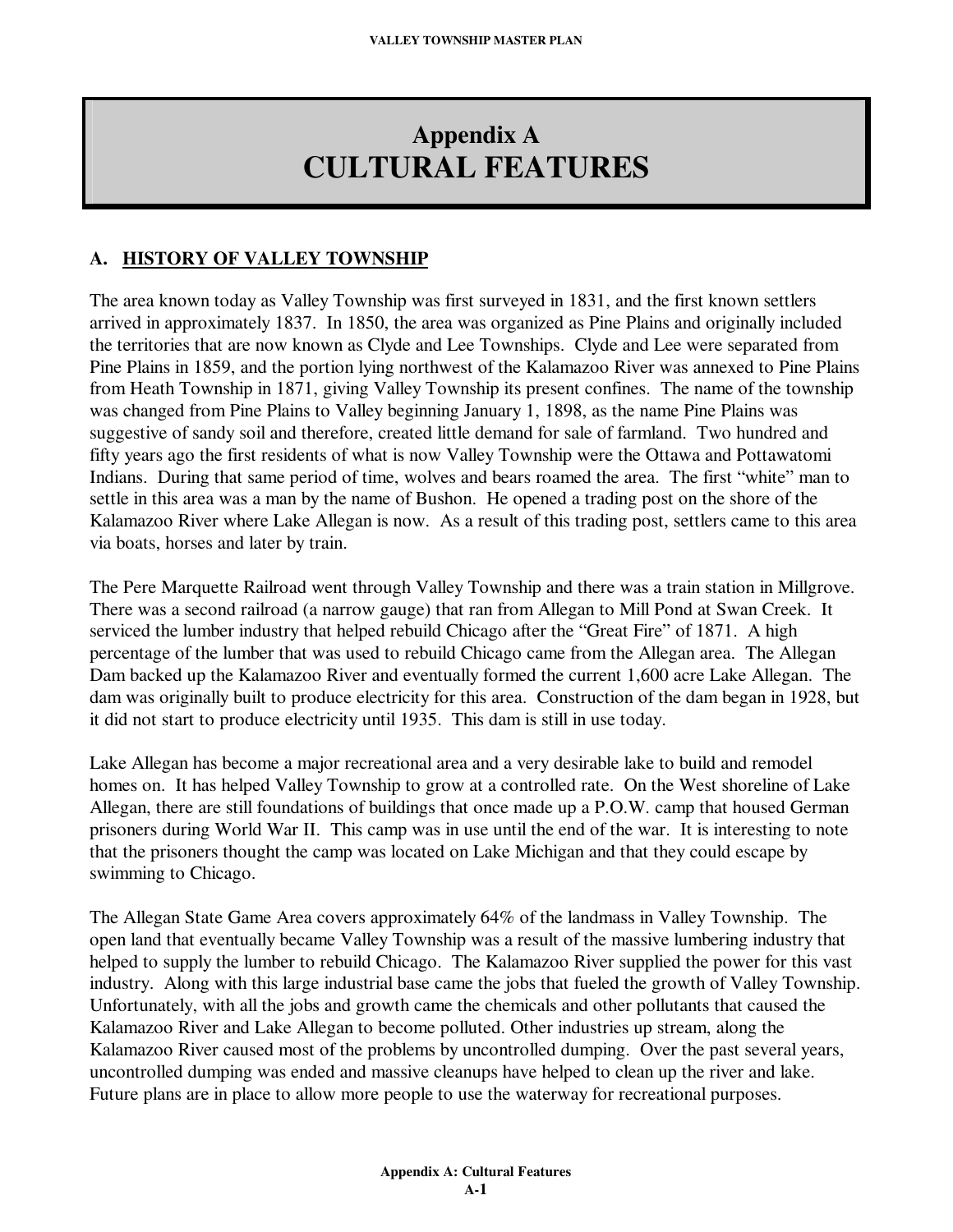# Appendix A
# CULTURAL FEATURES

## A. HISTORY OF VALLEY TOWNSHIP

The area known today as Valley Township was first surveyed in 1831, and the first known settlers arrived in approximately 1837. In 1850, the area was organized as Pine Plains and originally included the territories that are now known as Clyde and Lee Townships. Clyde and Lee were separated from Pine Plains in 1859, and the portion lying northwest of the Kalamazoo River was annexed to Pine Plains from Heath Township in 1871, giving Valley Township its present confines. The name of the township was changed from Pine Plains to Valley beginning January 1, 1898, as the name Pine Plains was suggestive of sandy soil and therefore, created little demand for sale of farmland. Two hundred and fifty years ago the first residents of what is now Valley Township were the Ottawa and Pottawatomi Indians. During that same period of time, wolves and bears roamed the area. The first "white" man to settle in this area was a man by the name of Bushon. He opened a trading post on the shore of the Kalamazoo River where Lake Allegan is now. As a result of this trading post, settlers came to this area via boats, horses and later by train.

The Pere Marquette Railroad went through Valley Township and there was a train station in Millgrove. There was a second railroad (a narrow gauge) that ran from Allegan to Mill Pond at Swan Creek. It serviced the lumber industry that helped rebuild Chicago after the "Great Fire" of 1871. A high percentage of the lumber that was used to rebuild Chicago came from the Allegan area. The Allegan Dam backed up the Kalamazoo River and eventually formed the current 1,600 acre Lake Allegan. The dam was originally built to produce electricity for this area. Construction of the dam began in 1928, but it did not start to produce electricity until 1935. This dam is still in use today.

Lake Allegan has become a major recreational area and a very desirable lake to build and remodel homes on. It has helped Valley Township to grow at a controlled rate. On the West shoreline of Lake Allegan, there are still foundations of buildings that once made up a P.O.W. camp that housed German prisoners during World War II. This camp was in use until the end of the war. It is interesting to note that the prisoners thought the camp was located on Lake Michigan and that they could escape by swimming to Chicago.

The Allegan State Game Area covers approximately 64% of the landmass in Valley Township. The open land that eventually became Valley Township was a result of the massive lumbering industry that helped to supply the lumber to rebuild Chicago. The Kalamazoo River supplied the power for this vast industry. Along with this large industrial base came the jobs that fueled the growth of Valley Township. Unfortunately, with all the jobs and growth came the chemicals and other pollutants that caused the Kalamazoo River and Lake Allegan to become polluted. Other industries up stream, along the Kalamazoo River caused most of the problems by uncontrolled dumping. Over the past several years, uncontrolled dumping was ended and massive cleanups have helped to clean up the river and lake. Future plans are in place to allow more people to use the waterway for recreational purposes.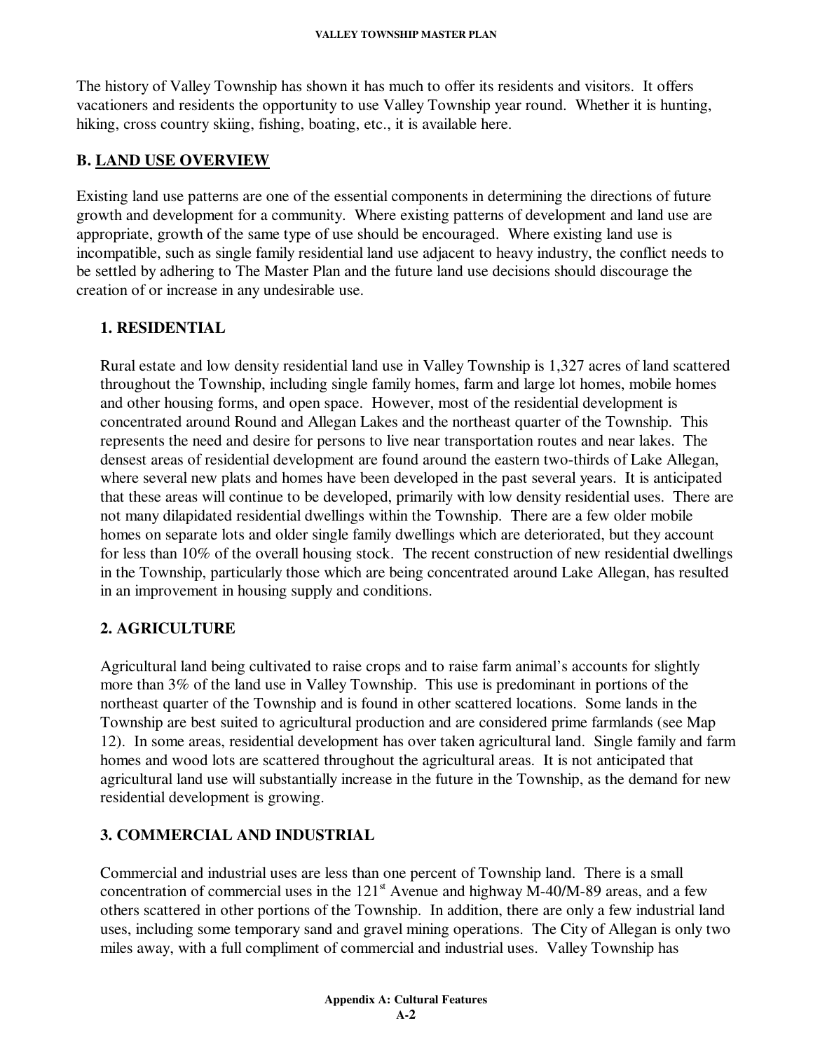The history of Valley Township has shown it has much to offer its residents and visitors. It offers vacationers and residents the opportunity to use Valley Township year round. Whether it is hunting, hiking, cross country skiing, fishing, boating, etc., it is available here.

## B. LAND USE OVERVIEW

Existing land use patterns are one of the essential components in determining the directions of future growth and development for a community. Where existing patterns of development and land use are appropriate, growth of the same type of use should be encouraged. Where existing land use is incompatible, such as single family residential land use adjacent to heavy industry, the conflict needs to be settled by adhering to The Master Plan and the future land use decisions should discourage the creation of or increase in any undesirable use.

### 1. RESIDENTIAL

Rural estate and low density residential land use in Valley Township is 1,327 acres of land scattered throughout the Township, including single family homes, farm and large lot homes, mobile homes and other housing forms, and open space. However, most of the residential development is concentrated around Round and Allegan Lakes and the northeast quarter of the Township. This represents the need and desire for persons to live near transportation routes and near lakes. The densest areas of residential development are found around the eastern two-thirds of Lake Allegan, where several new plats and homes have been developed in the past several years. It is anticipated that these areas will continue to be developed, primarily with low density residential uses. There are not many dilapidated residential dwellings within the Township. There are a few older mobile homes on separate lots and older single family dwellings which are deteriorated, but they account for less than 10% of the overall housing stock. The recent construction of new residential dwellings in the Township, particularly those which are being concentrated around Lake Allegan, has resulted in an improvement in housing supply and conditions.

### 2. AGRICULTURE

Agricultural land being cultivated to raise crops and to raise farm animal's accounts for slightly more than 3% of the land use in Valley Township. This use is predominant in portions of the northeast quarter of the Township and is found in other scattered locations. Some lands in the Township are best suited to agricultural production and are considered prime farmlands (see Map 12). In some areas, residential development has over taken agricultural land. Single family and farm homes and wood lots are scattered throughout the agricultural areas. It is not anticipated that agricultural land use will substantially increase in the future in the Township, as the demand for new residential development is growing.

### 3. COMMERCIAL AND INDUSTRIAL

Commercial and industrial uses are less than one percent of Township land. There is a small concentration of commercial uses in the 121st Avenue and highway M-40/M-89 areas, and a few others scattered in other portions of the Township. In addition, there are only a few industrial land uses, including some temporary sand and gravel mining operations. The City of Allegan is only two miles away, with a full compliment of commercial and industrial uses. Valley Township has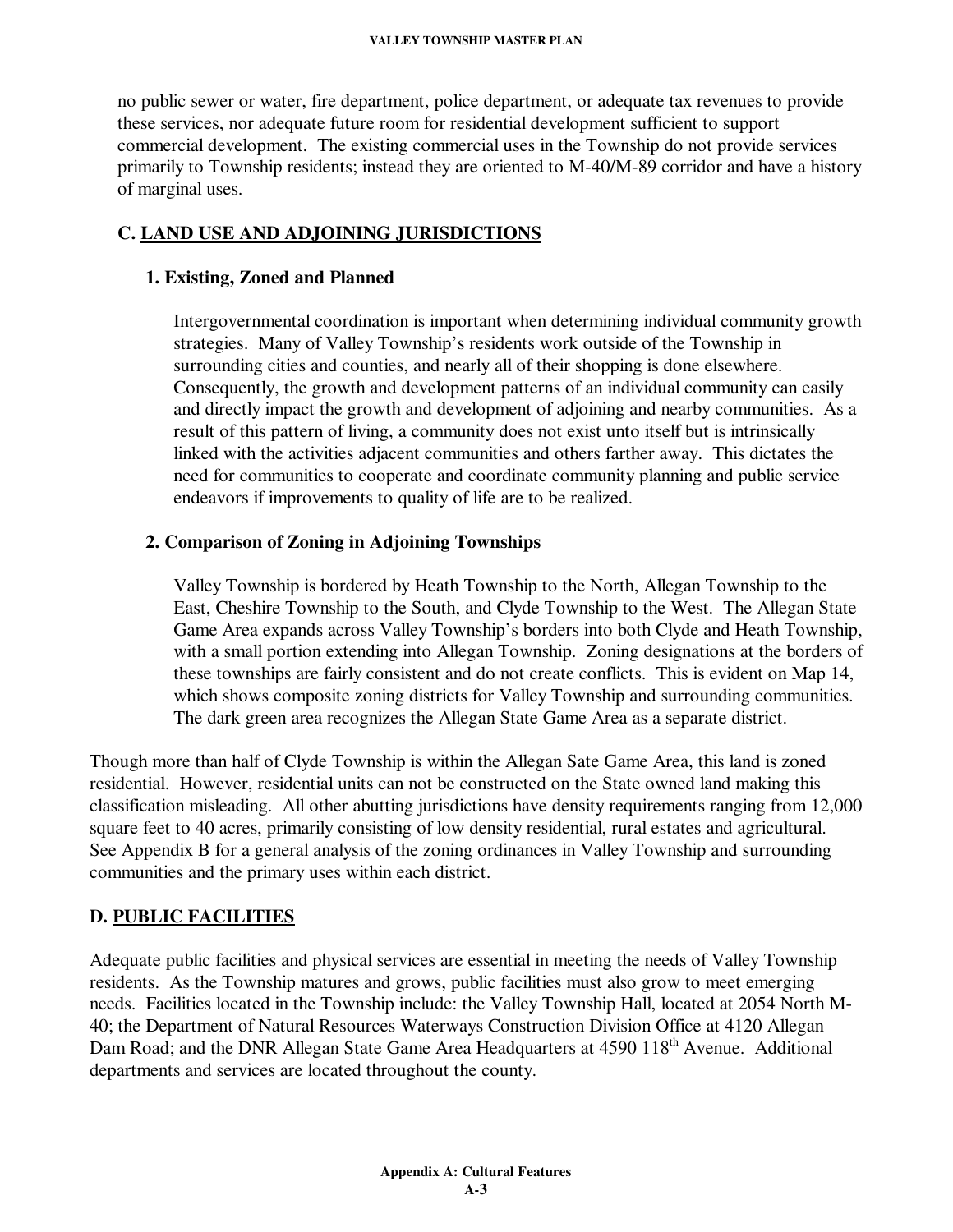no public sewer or water, fire department, police department, or adequate tax revenues to provide these services, nor adequate future room for residential development sufficient to support commercial development. The existing commercial uses in the Township do not provide services primarily to Township residents; instead they are oriented to M-40/M-89 corridor and have a history of marginal uses.

## C. LAND USE AND ADJOINING JURISDICTIONS

### 1. Existing, Zoned and Planned

Intergovernmental coordination is important when determining individual community growth strategies. Many of Valley Township's residents work outside of the Township in surrounding cities and counties, and nearly all of their shopping is done elsewhere. Consequently, the growth and development patterns of an individual community can easily and directly impact the growth and development of adjoining and nearby communities. As a result of this pattern of living, a community does not exist unto itself but is intrinsically linked with the activities adjacent communities and others farther away. This dictates the need for communities to cooperate and coordinate community planning and public service endeavors if improvements to quality of life are to be realized.

### 2. Comparison of Zoning in Adjoining Townships

Valley Township is bordered by Heath Township to the North, Allegan Township to the East, Cheshire Township to the South, and Clyde Township to the West. The Allegan State Game Area expands across Valley Township's borders into both Clyde and Heath Township, with a small portion extending into Allegan Township. Zoning designations at the borders of these townships are fairly consistent and do not create conflicts. This is evident on Map 14, which shows composite zoning districts for Valley Township and surrounding communities. The dark green area recognizes the Allegan State Game Area as a separate district.

Though more than half of Clyde Township is within the Allegan Sate Game Area, this land is zoned residential. However, residential units can not be constructed on the State owned land making this classification misleading. All other abutting jurisdictions have density requirements ranging from 12,000 square feet to 40 acres, primarily consisting of low density residential, rural estates and agricultural. See Appendix B for a general analysis of the zoning ordinances in Valley Township and surrounding communities and the primary uses within each district.

## D. PUBLIC FACILITIES

Adequate public facilities and physical services are essential in meeting the needs of Valley Township residents. As the Township matures and grows, public facilities must also grow to meet emerging needs. Facilities located in the Township include: the Valley Township Hall, located at 2054 North M-40; the Department of Natural Resources Waterways Construction Division Office at 4120 Allegan Dam Road; and the DNR Allegan State Game Area Headquarters at 4590 118th Avenue. Additional departments and services are located throughout the county.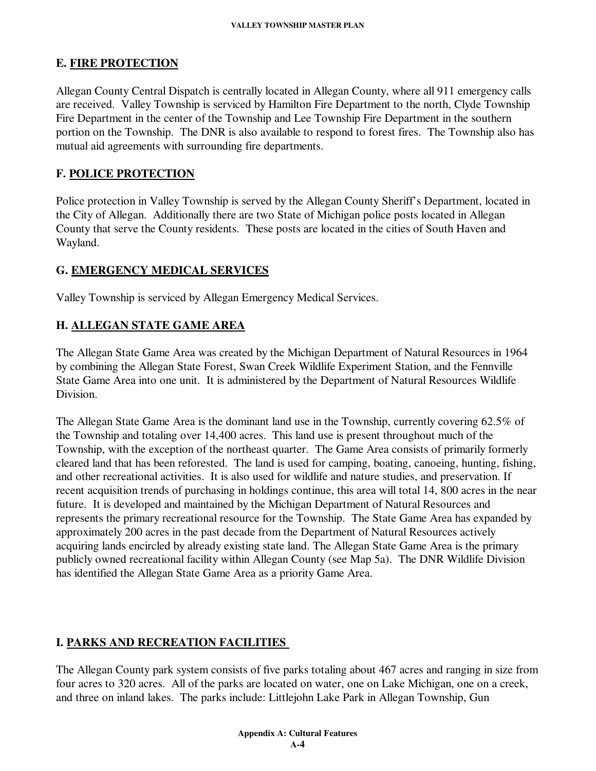## E. FIRE PROTECTION

Allegan County Central Dispatch is centrally located in Allegan County, where all 911 emergency calls are received. Valley Township is serviced by Hamilton Fire Department to the north, Clyde Township Fire Department in the center of the Township and Lee Township Fire Department in the southern portion on the Township. The DNR is also available to respond to forest fires. The Township also has mutual aid agreements with surrounding fire departments.

## F. POLICE PROTECTION

Police protection in Valley Township is served by the Allegan County Sheriff's Department, located in the City of Allegan. Additionally there are two State of Michigan police posts located in Allegan County that serve the County residents. These posts are located in the cities of South Haven and Wayland.

## G. EMERGENCY MEDICAL SERVICES

Valley Township is serviced by Allegan Emergency Medical Services.

## H. ALLEGAN STATE GAME AREA

The Allegan State Game Area was created by the Michigan Department of Natural Resources in 1964 by combining the Allegan State Forest, Swan Creek Wildlife Experiment Station, and the Fennville State Game Area into one unit. It is administered by the Department of Natural Resources Wildlife Division.

The Allegan State Game Area is the dominant land use in the Township, currently covering 62.5% of the Township and totaling over 14,400 acres. This land use is present throughout much of the Township, with the exception of the northeast quarter. The Game Area consists of primarily formerly cleared land that has been reforested. The land is used for camping, boating, canoeing, hunting, fishing, and other recreational activities. It is also used for wildlife and nature studies, and preservation. If recent acquisition trends of purchasing in holdings continue, this area will total 14, 800 acres in the near future. It is developed and maintained by the Michigan Department of Natural Resources and represents the primary recreational resource for the Township. The State Game Area has expanded by approximately 200 acres in the past decade from the Department of Natural Resources actively acquiring lands encircled by already existing state land. The Allegan State Game Area is the primary publicly owned recreational facility within Allegan County (see Map 5a). The DNR Wildlife Division has identified the Allegan State Game Area as a priority Game Area.

## I. PARKS AND RECREATION FACILITIES

The Allegan County park system consists of five parks totaling about 467 acres and ranging in size from four acres to 320 acres. All of the parks are located on water, one on Lake Michigan, one on a creek, and three on inland lakes. The parks include: Littlejohn Lake Park in Allegan Township, Gun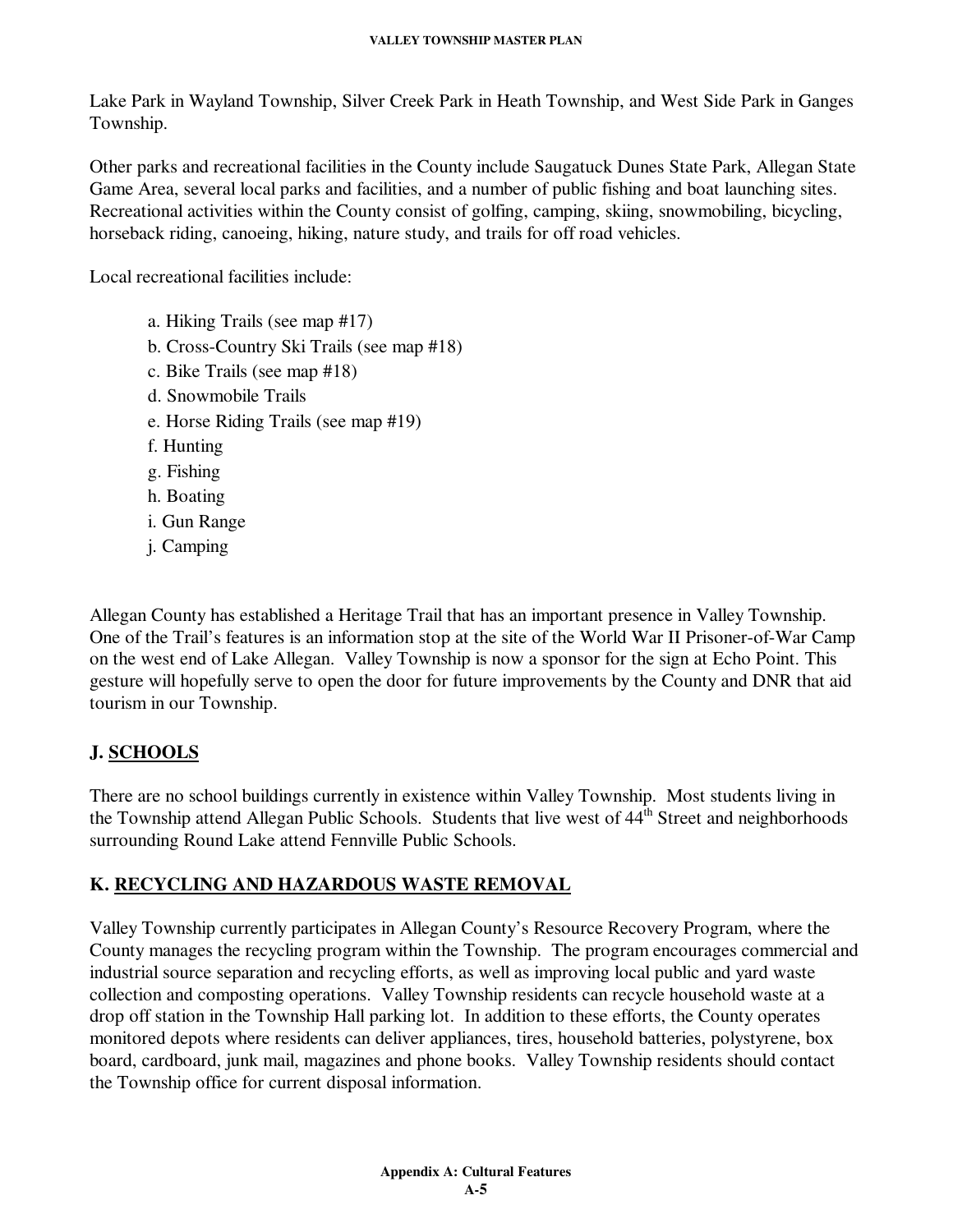Lake Park in Wayland Township, Silver Creek Park in Heath Township, and West Side Park in Ganges Township.

Other parks and recreational facilities in the County include Saugatuck Dunes State Park, Allegan State Game Area, several local parks and facilities, and a number of public fishing and boat launching sites. Recreational activities within the County consist of golfing, camping, skiing, snowmobiling, bicycling, horseback riding, canoeing, hiking, nature study, and trails for off road vehicles.

Local recreational facilities include:

a. Hiking Trails (see map #17)
b. Cross-Country Ski Trails (see map #18)
c. Bike Trails (see map #18)
d. Snowmobile Trails
e. Horse Riding Trails (see map #19)
f. Hunting
g. Fishing
h. Boating
i. Gun Range
j. Camping

Allegan County has established a Heritage Trail that has an important presence in Valley Township. One of the Trail's features is an information stop at the site of the World War II Prisoner-of-War Camp on the west end of Lake Allegan. Valley Township is now a sponsor for the sign at Echo Point. This gesture will hopefully serve to open the door for future improvements by the County and DNR that aid tourism in our Township.

## J. SCHOOLS

There are no school buildings currently in existence within Valley Township. Most students living in the Township attend Allegan Public Schools. Students that live west of 44th Street and neighborhoods surrounding Round Lake attend Fennville Public Schools.

## K. RECYCLING AND HAZARDOUS WASTE REMOVAL

Valley Township currently participates in Allegan County's Resource Recovery Program, where the County manages the recycling program within the Township. The program encourages commercial and industrial source separation and recycling efforts, as well as improving local public and yard waste collection and composting operations. Valley Township residents can recycle household waste at a drop off station in the Township Hall parking lot. In addition to these efforts, the County operates monitored depots where residents can deliver appliances, tires, household batteries, polystyrene, box board, cardboard, junk mail, magazines and phone books. Valley Township residents should contact the Township office for current disposal information.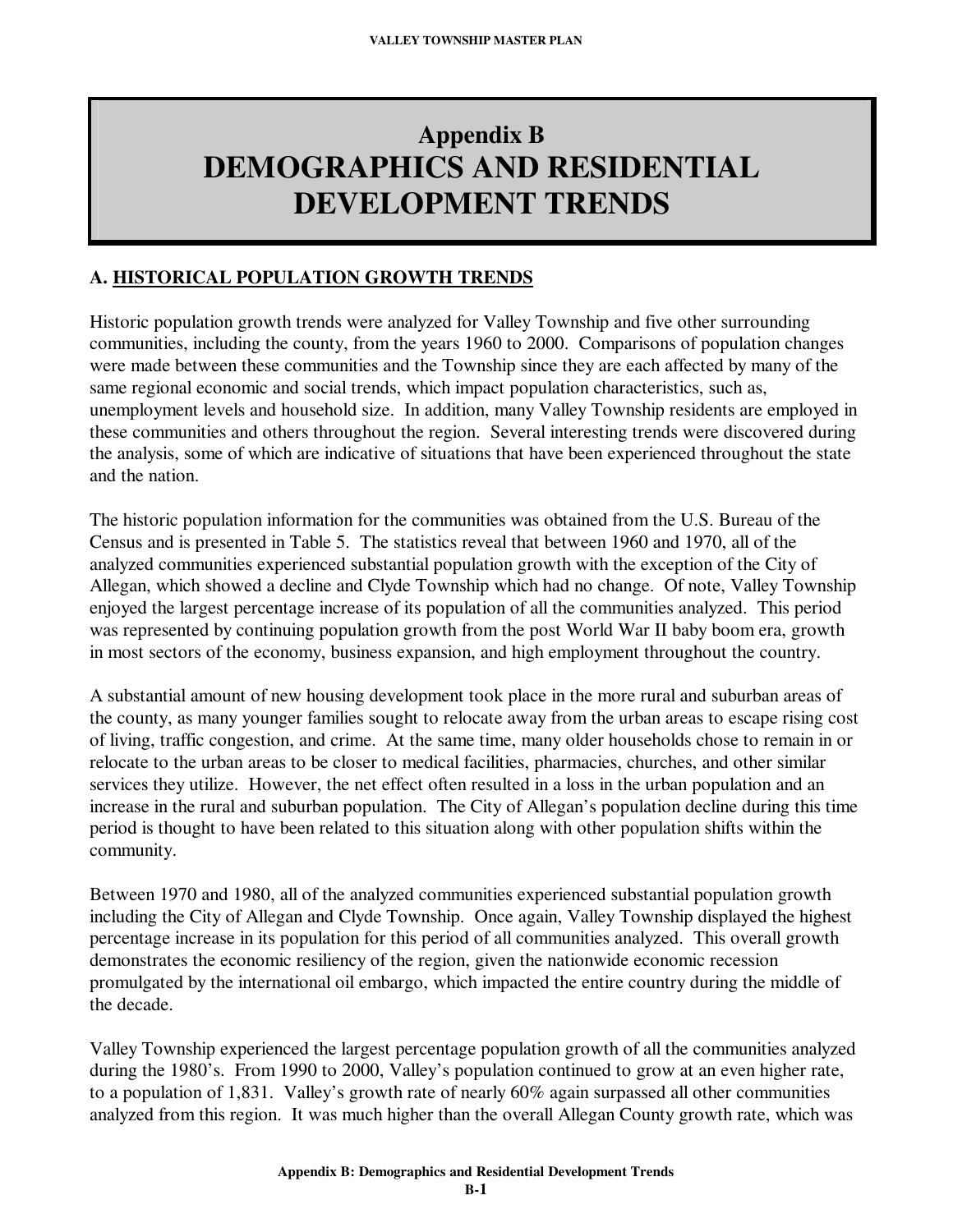# Appendix B
# DEMOGRAPHICS AND RESIDENTIAL DEVELOPMENT TRENDS

## A. HISTORICAL POPULATION GROWTH TRENDS

Historic population growth trends were analyzed for Valley Township and five other surrounding communities, including the county, from the years 1960 to 2000. Comparisons of population changes were made between these communities and the Township since they are each affected by many of the same regional economic and social trends, which impact population characteristics, such as, unemployment levels and household size. In addition, many Valley Township residents are employed in these communities and others throughout the region. Several interesting trends were discovered during the analysis, some of which are indicative of situations that have been experienced throughout the state and the nation.

The historic population information for the communities was obtained from the U.S. Bureau of the Census and is presented in Table 5. The statistics reveal that between 1960 and 1970, all of the analyzed communities experienced substantial population growth with the exception of the City of Allegan, which showed a decline and Clyde Township which had no change. Of note, Valley Township enjoyed the largest percentage increase of its population of all the communities analyzed. This period was represented by continuing population growth from the post World War II baby boom era, growth in most sectors of the economy, business expansion, and high employment throughout the country.

A substantial amount of new housing development took place in the more rural and suburban areas of the county, as many younger families sought to relocate away from the urban areas to escape rising cost of living, traffic congestion, and crime. At the same time, many older households chose to remain in or relocate to the urban areas to be closer to medical facilities, pharmacies, churches, and other similar services they utilize. However, the net effect often resulted in a loss in the urban population and an increase in the rural and suburban population. The City of Allegan's population decline during this time period is thought to have been related to this situation along with other population shifts within the community.

Between 1970 and 1980, all of the analyzed communities experienced substantial population growth including the City of Allegan and Clyde Township. Once again, Valley Township displayed the highest percentage increase in its population for this period of all communities analyzed. This overall growth demonstrates the economic resiliency of the region, given the nationwide economic recession promulgated by the international oil embargo, which impacted the entire country during the middle of the decade.

Valley Township experienced the largest percentage population growth of all the communities analyzed during the 1980's. From 1990 to 2000, Valley's population continued to grow at an even higher rate, to a population of 1,831. Valley's growth rate of nearly 60% again surpassed all other communities analyzed from this region. It was much higher than the overall Allegan County growth rate, which was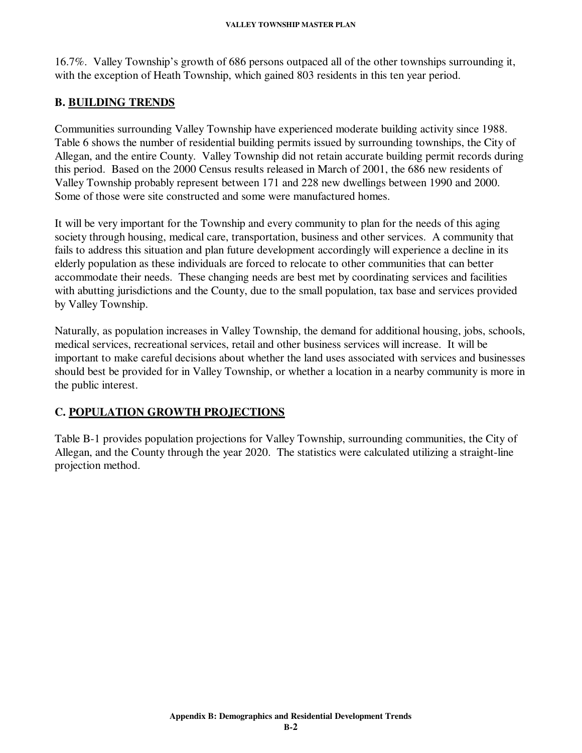16.7%. Valley Township's growth of 686 persons outpaced all of the other townships surrounding it, with the exception of Heath Township, which gained 803 residents in this ten year period.

## B. BUILDING TRENDS

Communities surrounding Valley Township have experienced moderate building activity since 1988. Table 6 shows the number of residential building permits issued by surrounding townships, the City of Allegan, and the entire County. Valley Township did not retain accurate building permit records during this period. Based on the 2000 Census results released in March of 2001, the 686 new residents of Valley Township probably represent between 171 and 228 new dwellings between 1990 and 2000. Some of those were site constructed and some were manufactured homes.

It will be very important for the Township and every community to plan for the needs of this aging society through housing, medical care, transportation, business and other services. A community that fails to address this situation and plan future development accordingly will experience a decline in its elderly population as these individuals are forced to relocate to other communities that can better accommodate their needs. These changing needs are best met by coordinating services and facilities with abutting jurisdictions and the County, due to the small population, tax base and services provided by Valley Township.

Naturally, as population increases in Valley Township, the demand for additional housing, jobs, schools, medical services, recreational services, retail and other business services will increase. It will be important to make careful decisions about whether the land uses associated with services and businesses should best be provided for in Valley Township, or whether a location in a nearby community is more in the public interest.

## C. POPULATION GROWTH PROJECTIONS

Table B-1 provides population projections for Valley Township, surrounding communities, the City of Allegan, and the County through the year 2020. The statistics were calculated utilizing a straight-line projection method.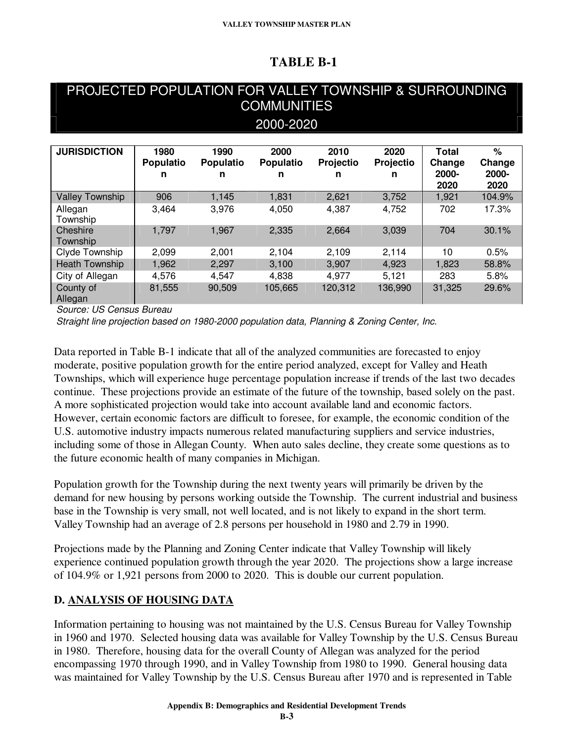## TABLE B-1

## PROJECTED POPULATION FOR VALLEY TOWNSHIP & SURROUNDING COMMUNITIES 2000-2020

| JURISDICTION | 1980 Population | 1990 Population | 2000 Population | 2010 Projection | 2020 Projection | Total Change 2000-2020 | % Change 2000-2020 |
|---|---|---|---|---|---|---|---|
| Valley Township | 906 | 1,145 | 1,831 | 2,621 | 3,752 | 1,921 | 104.9% |
| Allegan Township | 3,464 | 3,976 | 4,050 | 4,387 | 4,752 | 702 | 17.3% |
| Cheshire Township | 1,797 | 1,967 | 2,335 | 2,664 | 3,039 | 704 | 30.1% |
| Clyde Township | 2,099 | 2,001 | 2,104 | 2,109 | 2,114 | 10 | 0.5% |
| Heath Township | 1,962 | 2,297 | 3,100 | 3,907 | 4,923 | 1,823 | 58.8% |
| City of Allegan | 4,576 | 4,547 | 4,838 | 4,977 | 5,121 | 283 | 5.8% |
| County of Allegan | 81,555 | 90,509 | 105,665 | 120,312 | 136,990 | 31,325 | 29.6% |

*Source: US Census Bureau*

*Straight line projection based on 1980-2000 population data, Planning & Zoning Center, Inc.*

Data reported in Table B-1 indicate that all of the analyzed communities are forecasted to enjoy moderate, positive population growth for the entire period analyzed, except for Valley and Heath Townships, which will experience huge percentage population increase if trends of the last two decades continue. These projections provide an estimate of the future of the township, based solely on the past. A more sophisticated projection would take into account available land and economic factors. However, certain economic factors are difficult to foresee, for example, the economic condition of the U.S. automotive industry impacts numerous related manufacturing suppliers and service industries, including some of those in Allegan County. When auto sales decline, they create some questions as to the future economic health of many companies in Michigan.

Population growth for the Township during the next twenty years will primarily be driven by the demand for new housing by persons working outside the Township. The current industrial and business base in the Township is very small, not well located, and is not likely to expand in the short term. Valley Township had an average of 2.8 persons per household in 1980 and 2.79 in 1990.

Projections made by the Planning and Zoning Center indicate that Valley Township will likely experience continued population growth through the year 2020. The projections show a large increase of 104.9% or 1,921 persons from 2000 to 2020. This is double our current population.

### D. ANALYSIS OF HOUSING DATA

Information pertaining to housing was not maintained by the U.S. Census Bureau for Valley Township in 1960 and 1970. Selected housing data was available for Valley Township by the U.S. Census Bureau in 1980. Therefore, housing data for the overall County of Allegan was analyzed for the period encompassing 1970 through 1990, and in Valley Township from 1980 to 1990. General housing data was maintained for Valley Township by the U.S. Census Bureau after 1970 and is represented in Table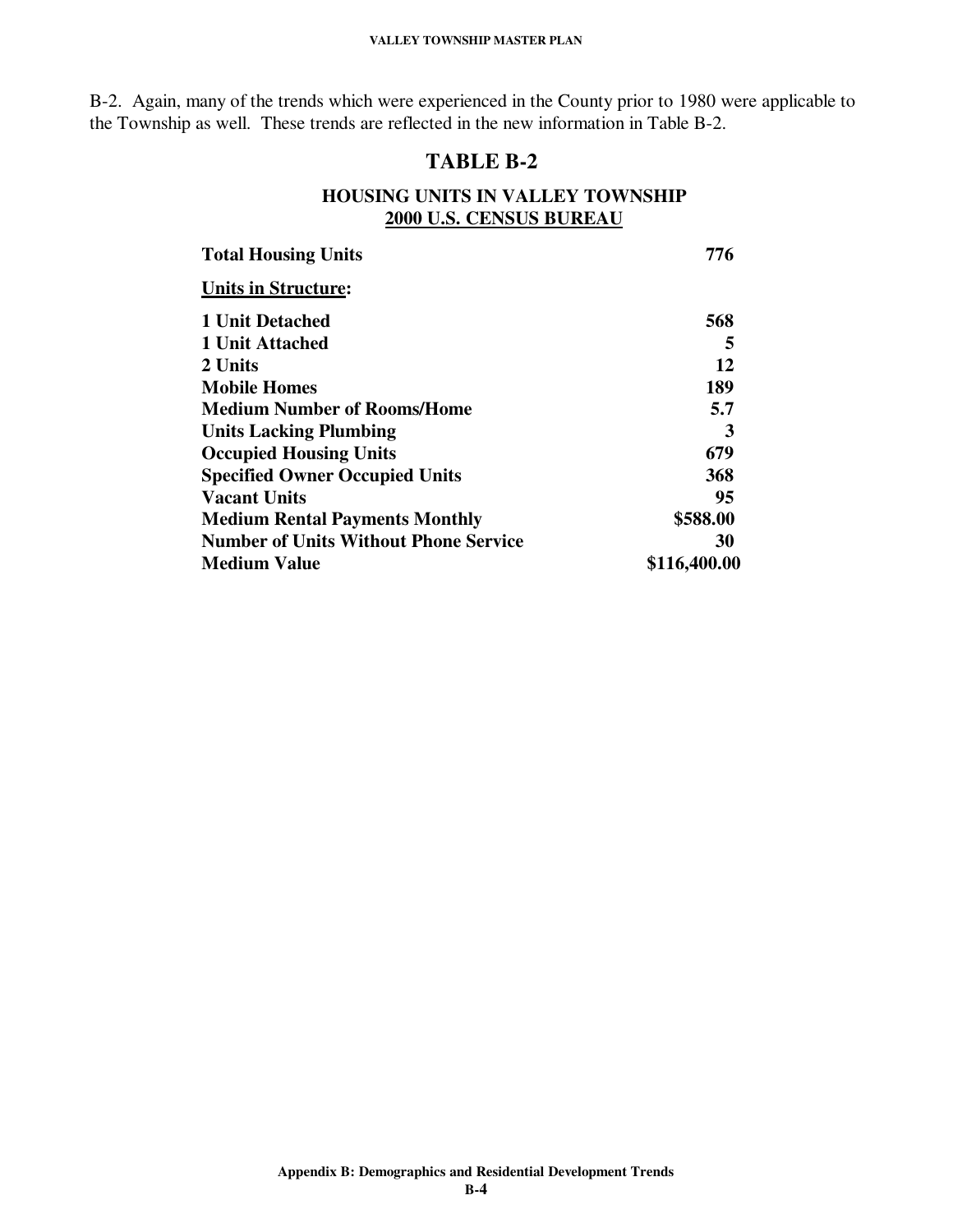B-2. Again, many of the trends which were experienced in the County prior to 1980 were applicable to the Township as well. These trends are reflected in the new information in Table B-2.

## TABLE B-2

### HOUSING UNITS IN VALLEY TOWNSHIP
### 2000 U.S. CENSUS BUREAU

| | |
|---|---|
| **Total Housing Units** | **776** |
| **Units in Structure:** | |
| **1 Unit Detached** | **568** |
| **1 Unit Attached** | **5** |
| **2 Units** | **12** |
| **Mobile Homes** | **189** |
| **Medium Number of Rooms/Home** | **5.7** |
| **Units Lacking Plumbing** | **3** |
| **Occupied Housing Units** | **679** |
| **Specified Owner Occupied Units** | **368** |
| **Vacant Units** | **95** |
| **Medium Rental Payments Monthly** | **$588.00** |
| **Number of Units Without Phone Service** | **30** |
| **Medium Value** | **$116,400.00** |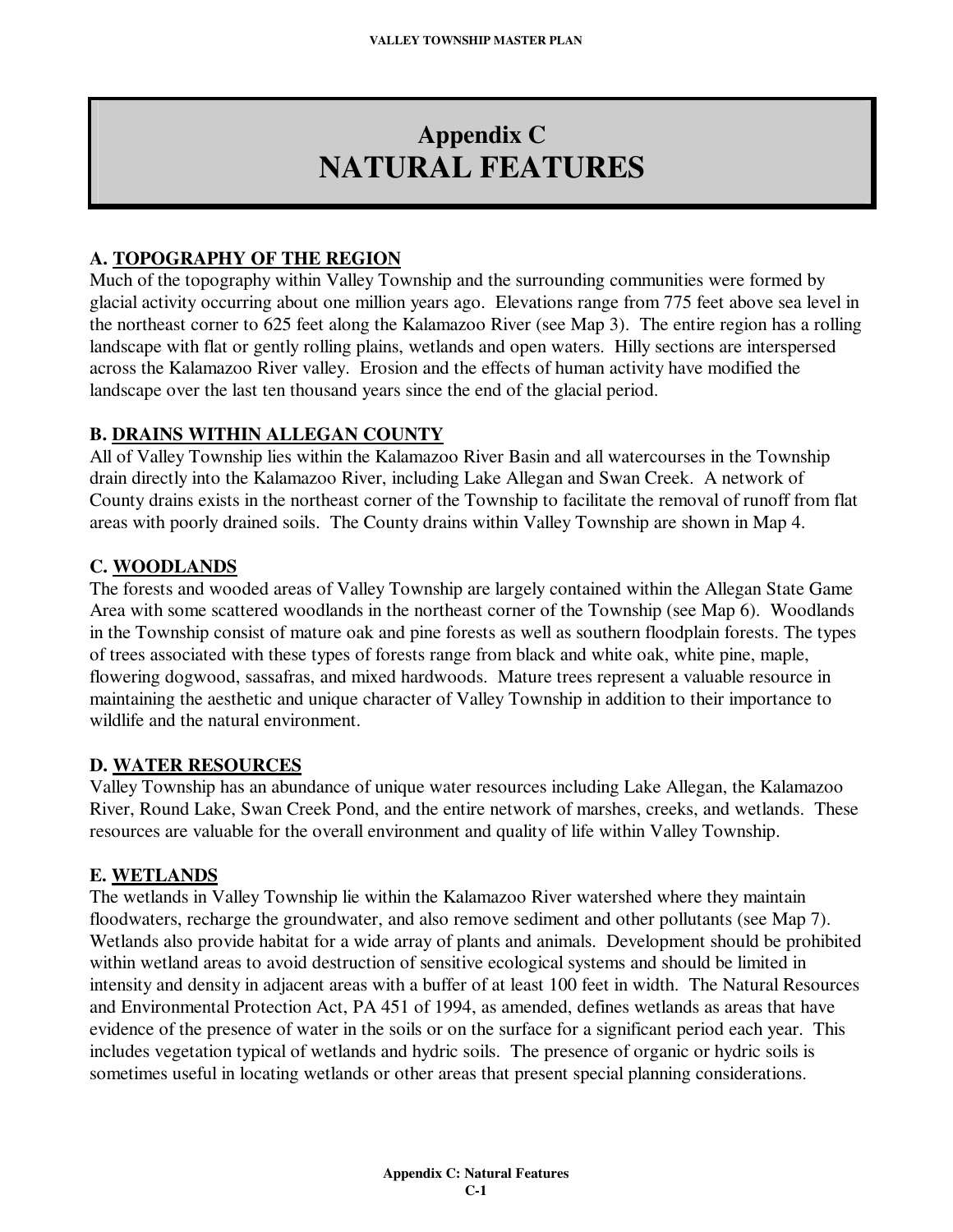# Appendix C
# NATURAL FEATURES

### A. TOPOGRAPHY OF THE REGION

Much of the topography within Valley Township and the surrounding communities were formed by glacial activity occurring about one million years ago. Elevations range from 775 feet above sea level in the northeast corner to 625 feet along the Kalamazoo River (see Map 3). The entire region has a rolling landscape with flat or gently rolling plains, wetlands and open waters. Hilly sections are interspersed across the Kalamazoo River valley. Erosion and the effects of human activity have modified the landscape over the last ten thousand years since the end of the glacial period.

### B. DRAINS WITHIN ALLEGAN COUNTY

All of Valley Township lies within the Kalamazoo River Basin and all watercourses in the Township drain directly into the Kalamazoo River, including Lake Allegan and Swan Creek. A network of County drains exists in the northeast corner of the Township to facilitate the removal of runoff from flat areas with poorly drained soils. The County drains within Valley Township are shown in Map 4.

### C. WOODLANDS

The forests and wooded areas of Valley Township are largely contained within the Allegan State Game Area with some scattered woodlands in the northeast corner of the Township (see Map 6). Woodlands in the Township consist of mature oak and pine forests as well as southern floodplain forests. The types of trees associated with these types of forests range from black and white oak, white pine, maple, flowering dogwood, sassafras, and mixed hardwoods. Mature trees represent a valuable resource in maintaining the aesthetic and unique character of Valley Township in addition to their importance to wildlife and the natural environment.

### D. WATER RESOURCES

Valley Township has an abundance of unique water resources including Lake Allegan, the Kalamazoo River, Round Lake, Swan Creek Pond, and the entire network of marshes, creeks, and wetlands. These resources are valuable for the overall environment and quality of life within Valley Township.

### E. WETLANDS

The wetlands in Valley Township lie within the Kalamazoo River watershed where they maintain floodwaters, recharge the groundwater, and also remove sediment and other pollutants (see Map 7). Wetlands also provide habitat for a wide array of plants and animals. Development should be prohibited within wetland areas to avoid destruction of sensitive ecological systems and should be limited in intensity and density in adjacent areas with a buffer of at least 100 feet in width. The Natural Resources and Environmental Protection Act, PA 451 of 1994, as amended, defines wetlands as areas that have evidence of the presence of water in the soils or on the surface for a significant period each year. This includes vegetation typical of wetlands and hydric soils. The presence of organic or hydric soils is sometimes useful in locating wetlands or other areas that present special planning considerations.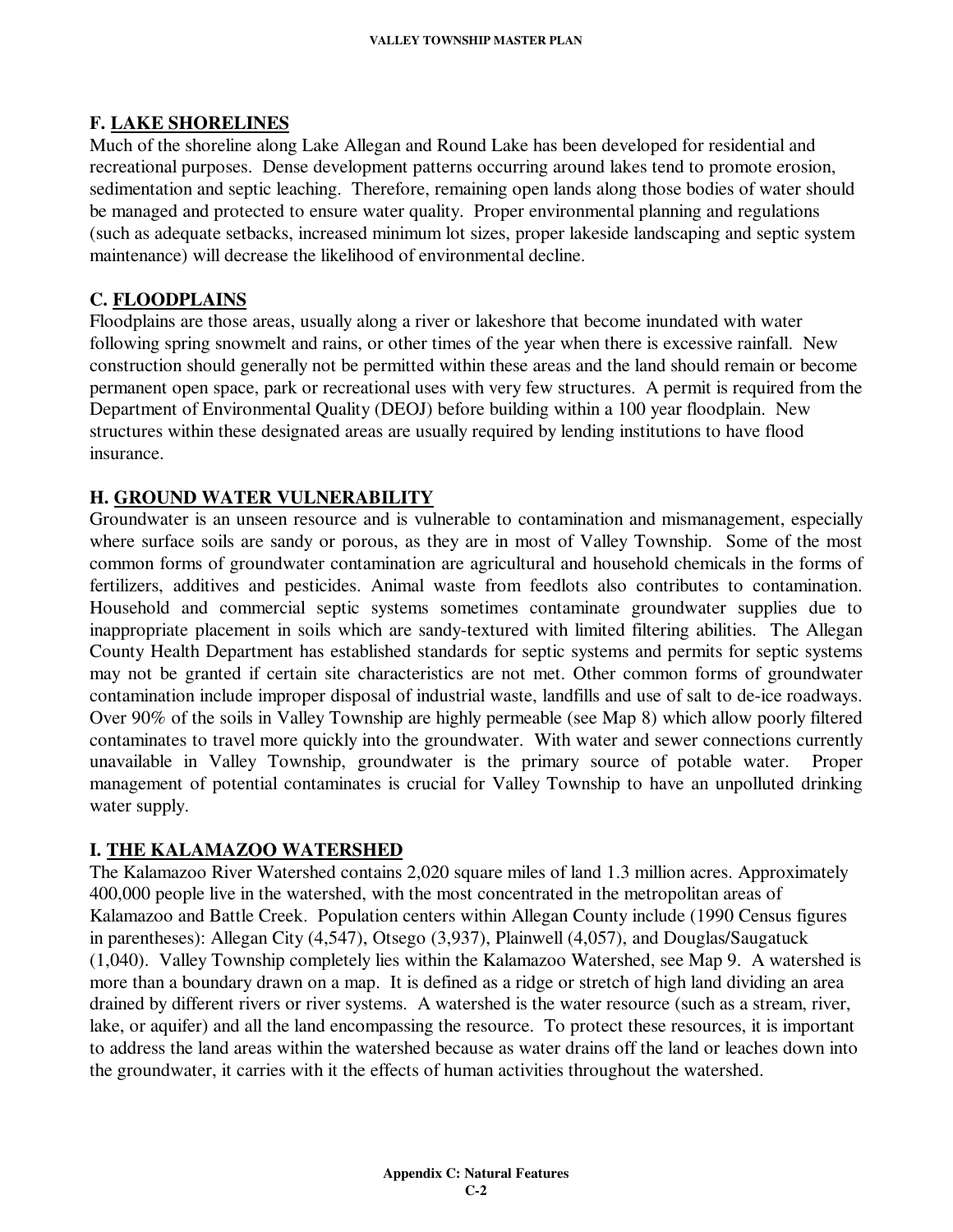## F. <u>LAKE SHORELINES</u>

Much of the shoreline along Lake Allegan and Round Lake has been developed for residential and recreational purposes. Dense development patterns occurring around lakes tend to promote erosion, sedimentation and septic leaching. Therefore, remaining open lands along those bodies of water should be managed and protected to ensure water quality. Proper environmental planning and regulations (such as adequate setbacks, increased minimum lot sizes, proper lakeside landscaping and septic system maintenance) will decrease the likelihood of environmental decline.

## C. <u>FLOODPLAINS</u>

Floodplains are those areas, usually along a river or lakeshore that become inundated with water following spring snowmelt and rains, or other times of the year when there is excessive rainfall. New construction should generally not be permitted within these areas and the land should remain or become permanent open space, park or recreational uses with very few structures. A permit is required from the Department of Environmental Quality (DEOJ) before building within a 100 year floodplain. New structures within these designated areas are usually required by lending institutions to have flood insurance.

## H. <u>GROUND WATER VULNERABILITY</u>

Groundwater is an unseen resource and is vulnerable to contamination and mismanagement, especially where surface soils are sandy or porous, as they are in most of Valley Township. Some of the most common forms of groundwater contamination are agricultural and household chemicals in the forms of fertilizers, additives and pesticides. Animal waste from feedlots also contributes to contamination. Household and commercial septic systems sometimes contaminate groundwater supplies due to inappropriate placement in soils which are sandy-textured with limited filtering abilities. The Allegan County Health Department has established standards for septic systems and permits for septic systems may not be granted if certain site characteristics are not met. Other common forms of groundwater contamination include improper disposal of industrial waste, landfills and use of salt to de-ice roadways. Over 90% of the soils in Valley Township are highly permeable (see Map 8) which allow poorly filtered contaminates to travel more quickly into the groundwater. With water and sewer connections currently unavailable in Valley Township, groundwater is the primary source of potable water. Proper management of potential contaminates is crucial for Valley Township to have an unpolluted drinking water supply.

## I. <u>THE KALAMAZOO WATERSHED</u>

The Kalamazoo River Watershed contains 2,020 square miles of land 1.3 million acres. Approximately 400,000 people live in the watershed, with the most concentrated in the metropolitan areas of Kalamazoo and Battle Creek. Population centers within Allegan County include (1990 Census figures in parentheses): Allegan City (4,547), Otsego (3,937), Plainwell (4,057), and Douglas/Saugatuck (1,040). Valley Township completely lies within the Kalamazoo Watershed, see Map 9. A watershed is more than a boundary drawn on a map. It is defined as a ridge or stretch of high land dividing an area drained by different rivers or river systems. A watershed is the water resource (such as a stream, river, lake, or aquifer) and all the land encompassing the resource. To protect these resources, it is important to address the land areas within the watershed because as water drains off the land or leaches down into the groundwater, it carries with it the effects of human activities throughout the watershed.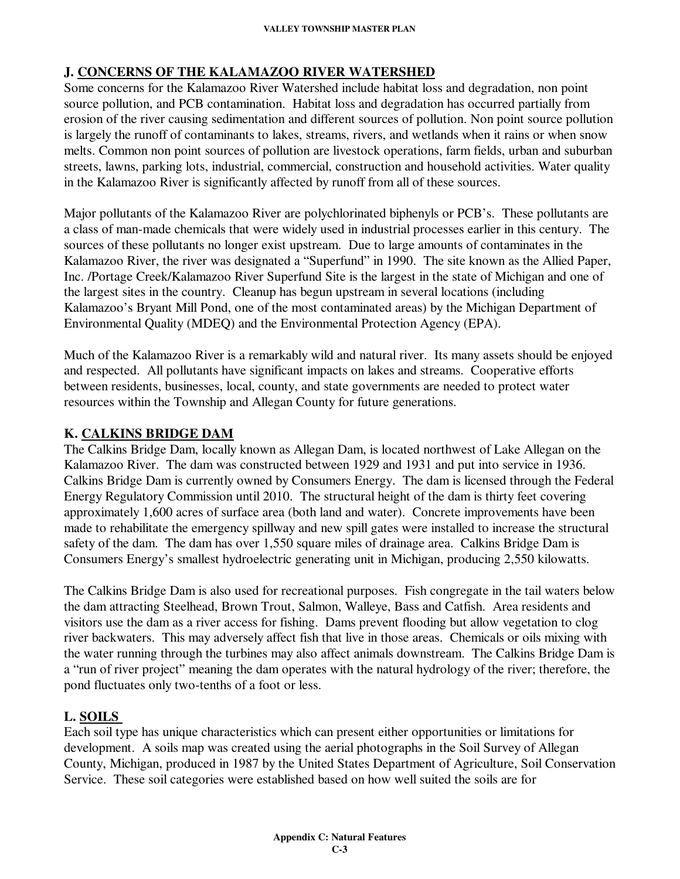## J. CONCERNS OF THE KALAMAZOO RIVER WATERSHED

Some concerns for the Kalamazoo River Watershed include habitat loss and degradation, non point source pollution, and PCB contamination. Habitat loss and degradation has occurred partially from erosion of the river causing sedimentation and different sources of pollution. Non point source pollution is largely the runoff of contaminants to lakes, streams, rivers, and wetlands when it rains or when snow melts. Common non point sources of pollution are livestock operations, farm fields, urban and suburban streets, lawns, parking lots, industrial, commercial, construction and household activities. Water quality in the Kalamazoo River is significantly affected by runoff from all of these sources.

Major pollutants of the Kalamazoo River are polychlorinated biphenyls or PCB's. These pollutants are a class of man-made chemicals that were widely used in industrial processes earlier in this century. The sources of these pollutants no longer exist upstream. Due to large amounts of contaminates in the Kalamazoo River, the river was designated a "Superfund" in 1990. The site known as the Allied Paper, Inc. /Portage Creek/Kalamazoo River Superfund Site is the largest in the state of Michigan and one of the largest sites in the country. Cleanup has begun upstream in several locations (including Kalamazoo's Bryant Mill Pond, one of the most contaminated areas) by the Michigan Department of Environmental Quality (MDEQ) and the Environmental Protection Agency (EPA).

Much of the Kalamazoo River is a remarkably wild and natural river. Its many assets should be enjoyed and respected. All pollutants have significant impacts on lakes and streams. Cooperative efforts between residents, businesses, local, county, and state governments are needed to protect water resources within the Township and Allegan County for future generations.

## K. CALKINS BRIDGE DAM

The Calkins Bridge Dam, locally known as Allegan Dam, is located northwest of Lake Allegan on the Kalamazoo River. The dam was constructed between 1929 and 1931 and put into service in 1936. Calkins Bridge Dam is currently owned by Consumers Energy. The dam is licensed through the Federal Energy Regulatory Commission until 2010. The structural height of the dam is thirty feet covering approximately 1,600 acres of surface area (both land and water). Concrete improvements have been made to rehabilitate the emergency spillway and new spill gates were installed to increase the structural safety of the dam. The dam has over 1,550 square miles of drainage area. Calkins Bridge Dam is Consumers Energy's smallest hydroelectric generating unit in Michigan, producing 2,550 kilowatts.

The Calkins Bridge Dam is also used for recreational purposes. Fish congregate in the tail waters below the dam attracting Steelhead, Brown Trout, Salmon, Walleye, Bass and Catfish. Area residents and visitors use the dam as a river access for fishing. Dams prevent flooding but allow vegetation to clog river backwaters. This may adversely affect fish that live in those areas. Chemicals or oils mixing with the water running through the turbines may also affect animals downstream. The Calkins Bridge Dam is a "run of river project" meaning the dam operates with the natural hydrology of the river; therefore, the pond fluctuates only two-tenths of a foot or less.

## L. SOILS

Each soil type has unique characteristics which can present either opportunities or limitations for development. A soils map was created using the aerial photographs in the Soil Survey of Allegan County, Michigan, produced in 1987 by the United States Department of Agriculture, Soil Conservation Service. These soil categories were established based on how well suited the soils are for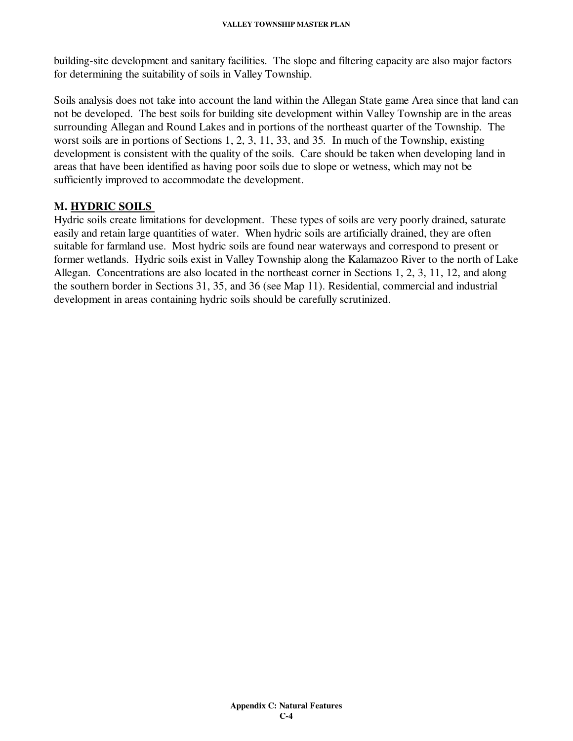building-site development and sanitary facilities. The slope and filtering capacity are also major factors for determining the suitability of soils in Valley Township.

Soils analysis does not take into account the land within the Allegan State game Area since that land can not be developed. The best soils for building site development within Valley Township are in the areas surrounding Allegan and Round Lakes and in portions of the northeast quarter of the Township. The worst soils are in portions of Sections 1, 2, 3, 11, 33, and 35. In much of the Township, existing development is consistent with the quality of the soils. Care should be taken when developing land in areas that have been identified as having poor soils due to slope or wetness, which may not be sufficiently improved to accommodate the development.

## M. HYDRIC SOILS

Hydric soils create limitations for development. These types of soils are very poorly drained, saturate easily and retain large quantities of water. When hydric soils are artificially drained, they are often suitable for farmland use. Most hydric soils are found near waterways and correspond to present or former wetlands. Hydric soils exist in Valley Township along the Kalamazoo River to the north of Lake Allegan. Concentrations are also located in the northeast corner in Sections 1, 2, 3, 11, 12, and along the southern border in Sections 31, 35, and 36 (see Map 11). Residential, commercial and industrial development in areas containing hydric soils should be carefully scrutinized.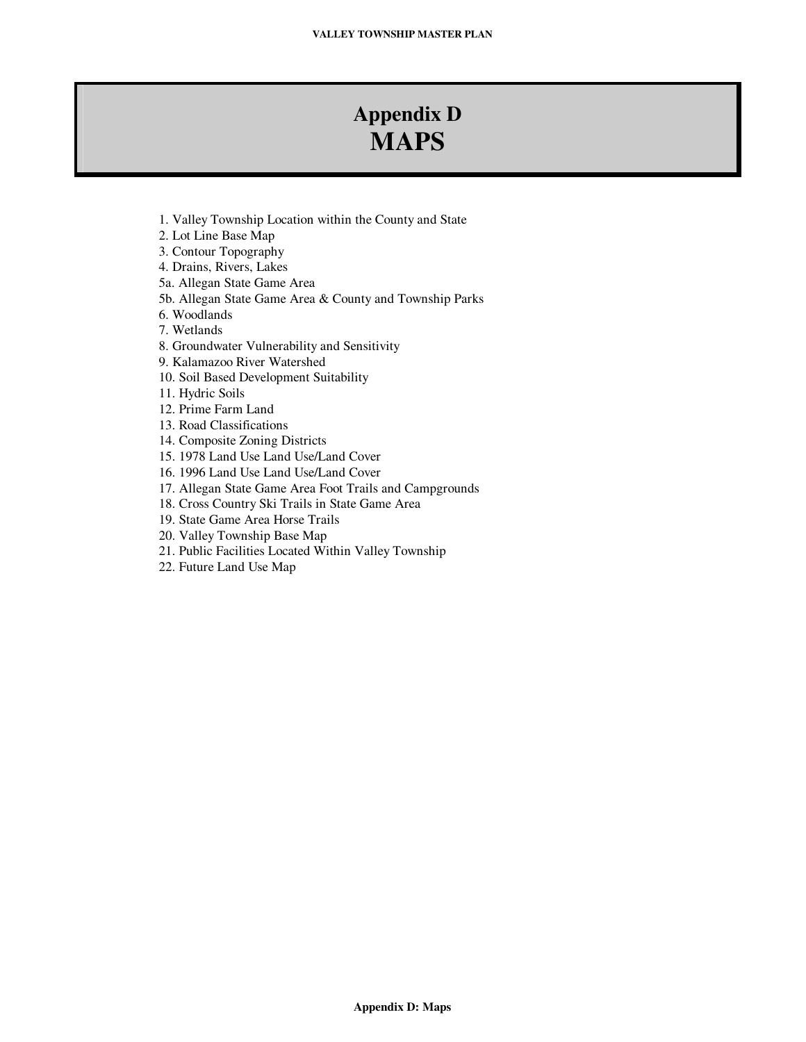# Appendix D
# MAPS

1. Valley Township Location within the County and State
2. Lot Line Base Map
3. Contour Topography
4. Drains, Rivers, Lakes

5a. Allegan State Game Area

5b. Allegan State Game Area & County and Township Parks

6. Woodlands
7. Wetlands
8. Groundwater Vulnerability and Sensitivity
9. Kalamazoo River Watershed
10. Soil Based Development Suitability
11. Hydric Soils
12. Prime Farm Land
13. Road Classifications
14. Composite Zoning Districts
15. 1978 Land Use Land Use/Land Cover
16. 1996 Land Use Land Use/Land Cover
17. Allegan State Game Area Foot Trails and Campgrounds
18. Cross Country Ski Trails in State Game Area
19. State Game Area Horse Trails
20. Valley Township Base Map
21. Public Facilities Located Within Valley Township
22. Future Land Use Map